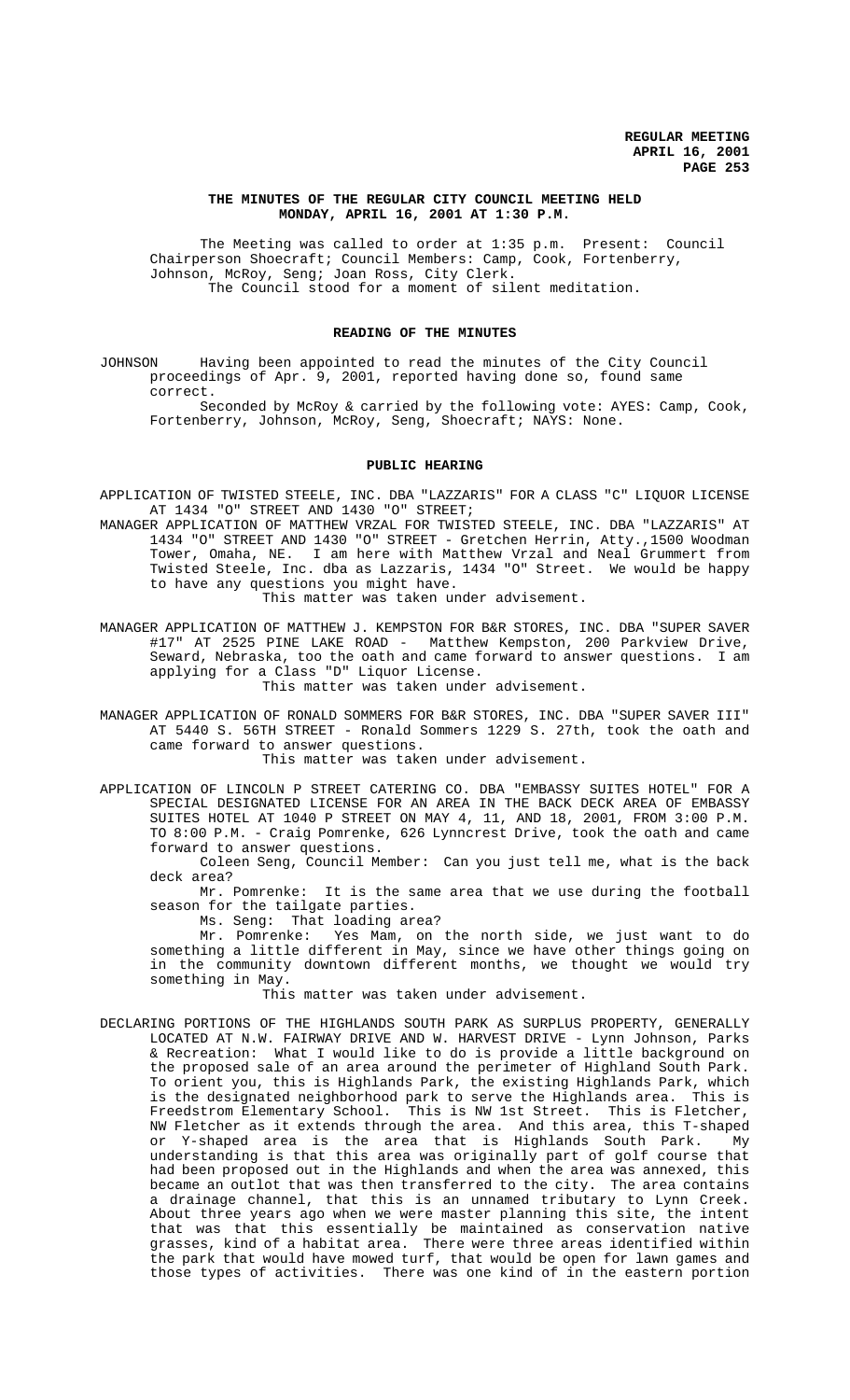# THE MINUTES OF THE REGULAR CITY COUNCIL MEETING HELD MONDAY, APRIL 16, 2001 AT 1:30 P.M.

The Meeting was called to order at 1:35 p.m. Present: Council Chairperson Shoecraft; Council Members: Camp, Cook, Fortenberry, Johnson, McRoy, Seng; Joan Ross, City Clerk.
The Council stood for a moment of silent meditation.

## READING OF THE MINUTES

JOHNSON Having been appointed to read the minutes of the City Council proceedings of Apr. 9, 2001, reported having done so, found same correct.

Seconded by McRoy & carried by the following vote: AYES: Camp, Cook, Fortenberry, Johnson, McRoy, Seng, Shoecraft; NAYS: None.

## PUBLIC HEARING

APPLICATION OF TWISTED STEELE, INC. DBA "LAZZARIS" FOR A CLASS "C" LIQUOR LICENSE AT 1434 "O" STREET AND 1430 "O" STREET;

MANAGER APPLICATION OF MATTHEW VRZAL FOR TWISTED STEELE, INC. DBA "LAZZARIS" AT 1434 "O" STREET AND 1430 "O" STREET - Gretchen Herrin, Atty.,1500 Woodman Tower, Omaha, NE. I am here with Matthew Vrzal and Neal Grummert from Twisted Steele, Inc. dba as Lazzaris, 1434 "O" Street. We would be happy to have any questions you might have.

This matter was taken under advisement.

MANAGER APPLICATION OF MATTHEW J. KEMPSTON FOR B&R STORES, INC. DBA "SUPER SAVER #17" AT 2525 PINE LAKE ROAD - Matthew Kempston, 200 Parkview Drive, Seward, Nebraska, too the oath and came forward to answer questions. I am applying for a Class "D" Liquor License.

This matter was taken under advisement.

MANAGER APPLICATION OF RONALD SOMMERS FOR B&R STORES, INC. DBA "SUPER SAVER III" AT 5440 S. 56TH STREET - Ronald Sommers 1229 S. 27th, took the oath and came forward to answer questions.

This matter was taken under advisement.

APPLICATION OF LINCOLN P STREET CATERING CO. DBA "EMBASSY SUITES HOTEL" FOR A SPECIAL DESIGNATED LICENSE FOR AN AREA IN THE BACK DECK AREA OF EMBASSY SUITES HOTEL AT 1040 P STREET ON MAY 4, 11, AND 18, 2001, FROM 3:00 P.M. TO 8:00 P.M. - Craig Pomrenke, 626 Lynncrest Drive, took the oath and came forward to answer questions.

Coleen Seng, Council Member: Can you just tell me, what is the back deck area?

Mr. Pomrenke: It is the same area that we use during the football season for the tailgate parties.

Ms. Seng: That loading area?

Mr. Pomrenke: Yes Mam, on the north side, we just want to do something a little different in May, since we have other things going on in the community downtown different months, we thought we would try something in May.

This matter was taken under advisement.

DECLARING PORTIONS OF THE HIGHLANDS SOUTH PARK AS SURPLUS PROPERTY, GENERALLY LOCATED AT N.W. FAIRWAY DRIVE AND W. HARVEST DRIVE - Lynn Johnson, Parks & Recreation: What I would like to do is provide a little background on the proposed sale of an area around the perimeter of Highland South Park. To orient you, this is Highlands Park, the existing Highlands Park, which is the designated neighborhood park to serve the Highlands area. This is Freedstrom Elementary School. This is NW 1st Street. This is Fletcher, NW Fletcher as it extends through the area. And this area, this T-shaped or Y-shaped area is the area that is Highlands South Park. My understanding is that this area was originally part of golf course that had been proposed out in the Highlands and when the area was annexed, this became an outlot that was then transferred to the city. The area contains a drainage channel, that this is an unnamed tributary to Lynn Creek. About three years ago when we were master planning this site, the intent that was that this essentially be maintained as conservation native grasses, kind of a habitat area. There were three areas identified within the park that would have mowed turf, that would be open for lawn games and those types of activities. There was one kind of in the eastern portion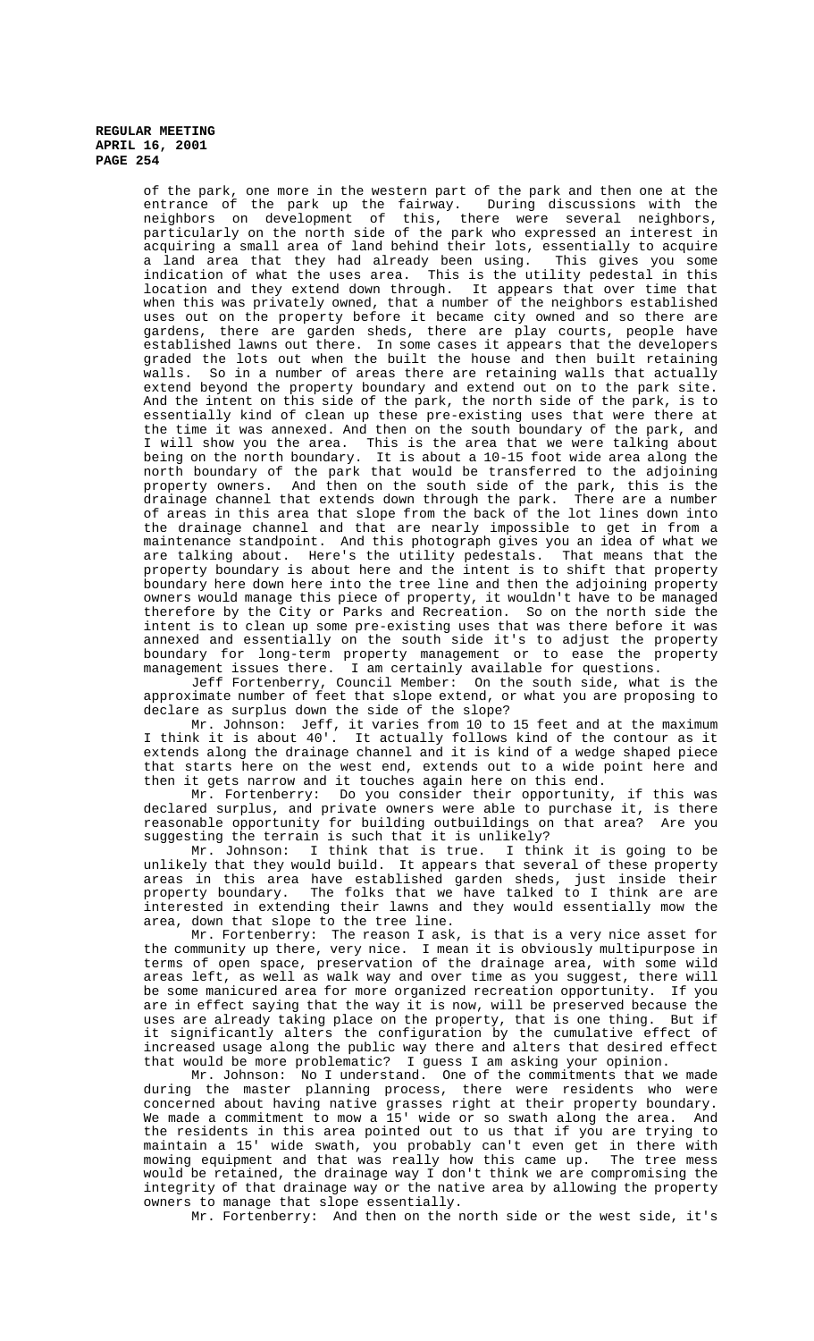of the park, one more in the western part of the park and then one at the entrance of the park up the fairway. During discussions with the neighbors on development of this, there were several neighbors, particularly on the north side of the park who expressed an interest in acquiring a small area of land behind their lots, essentially to acquire a land area that they had already been using. This gives you some indication of what the uses area. This is the utility pedestal in this location and they extend down through. It appears that over time that when this was privately owned, that a number of the neighbors established uses out on the property before it became city owned and so there are gardens, there are garden sheds, there are play courts, people have established lawns out there. In some cases it appears that the developers graded the lots out when the built the house and then built retaining walls. So in a number of areas there are retaining walls that actually extend beyond the property boundary and extend out on to the park site. And the intent on this side of the park, the north side of the park, is to essentially kind of clean up these pre-existing uses that were there at the time it was annexed. And then on the south boundary of the park, and I will show you the area. This is the area that we were talking about being on the north boundary. It is about a 10-15 foot wide area along the north boundary of the park that would be transferred to the adjoining property owners. And then on the south side of the park, this is the drainage channel that extends down through the park. There are a number of areas in this area that slope from the back of the lot lines down into the drainage channel and that are nearly impossible to get in from a maintenance standpoint. And this photograph gives you an idea of what we are talking about. Here's the utility pedestals. That means that the property boundary is about here and the intent is to shift that property boundary here down here into the tree line and then the adjoining property owners would manage this piece of property, it wouldn't have to be managed therefore by the City or Parks and Recreation. So on the north side the intent is to clean up some pre-existing uses that was there before it was annexed and essentially on the south side it's to adjust the property boundary for long-term property management or to ease the property management issues there. I am certainly available for questions.

Jeff Fortenberry, Council Member: On the south side, what is the approximate number of feet that slope extend, or what you are proposing to declare as surplus down the side of the slope?

Mr. Johnson: Jeff, it varies from 10 to 15 feet and at the maximum I think it is about 40'. It actually follows kind of the contour as it extends along the drainage channel and it is kind of a wedge shaped piece that starts here on the west end, extends out to a wide point here and then it gets narrow and it touches again here on this end.

Mr. Fortenberry: Do you consider their opportunity, if this was declared surplus, and private owners were able to purchase it, is there reasonable opportunity for building outbuildings on that area? Are you suggesting the terrain is such that it is unlikely?

Mr. Johnson: I think that is true. I think it is going to be unlikely that they would build. It appears that several of these property areas in this area have established garden sheds, just inside their property boundary. The folks that we have talked to I think are are interested in extending their lawns and they would essentially mow the area, down that slope to the tree line.

Mr. Fortenberry: The reason I ask, is that is a very nice asset for the community up there, very nice. I mean it is obviously multipurpose in terms of open space, preservation of the drainage area, with some wild areas left, as well as walk way and over time as you suggest, there will be some manicured area for more organized recreation opportunity. If you are in effect saying that the way it is now, will be preserved because the uses are already taking place on the property, that is one thing. But if it significantly alters the configuration by the cumulative effect of increased usage along the public way there and alters that desired effect that would be more problematic? I guess I am asking your opinion.

Mr. Johnson: No I understand. One of the commitments that we made during the master planning process, there were residents who were concerned about having native grasses right at their property boundary. We made a commitment to mow a 15' wide or so swath along the area. And the residents in this area pointed out to us that if you are trying to maintain a 15' wide swath, you probably can't even get in there with mowing equipment and that was really how this came up. The tree mess would be retained, the drainage way I don't think we are compromising the integrity of that drainage way or the native area by allowing the property owners to manage that slope essentially.

Mr. Fortenberry: And then on the north side or the west side, it's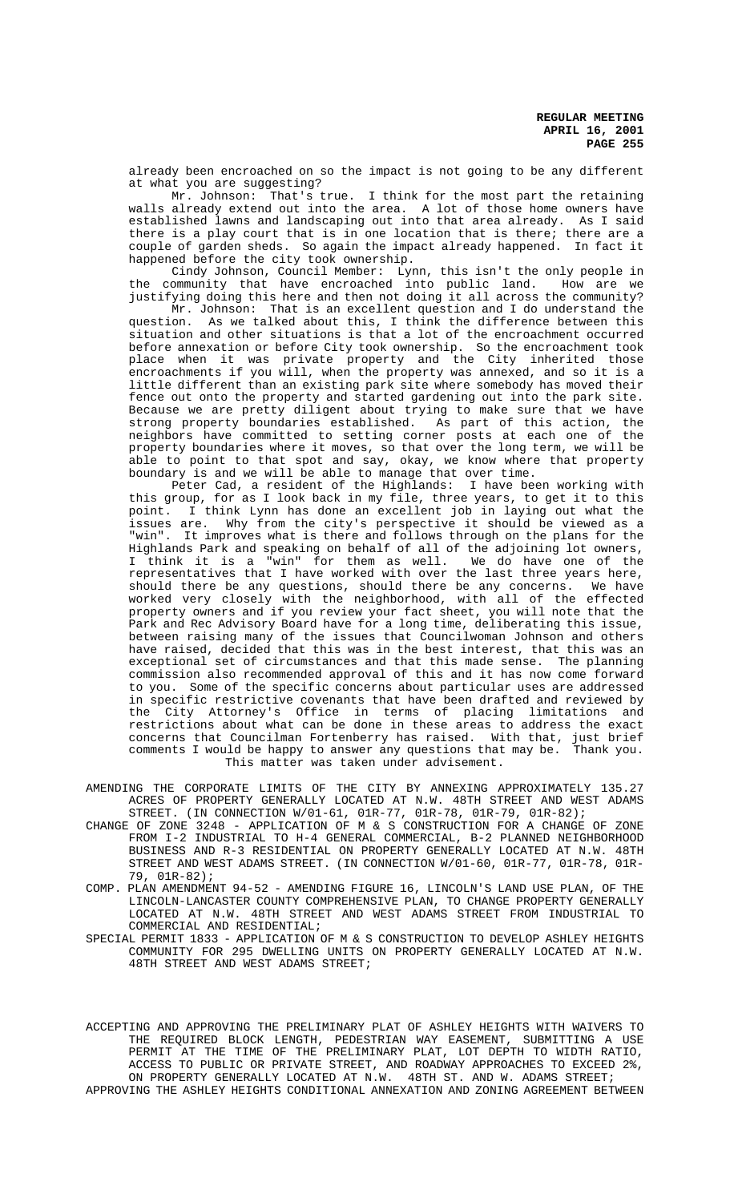already been encroached on so the impact is not going to be any different at what you are suggesting?

Mr. Johnson: That's true. I think for the most part the retaining walls already extend out into the area. A lot of those home owners have established lawns and landscaping out into that area already. As I said there is a play court that is in one location that is there; there are a couple of garden sheds. So again the impact already happened. In fact it happened before the city took ownership.

Cindy Johnson, Council Member: Lynn, this isn't the only people in the community that have encroached into public land. How are we justifying doing this here and then not doing it all across the community?

Mr. Johnson: That is an excellent question and I do understand the question. As we talked about this, I think the difference between this situation and other situations is that a lot of the encroachment occurred before annexation or before City took ownership. So the encroachment took place when it was private property and the City inherited those encroachments if you will, when the property was annexed, and so it is a little different than an existing park site where somebody has moved their fence out onto the property and started gardening out into the park site. Because we are pretty diligent about trying to make sure that we have strong property boundaries established. As part of this action, the neighbors have committed to setting corner posts at each one of the property boundaries where it moves, so that over the long term, we will be able to point to that spot and say, okay, we know where that property boundary is and we will be able to manage that over time.

Peter Cad, a resident of the Highlands: I have been working with this group, for as I look back in my file, three years, to get it to this point. I think Lynn has done an excellent job in laying out what the issues are. Why from the city's perspective it should be viewed as a "win". It improves what is there and follows through on the plans for the Highlands Park and speaking on behalf of all of the adjoining lot owners, I think it is a "win" for them as well. We do have one of the representatives that I have worked with over the last three years here, should there be any questions, should there be any concerns. We have worked very closely with the neighborhood, with all of the effected property owners and if you review your fact sheet, you will note that the Park and Rec Advisory Board have for a long time, deliberating this issue, between raising many of the issues that Councilwoman Johnson and others have raised, decided that this was in the best interest, that this was an exceptional set of circumstances and that this made sense. The planning commission also recommended approval of this and it has now come forward to you. Some of the specific concerns about particular uses are addressed in specific restrictive covenants that have been drafted and reviewed by the City Attorney's Office in terms of placing limitations and restrictions about what can be done in these areas to address the exact concerns that Councilman Fortenberry has raised. With that, just brief comments I would be happy to answer any questions that may be. Thank you.

This matter was taken under advisement.

AMENDING THE CORPORATE LIMITS OF THE CITY BY ANNEXING APPROXIMATELY 135.27 ACRES OF PROPERTY GENERALLY LOCATED AT N.W. 48TH STREET AND WEST ADAMS STREET. (IN CONNECTION W/01-61, 01R-77, 01R-78, 01R-79, 01R-82);

CHANGE OF ZONE 3248 - APPLICATION OF M & S CONSTRUCTION FOR A CHANGE OF ZONE FROM I-2 INDUSTRIAL TO H-4 GENERAL COMMERCIAL, B-2 PLANNED NEIGHBORHOOD BUSINESS AND R-3 RESIDENTIAL ON PROPERTY GENERALLY LOCATED AT N.W. 48TH STREET AND WEST ADAMS STREET. (IN CONNECTION W/01-60, 01R-77, 01R-78, 01R-79, 01R-82);

COMP. PLAN AMENDMENT 94-52 - AMENDING FIGURE 16, LINCOLN'S LAND USE PLAN, OF THE LINCOLN-LANCASTER COUNTY COMPREHENSIVE PLAN, TO CHANGE PROPERTY GENERALLY LOCATED AT N.W. 48TH STREET AND WEST ADAMS STREET FROM INDUSTRIAL TO COMMERCIAL AND RESIDENTIAL;

SPECIAL PERMIT 1833 - APPLICATION OF M & S CONSTRUCTION TO DEVELOP ASHLEY HEIGHTS COMMUNITY FOR 295 DWELLING UNITS ON PROPERTY GENERALLY LOCATED AT N.W. 48TH STREET AND WEST ADAMS STREET;

ACCEPTING AND APPROVING THE PRELIMINARY PLAT OF ASHLEY HEIGHTS WITH WAIVERS TO THE REQUIRED BLOCK LENGTH, PEDESTRIAN WAY EASEMENT, SUBMITTING A USE PERMIT AT THE TIME OF THE PRELIMINARY PLAT, LOT DEPTH TO WIDTH RATIO, ACCESS TO PUBLIC OR PRIVATE STREET, AND ROADWAY APPROACHES TO EXCEED 2%, ON PROPERTY GENERALLY LOCATED AT N.W. 48TH ST. AND W. ADAMS STREET;

APPROVING THE ASHLEY HEIGHTS CONDITIONAL ANNEXATION AND ZONING AGREEMENT BETWEEN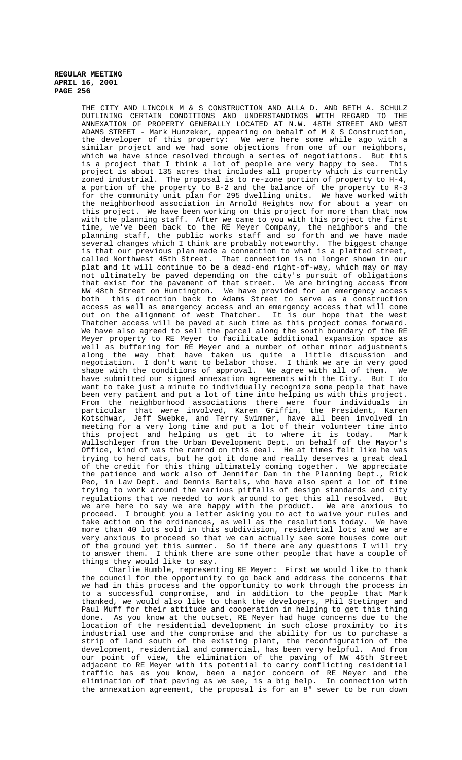THE CITY AND LINCOLN M & S CONSTRUCTION AND ALLA D. AND BETH A. SCHULZ OUTLINING CERTAIN CONDITIONS AND UNDERSTANDINGS WITH REGARD TO THE ANNEXATION OF PROPERTY GENERALLY LOCATED AT N.W. 48TH STREET AND WEST ADAMS STREET - Mark Hunzeker, appearing on behalf of M & S Construction, the developer of this property: We were here some while ago with a similar project and we had some objections from one of our neighbors, which we have since resolved through a series of negotiations. But this is a project that I think a lot of people are very happy to see. This project is about 135 acres that includes all property which is currently zoned industrial. The proposal is to re-zone portion of property to H-4, a portion of the property to B-2 and the balance of the property to R-3 for the community unit plan for 295 dwelling units. We have worked with the neighborhood association in Arnold Heights now for about a year on this project. We have been working on this project for more than that now with the planning staff. After we came to you with this project the first time, we've been back to the RE Meyer Company, the neighbors and the planning staff, the public works staff and so forth and we have made several changes which I think are probably noteworthy. The biggest change is that our previous plan made a connection to what is a platted street, called Northwest 45th Street. That connection is no longer shown in our plat and it will continue to be a dead-end right-of-way, which may or may not ultimately be paved depending on the city's pursuit of obligations that exist for the pavement of that street. We are bringing access from NW 48th Street on Huntington. We have provided for an emergency access both this direction back to Adams Street to serve as a construction access as well as emergency access and an emergency access that will come out on the alignment of west Thatcher. It is our hope that the west Thatcher access will be paved at such time as this project comes forward. We have also agreed to sell the parcel along the south boundary of the RE Meyer property to RE Meyer to facilitate additional expansion space as well as buffering for RE Meyer and a number of other minor adjustments along the way that have taken us quite a little discussion and negotiation. I don't want to belabor those. I think we are in very good shape with the conditions of approval. We agree with all of them. We have submitted our signed annexation agreements with the City. But I do want to take just a minute to individually recognize some people that have been very patient and put a lot of time into helping us with this project. From the neighborhood associations there were four individuals in particular that were involved, Karen Griffin, the President, Karen Kotschwar, Jeff Swebke, and Terry Swimmer, have all been involved in meeting for a very long time and put a lot of their volunteer time into this project and helping us get it to where it is today. Mark Wullschleger from the Urban Development Dept. on behalf of the Mayor's Office, kind of was the ramrod on this deal. He at times felt like he was trying to herd cats, but he got it done and really deserves a great deal of the credit for this thing ultimately coming together. We appreciate the patience and work also of Jennifer Dam in the Planning Dept., Rick Peo, in Law Dept. and Dennis Bartels, who have also spent a lot of time trying to work around the various pitfalls of design standards and city regulations that we needed to work around to get this all resolved. But we are here to say we are happy with the product. We are anxious to proceed. I brought you a letter asking you to act to waive your rules and take action on the ordinances, as well as the resolutions today. We have more than 40 lots sold in this subdivision, residential lots and we are very anxious to proceed so that we can actually see some houses come out of the ground yet this summer. So if there are any questions I will try to answer them. I think there are some other people that have a couple of things they would like to say.

Charlie Humble, representing RE Meyer: First we would like to thank the council for the opportunity to go back and address the concerns that we had in this process and the opportunity to work through the process in to a successful compromise, and in addition to the people that Mark thanked, we would also like to thank the developers, Phil Stetinger and Paul Muff for their attitude and cooperation in helping to get this thing done. As you know at the outset, RE Meyer had huge concerns due to the location of the residential development in such close proximity to its industrial use and the compromise and the ability for us to purchase a strip of land south of the existing plant, the reconfiguration of the development, residential and commercial, has been very helpful. And from our point of view, the elimination of the paving of NW 45th Street adjacent to RE Meyer with its potential to carry conflicting residential traffic has as you know, been a major concern of RE Meyer and the elimination of that paving as we see, is a big help. In connection with the annexation agreement, the proposal is for an 8" sewer to be run down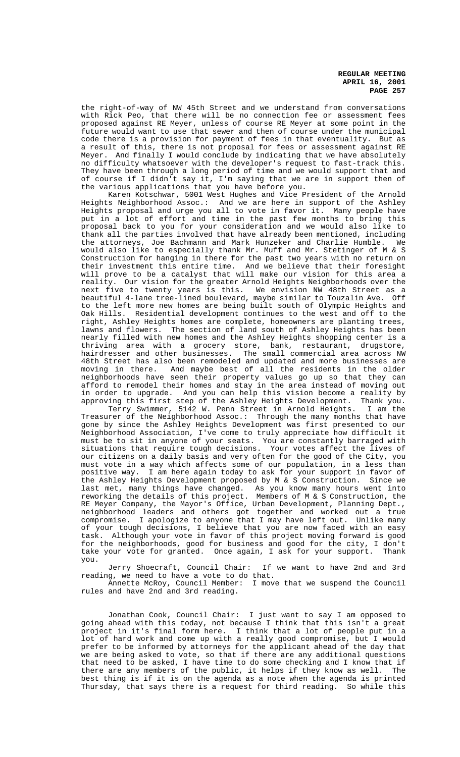the right-of-way of NW 45th Street and we understand from conversations with Rick Peo, that there will be no connection fee or assessment fees proposed against RE Meyer, unless of course RE Meyer at some point in the future would want to use that sewer and then of course under the municipal code there is a provision for payment of fees in that eventuality. But as a result of this, there is not proposal for fees or assessment against RE Meyer. And finally I would conclude by indicating that we have absolutely no difficulty whatsoever with the developer's request to fast-track this. They have been through a long period of time and we would support that and of course if I didn't say it, I'm saying that we are in support then of the various applications that you have before you.

Karen Kotschwar, 5001 West Hughes and Vice President of the Arnold Heights Neighborhood Assoc.: And we are here in support of the Ashley Heights proposal and urge you all to vote in favor it. Many people have put in a lot of effort and time in the past few months to bring this proposal back to you for your consideration and we would also like to thank all the parties involved that have already been mentioned, including the attorneys, Joe Bachmann and Mark Hunzeker and Charlie Humble. We would also like to especially thank Mr. Muff and Mr. Stetinger of M & S Construction for hanging in there for the past two years with no return on their investment this entire time. And we believe that their foresight will prove to be a catalyst that will make our vision for this area a reality. Our vision for the greater Arnold Heights Neighborhoods over the next five to twenty years is this. We envision NW 48th Street as a beautiful 4-lane tree-lined boulevard, maybe similar to Touzalin Ave. Off to the left more new homes are being built south of Olympic Heights and Oak Hills. Residential development continues to the west and off to the right, Ashley Heights homes are complete, homeowners are planting trees, lawns and flowers. The section of land south of Ashley Heights has been nearly filled with new homes and the Ashley Heights shopping center is a thriving area with a grocery store, bank, restaurant, drugstore, hairdresser and other businesses. The small commercial area across NW 48th Street has also been remodeled and updated and more businesses are moving in there. And maybe best of all the residents in the older neighborhoods have seen their property values go up so that they can afford to remodel their homes and stay in the area instead of moving out in order to upgrade. And you can help this vision become a reality by approving this first step of the Ashley Heights Development. Thank you.

Terry Swimmer, 5142 W. Penn Street in Arnold Heights. I am the Treasurer of the Neighborhood Assoc.: Through the many months that have gone by since the Ashley Heights Development was first presented to our Neighborhood Association, I've come to truly appreciate how difficult it must be to sit in anyone of your seats. You are constantly barraged with situations that require tough decisions. Your votes affect the lives of our citizens on a daily basis and very often for the good of the City, you must vote in a way which affects some of our population, in a less than positive way. I am here again today to ask for your support in favor of the Ashley Heights Development proposed by M & S Construction. Since we last met, many things have changed. As you know many hours went into reworking the details of this project. Members of M & S Construction, the RE Meyer Company, the Mayor's Office, Urban Development, Planning Dept., neighborhood leaders and others got together and worked out a true compromise. I apologize to anyone that I may have left out. Unlike many of your tough decisions, I believe that you are now faced with an easy task. Although your vote in favor of this project moving forward is good for the neighborhoods, good for business and good for the city, I don't take your vote for granted. Once again, I ask for your support. Thank you.

Jerry Shoecraft, Council Chair: If we want to have 2nd and 3rd reading, we need to have a vote to do that.

Annette McRoy, Council Member: I move that we suspend the Council rules and have 2nd and 3rd reading.

Jonathan Cook, Council Chair: I just want to say I am opposed to going ahead with this today, not because I think that this isn't a great project in it's final form here. I think that a lot of people put in a lot of hard work and come up with a really good compromise, but I would prefer to be informed by attorneys for the applicant ahead of the day that we are being asked to vote, so that if there are any additional questions that need to be asked, I have time to do some checking and I know that if there are any members of the public, it helps if they know as well. The best thing is if it is on the agenda as a note when the agenda is printed Thursday, that says there is a request for third reading. So while this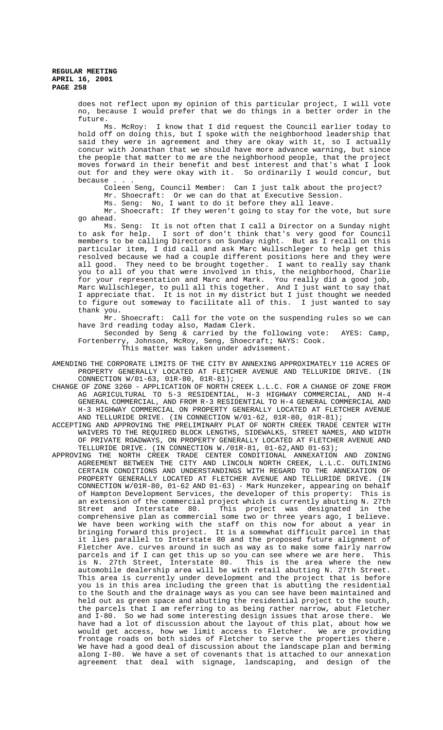does not reflect upon my opinion of this particular project, I will vote no, because I would prefer that we do things in a better order in the future.

Ms. McRoy: I know that I did request the Council earlier today to hold off on doing this, but I spoke with the neighborhood leadership that said they were in agreement and they are okay with it, so I actually concur with Jonathan that we should have more advance warning, but since the people that matter to me are the neighborhood people, that the project moves forward in their benefit and best interest and that's what I look out for and they were okay with it. So ordinarily I would concur, but because . . .

Coleen Seng, Council Member: Can I just talk about the project?

Mr. Shoecraft: Or we can do that at Executive Session.

Ms. Seng: No, I want to do it before they all leave.

Mr. Shoecraft: If they weren't going to stay for the vote, but sure go ahead.

Ms. Seng: It is not often that I call a Director on a Sunday night to ask for help. I sort of don't think that's very good for Council members to be calling Directors on Sunday night. But as I recall on this particular item, I did call and ask Marc Wullschleger to help get this resolved because we had a couple different positions here and they were all good. They need to be brought together. I want to really say thank you to all of you that were involved in this, the neighborhood, Charlie for your representation and Marc and Mark. You really did a good job, Marc Wullschleger, to pull all this together. And I just want to say that I appreciate that. It is not in my district but I just thought we needed to figure out someway to facilitate all of this. I just wanted to say thank you.

Mr. Shoecraft: Call for the vote on the suspending rules so we can have 3rd reading today also, Madam Clerk.

Seconded by Seng & carried by the following vote: AYES: Camp, Fortenberry, Johnson, McRoy, Seng, Shoecraft; NAYS: Cook.

This matter was taken under advisement.

AMENDING THE CORPORATE LIMITS OF THE CITY BY ANNEXING APPROXIMATELY 110 ACRES OF PROPERTY GENERALLY LOCATED AT FLETCHER AVENUE AND TELLURIDE DRIVE. (IN CONNECTION W/01-63, 01R-80, 01R-81);

CHANGE OF ZONE 3260 - APPLICATION OF NORTH CREEK L.L.C. FOR A CHANGE OF ZONE FROM AG AGRICULTURAL TO 5-3 RESIDENTIAL, H-3 HIGHWAY COMMERCIAL, AND H-4 GENERAL COMMERCIAL, AND FROM R-3 RESIDENTIAL TO H-4 GENERAL COMMERCIAL AND H-3 HIGHWAY COMMERCIAL ON PROPERTY GENERALLY LOCATED AT FLETCHER AVENUE AND TELLURIDE DRIVE. (IN CONNECTION W/01-62, 01R-80, 01R-81);

ACCEPTING AND APPROVING THE PRELIMINARY PLAT OF NORTH CREEK TRADE CENTER WITH WAIVERS TO THE REQUIRED BLOCK LENGTHS, SIDEWALKS, STREET NAMES, AND WIDTH OF PRIVATE ROADWAYS, ON PROPERTY GENERALLY LOCATED AT FLETCHER AVENUE AND TELLURIDE DRIVE. (IN CONNECTION W./01R-81, 01-62,AND 01-63);

APPROVING THE NORTH CREEK TRADE CENTER CONDITIONAL ANNEXATION AND ZONING AGREEMENT BETWEEN THE CITY AND LINCOLN NORTH CREEK, L.L.C. OUTLINING CERTAIN CONDITIONS AND UNDERSTANDINGS WITH REGARD TO THE ANNEXATION OF PROPERTY GENERALLY LOCATED AT FLETCHER AVENUE AND TELLURIDE DRIVE. (IN CONNECTION W/01R-80, 01-62 AND 01-63) - Mark Hunzeker, appearing on behalf of Hampton Development Services, the developer of this property: This is an extension of the commercial project which is currently abutting N. 27th Street and Interstate 80. This project was designated in the comprehensive plan as commercial some two or three years ago, I believe. We have been working with the staff on this now for about a year in bringing forward this project. It is a somewhat difficult parcel in that it lies parallel to Interstate 80 and the proposed future alignment of Fletcher Ave. curves around in such a way as to make some fairly narrow parcels and if I can get this up so you can see where we are here. This is N. 27th Street, Interstate 80. This is the area where the new automobile dealership area will be with retail abutting N. 27th Street. This area is currently under development and the project that is before you is in this area including the green that is abutting the residential to the South and the drainage ways as you can see have been maintained and held out as green space and abutting the residential project to the south, the parcels that I am referring to as being rather narrow, abut Fletcher and I-80. So we had some interesting design issues that arose there. We have had a lot of discussion about the layout of this plat, about how we would get access, how we limit access to Fletcher. We are providing frontage roads on both sides of Fletcher to serve the properties there. We have had a good deal of discussion about the landscape plan and berming along I-80. We have a set of covenants that is attached to our annexation agreement that deal with signage, landscaping, and design of the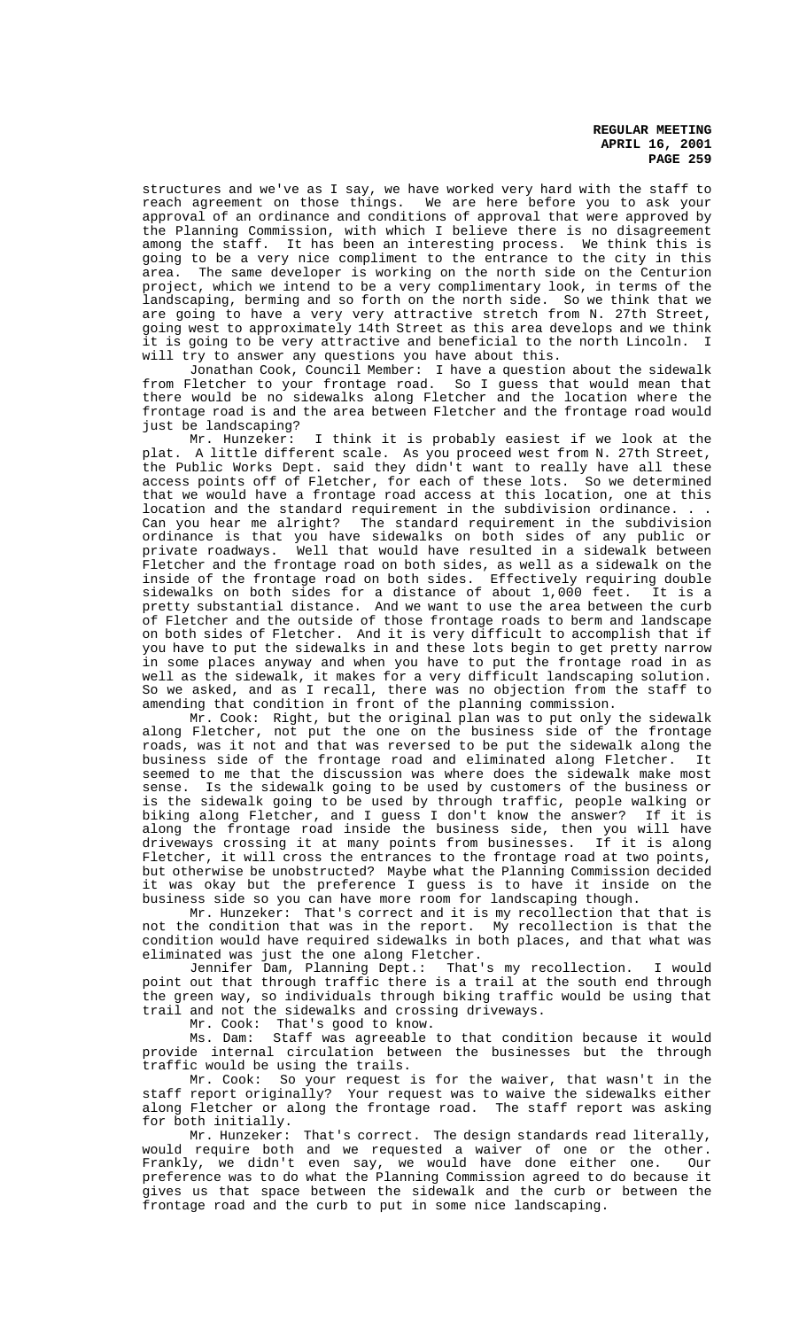structures and we've as I say, we have worked very hard with the staff to reach agreement on those things. We are here before you to ask your approval of an ordinance and conditions of approval that were approved by the Planning Commission, with which I believe there is no disagreement among the staff. It has been an interesting process. We think this is going to be a very nice compliment to the entrance to the city in this area. The same developer is working on the north side on the Centurion project, which we intend to be a very complimentary look, in terms of the landscaping, berming and so forth on the north side. So we think that we are going to have a very very attractive stretch from N. 27th Street, going west to approximately 14th Street as this area develops and we think it is going to be very attractive and beneficial to the north Lincoln. I will try to answer any questions you have about this.

Jonathan Cook, Council Member: I have a question about the sidewalk from Fletcher to your frontage road. So I guess that would mean that there would be no sidewalks along Fletcher and the location where the frontage road is and the area between Fletcher and the frontage road would just be landscaping?

Mr. Hunzeker: I think it is probably easiest if we look at the plat. A little different scale. As you proceed west from N. 27th Street, the Public Works Dept. said they didn't want to really have all these access points off of Fletcher, for each of these lots. So we determined that we would have a frontage road access at this location, one at this location and the standard requirement in the subdivision ordinance. . . Can you hear me alright? The standard requirement in the subdivision ordinance is that you have sidewalks on both sides of any public or private roadways. Well that would have resulted in a sidewalk between Fletcher and the frontage road on both sides, as well as a sidewalk on the inside of the frontage road on both sides. Effectively requiring double sidewalks on both sides for a distance of about 1,000 feet. It is a pretty substantial distance. And we want to use the area between the curb of Fletcher and the outside of those frontage roads to berm and landscape on both sides of Fletcher. And it is very difficult to accomplish that if you have to put the sidewalks in and these lots begin to get pretty narrow in some places anyway and when you have to put the frontage road in as well as the sidewalk, it makes for a very difficult landscaping solution. So we asked, and as I recall, there was no objection from the staff to amending that condition in front of the planning commission.

Mr. Cook: Right, but the original plan was to put only the sidewalk along Fletcher, not put the one on the business side of the frontage roads, was it not and that was reversed to be put the sidewalk along the business side of the frontage road and eliminated along Fletcher. It seemed to me that the discussion was where does the sidewalk make most sense. Is the sidewalk going to be used by customers of the business or is the sidewalk going to be used by through traffic, people walking or biking along Fletcher, and I guess I don't know the answer? If it is along the frontage road inside the business side, then you will have driveways crossing it at many points from businesses. If it is along Fletcher, it will cross the entrances to the frontage road at two points, but otherwise be unobstructed? Maybe what the Planning Commission decided it was okay but the preference I guess is to have it inside on the business side so you can have more room for landscaping though.

Mr. Hunzeker: That's correct and it is my recollection that that is not the condition that was in the report. My recollection is that the condition would have required sidewalks in both places, and that what was eliminated was just the one along Fletcher.

Jennifer Dam, Planning Dept.: That's my recollection. I would point out that through traffic there is a trail at the south end through the green way, so individuals through biking traffic would be using that trail and not the sidewalks and crossing driveways.

Mr. Cook: That's good to know.

Ms. Dam: Staff was agreeable to that condition because it would provide internal circulation between the businesses but the through traffic would be using the trails.

Mr. Cook: So your request is for the waiver, that wasn't in the staff report originally? Your request was to waive the sidewalks either along Fletcher or along the frontage road. The staff report was asking for both initially.

Mr. Hunzeker: That's correct. The design standards read literally, would require both and we requested a waiver of one or the other. Frankly, we didn't even say, we would have done either one. Our preference was to do what the Planning Commission agreed to do because it gives us that space between the sidewalk and the curb or between the frontage road and the curb to put in some nice landscaping.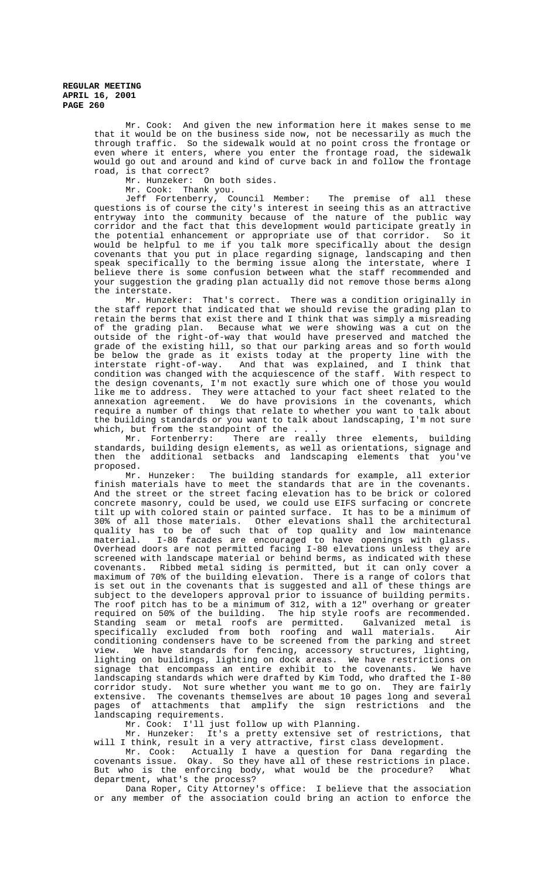Mr. Cook: And given the new information here it makes sense to me that it would be on the business side now, not be necessarily as much the through traffic. So the sidewalk would at no point cross the frontage or even where it enters, where you enter the frontage road, the sidewalk would go out and around and kind of curve back in and follow the frontage road, is that correct?

Mr. Hunzeker: On both sides.

Mr. Cook: Thank you.

Jeff Fortenberry, Council Member: The premise of all these questions is of course the city's interest in seeing this as an attractive entryway into the community because of the nature of the public way corridor and the fact that this development would participate greatly in the potential enhancement or appropriate use of that corridor. So it would be helpful to me if you talk more specifically about the design covenants that you put in place regarding signage, landscaping and then speak specifically to the berming issue along the interstate, where I believe there is some confusion between what the staff recommended and your suggestion the grading plan actually did not remove those berms along the interstate.

Mr. Hunzeker: That's correct. There was a condition originally in the staff report that indicated that we should revise the grading plan to retain the berms that exist there and I think that was simply a misreading of the grading plan. Because what we were showing was a cut on the outside of the right-of-way that would have preserved and matched the grade of the existing hill, so that our parking areas and so forth would be below the grade as it exists today at the property line with the interstate right-of-way. And that was explained, and I think that condition was changed with the acquiescence of the staff. With respect to the design covenants, I'm not exactly sure which one of those you would like me to address. They were attached to your fact sheet related to the annexation agreement. We do have provisions in the covenants, which require a number of things that relate to whether you want to talk about the building standards or you want to talk about landscaping, I'm not sure which, but from the standpoint of the . . .

Mr. Fortenberry: There are really three elements, building standards, building design elements, as well as orientations, signage and then the additional setbacks and landscaping elements that you've proposed.

Mr. Hunzeker: The building standards for example, all exterior finish materials have to meet the standards that are in the covenants. And the street or the street facing elevation has to be brick or colored concrete masonry, could be used, we could use EIFS surfacing or concrete tilt up with colored stain or painted surface. It has to be a minimum of 30% of all those materials. Other elevations shall the architectural quality has to be of such that of top quality and low maintenance material. I-80 facades are encouraged to have openings with glass. Overhead doors are not permitted facing I-80 elevations unless they are screened with landscape material or behind berms, as indicated with these covenants. Ribbed metal siding is permitted, but it can only cover a maximum of 70% of the building elevation. There is a range of colors that is set out in the covenants that is suggested and all of these things are subject to the developers approval prior to issuance of building permits. The roof pitch has to be a minimum of 312, with a 12" overhang or greater required on 50% of the building. The hip style roofs are recommended. Standing seam or metal roofs are permitted. Galvanized metal is specifically excluded from both roofing and wall materials. Air conditioning condensers have to be screened from the parking and street view. We have standards for fencing, accessory structures, lighting, lighting on buildings, lighting on dock areas. We have restrictions on signage that encompass an entire exhibit to the covenants. We have landscaping standards which were drafted by Kim Todd, who drafted the I-80 corridor study. Not sure whether you want me to go on. They are fairly extensive. The covenants themselves are about 10 pages long and several pages of attachments that amplify the sign restrictions and the landscaping requirements.

Mr. Cook: I'll just follow up with Planning.

Mr. Hunzeker: It's a pretty extensive set of restrictions, that will I think, result in a very attractive, first class development.

Mr. Cook: Actually I have a question for Dana regarding the covenants issue. Okay. So they have all of these restrictions in place. But who is the enforcing body, what would be the procedure? What department, what's the process?

Dana Roper, City Attorney's office: I believe that the association or any member of the association could bring an action to enforce the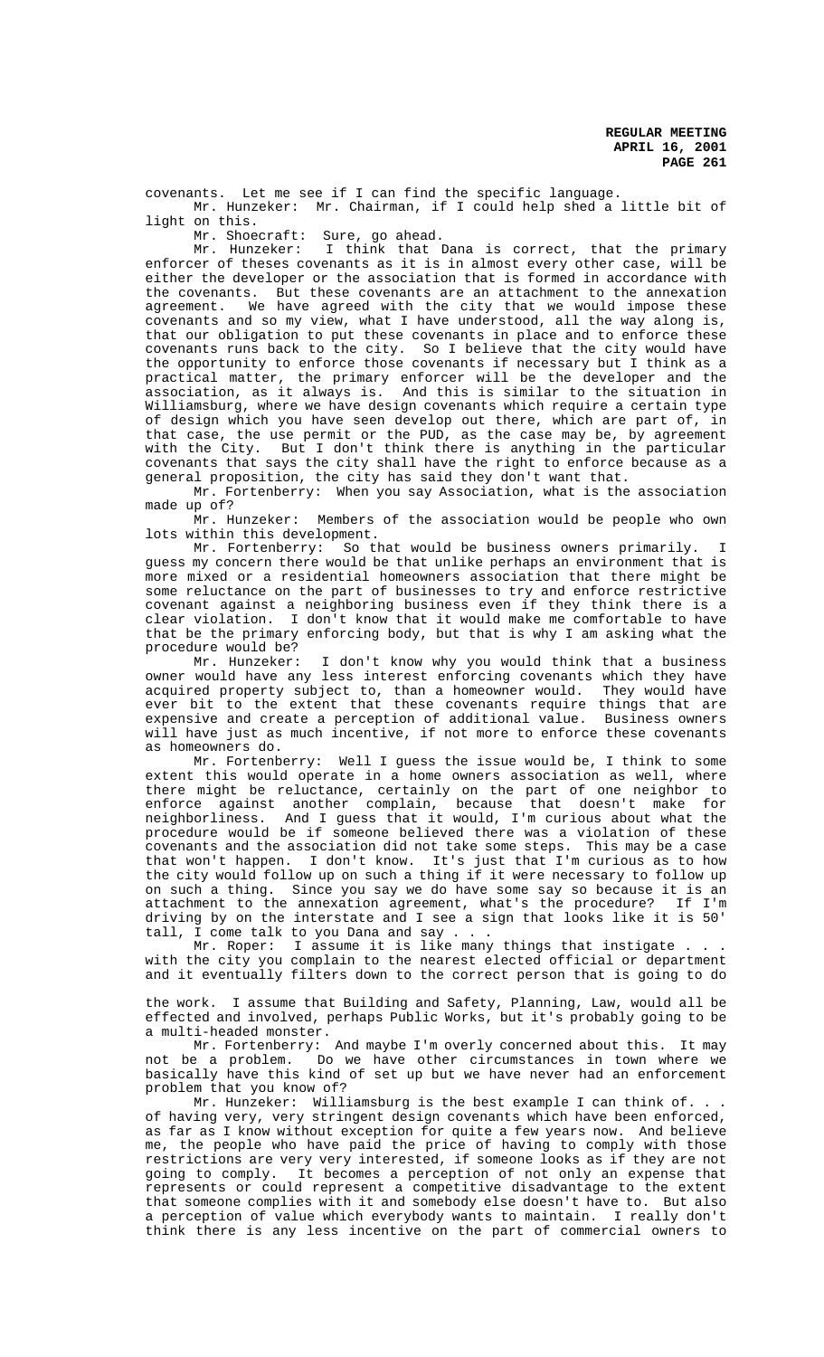covenants. Let me see if I can find the specific language.

Mr. Hunzeker: Mr. Chairman, if I could help shed a little bit of light on this.

Mr. Shoecraft: Sure, go ahead.

Mr. Hunzeker: I think that Dana is correct, that the primary enforcer of theses covenants as it is in almost every other case, will be either the developer or the association that is formed in accordance with the covenants. But these covenants are an attachment to the annexation agreement. We have agreed with the city that we would impose these covenants and so my view, what I have understood, all the way along is, that our obligation to put these covenants in place and to enforce these covenants runs back to the city. So I believe that the city would have the opportunity to enforce those covenants if necessary but I think as a practical matter, the primary enforcer will be the developer and the association, as it always is. And this is similar to the situation in Williamsburg, where we have design covenants which require a certain type of design which you have seen develop out there, which are part of, in that case, the use permit or the PUD, as the case may be, by agreement with the City. But I don't think there is anything in the particular covenants that says the city shall have the right to enforce because as a general proposition, the city has said they don't want that.

Mr. Fortenberry: When you say Association, what is the association made up of?

Mr. Hunzeker: Members of the association would be people who own lots within this development.

Mr. Fortenberry: So that would be business owners primarily. I guess my concern there would be that unlike perhaps an environment that is more mixed or a residential homeowners association that there might be some reluctance on the part of businesses to try and enforce restrictive covenant against a neighboring business even if they think there is a clear violation. I don't know that it would make me comfortable to have that be the primary enforcing body, but that is why I am asking what the procedure would be?

Mr. Hunzeker: I don't know why you would think that a business owner would have any less interest enforcing covenants which they have acquired property subject to, than a homeowner would. They would have ever bit to the extent that these covenants require things that are expensive and create a perception of additional value. Business owners will have just as much incentive, if not more to enforce these covenants as homeowners do.

Mr. Fortenberry: Well I guess the issue would be, I think to some extent this would operate in a home owners association as well, where there might be reluctance, certainly on the part of one neighbor to enforce against another complain, because that doesn't make for neighborliness. And I guess that it would, I'm curious about what the procedure would be if someone believed there was a violation of these covenants and the association did not take some steps. This may be a case that won't happen. I don't know. It's just that I'm curious as to how the city would follow up on such a thing if it were necessary to follow up on such a thing. Since you say we do have some say so because it is an attachment to the annexation agreement, what's the procedure? If I'm driving by on the interstate and I see a sign that looks like it is 50' tall, I come talk to you Dana and say . . .

Mr. Roper: I assume it is like many things that instigate . . . with the city you complain to the nearest elected official or department and it eventually filters down to the correct person that is going to do the work. I assume that Building and Safety, Planning, Law, would all be effected and involved, perhaps Public Works, but it's probably going to be a multi-headed monster.

Mr. Fortenberry: And maybe I'm overly concerned about this. It may not be a problem. Do we have other circumstances in town where we basically have this kind of set up but we have never had an enforcement problem that you know of?

Mr. Hunzeker: Williamsburg is the best example I can think of. . . of having very, very stringent design covenants which have been enforced, as far as I know without exception for quite a few years now. And believe me, the people who have paid the price of having to comply with those restrictions are very very interested, if someone looks as if they are not going to comply. It becomes a perception of not only an expense that represents or could represent a competitive disadvantage to the extent that someone complies with it and somebody else doesn't have to. But also a perception of value which everybody wants to maintain. I really don't think there is any less incentive on the part of commercial owners to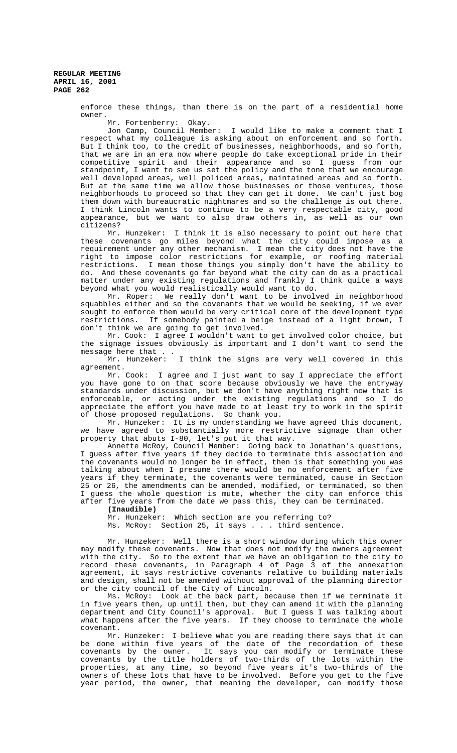enforce these things, than there is on the part of a residential home owner.

Mr. Fortenberry: Okay.

Jon Camp, Council Member: I would like to make a comment that I respect what my colleague is asking about on enforcement and so forth. But I think too, to the credit of businesses, neighborhoods, and so forth, that we are in an era now where people do take exceptional pride in their competitive spirit and their appearance and so I guess from our standpoint, I want to see us set the policy and the tone that we encourage well developed areas, well policed areas, maintained areas and so forth. But at the same time we allow those businesses or those ventures, those neighborhoods to proceed so that they can get it done. We can't just bog them down with bureaucratic nightmares and so the challenge is out there. I think Lincoln wants to continue to be a very respectable city, good appearance, but we want to also draw others in, as well as our own citizens?

Mr. Hunzeker: I think it is also necessary to point out here that these covenants go miles beyond what the city could impose as a requirement under any other mechanism. I mean the city does not have the right to impose color restrictions for example, or roofing material restrictions. I mean those things you simply don't have the ability to do. And these covenants go far beyond what the city can do as a practical matter under any existing regulations and frankly I think quite a ways beyond what you would realistically would want to do.

Mr. Roper: We really don't want to be involved in neighborhood squabbles either and so the covenants that we would be seeking, if we ever sought to enforce them would be very critical core of the development type restrictions. If somebody painted a beige instead of a light brown, I don't think we are going to get involved.

Mr. Cook: I agree I wouldn't want to get involved color choice, but the signage issues obviously is important and I don't want to send the message here that . .

Mr. Hunzeker: I think the signs are very well covered in this agreement.

Mr. Cook: I agree and I just want to say I appreciate the effort you have gone to on that score because obviously we have the entryway standards under discussion, but we don't have anything right now that is enforceable, or acting under the existing regulations and so I do appreciate the effort you have made to at least try to work in the spirit of those proposed regulations. So thank you.

Mr. Hunzeker: It is my understanding we have agreed this document, we have agreed to substantially more restrictive signage than other property that abuts I-80, let's put it that way.

Annette McRoy, Council Member: Going back to Jonathan's questions, I guess after five years if they decide to terminate this association and the covenants would no longer be in effect, then is that something you was talking about when I presume there would be no enforcement after five years if they terminate, the covenants were terminated, cause in Section 25 or 26, the amendments can be amended, modified, or terminated, so then I guess the whole question is mute, whether the city can enforce this after five years from the date we pass this, they can be terminated.

**(Inaudible)**

Mr. Hunzeker: Which section are you referring to?

Ms. McRoy: Section 25, it says . . . third sentence.

Mr. Hunzeker: Well there is a short window during which this owner may modify these covenants. Now that does not modify the owners agreement with the city. So to the extent that we have an obligation to the city to record these covenants, in Paragraph 4 of Page 3 of the annexation agreement, it says restrictive covenants relative to building materials and design, shall not be amended without approval of the planning director or the city council of the City of Lincoln.

Ms. McRoy: Look at the back part, because then if we terminate it in five years then, up until then, but they can amend it with the planning department and City Council's approval. But I guess I was talking about what happens after the five years. If they choose to terminate the whole covenant.

Mr. Hunzeker: I believe what you are reading there says that it can be done within five years of the date of the recordation of these covenants by the owner. It says you can modify or terminate these covenants by the title holders of two-thirds of the lots within the properties, at any time, so beyond five years it's two-thirds of the owners of these lots that have to be involved. Before you get to the five year period, the owner, that meaning the developer, can modify those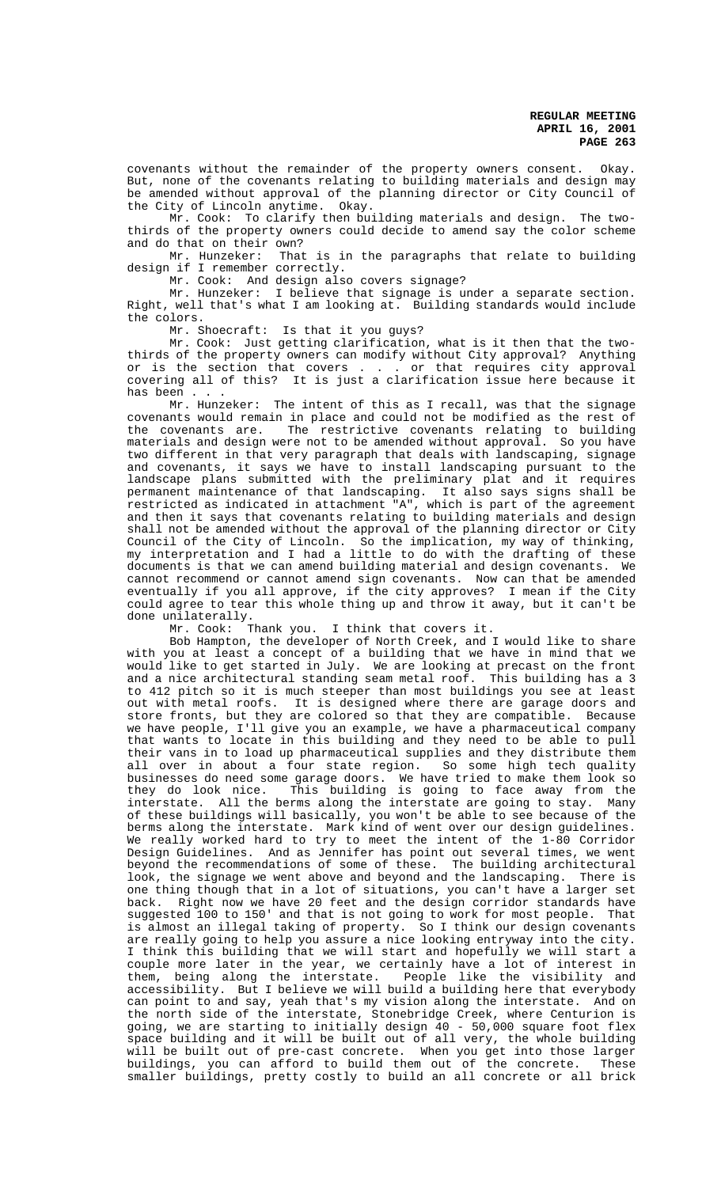covenants without the remainder of the property owners consent. Okay. But, none of the covenants relating to building materials and design may be amended without approval of the planning director or City Council of the City of Lincoln anytime. Okay.

Mr. Cook: To clarify then building materials and design. The two-thirds of the property owners could decide to amend say the color scheme and do that on their own?

Mr. Hunzeker: That is in the paragraphs that relate to building design if I remember correctly.

Mr. Cook: And design also covers signage?

Mr. Hunzeker: I believe that signage is under a separate section. Right, well that's what I am looking at. Building standards would include the colors.

Mr. Shoecraft: Is that it you guys?

Mr. Cook: Just getting clarification, what is it then that the two-thirds of the property owners can modify without City approval? Anything or is the section that covers . . . or that requires city approval covering all of this? It is just a clarification issue here because it has been . . .

Mr. Hunzeker: The intent of this as I recall, was that the signage covenants would remain in place and could not be modified as the rest of the covenants are. The restrictive covenants relating to building materials and design were not to be amended without approval. So you have two different in that very paragraph that deals with landscaping, signage and covenants, it says we have to install landscaping pursuant to the landscape plans submitted with the preliminary plat and it requires permanent maintenance of that landscaping. It also says signs shall be restricted as indicated in attachment "A", which is part of the agreement and then it says that covenants relating to building materials and design shall not be amended without the approval of the planning director or City Council of the City of Lincoln. So the implication, my way of thinking, my interpretation and I had a little to do with the drafting of these documents is that we can amend building material and design covenants. We cannot recommend or cannot amend sign covenants. Now can that be amended eventually if you all approve, if the city approves? I mean if the City could agree to tear this whole thing up and throw it away, but it can't be done unilaterally.

Mr. Cook: Thank you. I think that covers it.

Bob Hampton, the developer of North Creek, and I would like to share with you at least a concept of a building that we have in mind that we would like to get started in July. We are looking at precast on the front and a nice architectural standing seam metal roof. This building has a 3 to 412 pitch so it is much steeper than most buildings you see at least out with metal roofs. It is designed where there are garage doors and store fronts, but they are colored so that they are compatible. Because we have people, I'll give you an example, we have a pharmaceutical company that wants to locate in this building and they need to be able to pull their vans in to load up pharmaceutical supplies and they distribute them all over in about a four state region. So some high tech quality businesses do need some garage doors. We have tried to make them look so they do look nice. This building is going to face away from the interstate. All the berms along the interstate are going to stay. Many of these buildings will basically, you won't be able to see because of the berms along the interstate. Mark kind of went over our design guidelines. We really worked hard to try to meet the intent of the 1-80 Corridor Design Guidelines. And as Jennifer has point out several times, we went beyond the recommendations of some of these. The building architectural look, the signage we went above and beyond and the landscaping. There is one thing though that in a lot of situations, you can't have a larger set back. Right now we have 20 feet and the design corridor standards have suggested 100 to 150' and that is not going to work for most people. That is almost an illegal taking of property. So I think our design covenants are really going to help you assure a nice looking entryway into the city. I think this building that we will start and hopefully we will start a couple more later in the year, we certainly have a lot of interest in them, being along the interstate. People like the visibility and accessibility. But I believe we will build a building here that everybody can point to and say, yeah that's my vision along the interstate. And on the north side of the interstate, Stonebridge Creek, where Centurion is going, we are starting to initially design 40 - 50,000 square foot flex space building and it will be built out of all very, the whole building will be built out of pre-cast concrete. When you get into those larger buildings, you can afford to build them out of the concrete. These smaller buildings, pretty costly to build an all concrete or all brick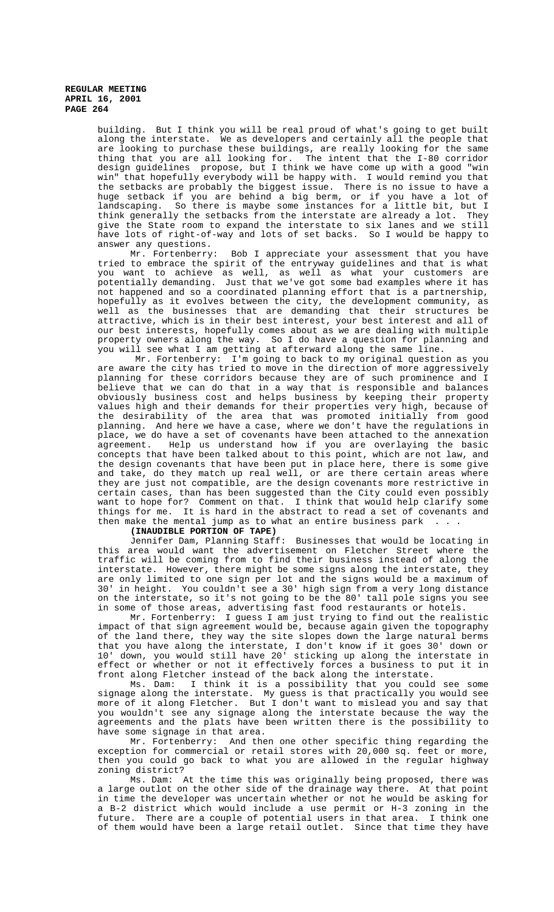building. But I think you will be real proud of what's going to get built along the interstate. We as developers and certainly all the people that are looking to purchase these buildings, are really looking for the same thing that you are all looking for. The intent that the I-80 corridor design guidelines propose, but I think we have come up with a good "win win" that hopefully everybody will be happy with. I would remind you that the setbacks are probably the biggest issue. There is no issue to have a huge setback if you are behind a big berm, or if you have a lot of landscaping. So there is maybe some instances for a little bit, but I think generally the setbacks from the interstate are already a lot. They give the State room to expand the interstate to six lanes and we still have lots of right-of-way and lots of set backs. So I would be happy to answer any questions.

Mr. Fortenberry: Bob I appreciate your assessment that you have tried to embrace the spirit of the entryway guidelines and that is what you want to achieve as well, as well as what your customers are potentially demanding. Just that we've got some bad examples where it has not happened and so a coordinated planning effort that is a partnership, hopefully as it evolves between the city, the development community, as well as the businesses that are demanding that their structures be attractive, which is in their best interest, your best interest and all of our best interests, hopefully comes about as we are dealing with multiple property owners along the way. So I do have a question for planning and you will see what I am getting at afterward along the same line.

Mr. Fortenberry: I'm going to back to my original question as you are aware the city has tried to move in the direction of more aggressively planning for these corridors because they are of such prominence and I believe that we can do that in a way that is responsible and balances obviously business cost and helps business by keeping their property values high and their demands for their properties very high, because of the desirability of the area that was promoted initially from good planning. And here we have a case, where we don't have the regulations in place, we do have a set of covenants have been attached to the annexation agreement. Help us understand how if you are overlaying the basic concepts that have been talked about to this point, which are not law, and the design covenants that have been put in place here, there is some give and take, do they match up real well, or are there certain areas where they are just not compatible, are the design covenants more restrictive in certain cases, than has been suggested than the City could even possibly want to hope for? Comment on that. I think that would help clarify some things for me. It is hard in the abstract to read a set of covenants and then make the mental jump as to what an entire business park . . .

**(INAUDIBLE PORTION OF TAPE)**

Jennifer Dam, Planning Staff: Businesses that would be locating in this area would want the advertisement on Fletcher Street where the traffic will be coming from to find their business instead of along the interstate. However, there might be some signs along the interstate, they are only limited to one sign per lot and the signs would be a maximum of 30' in height. You couldn't see a 30' high sign from a very long distance on the interstate, so it's not going to be the 80' tall pole signs you see in some of those areas, advertising fast food restaurants or hotels.

Mr. Fortenberry: I guess I am just trying to find out the realistic impact of that sign agreement would be, because again given the topography of the land there, they way the site slopes down the large natural berms that you have along the interstate, I don't know if it goes 30' down or 10' down, you would still have 20' sticking up along the interstate in effect or whether or not it effectively forces a business to put it in front along Fletcher instead of the back along the interstate.

Ms. Dam: I think it is a possibility that you could see some signage along the interstate. My guess is that practically you would see more of it along Fletcher. But I don't want to mislead you and say that you wouldn't see any signage along the interstate because the way the agreements and the plats have been written there is the possibility to have some signage in that area.

Mr. Fortenberry: And then one other specific thing regarding the exception for commercial or retail stores with 20,000 sq. feet or more, then you could go back to what you are allowed in the regular highway zoning district?

Ms. Dam: At the time this was originally being proposed, there was a large outlot on the other side of the drainage way there. At that point in time the developer was uncertain whether or not he would be asking for a B-2 district which would include a use permit or H-3 zoning in the future. There are a couple of potential users in that area. I think one of them would have been a large retail outlet. Since that time they have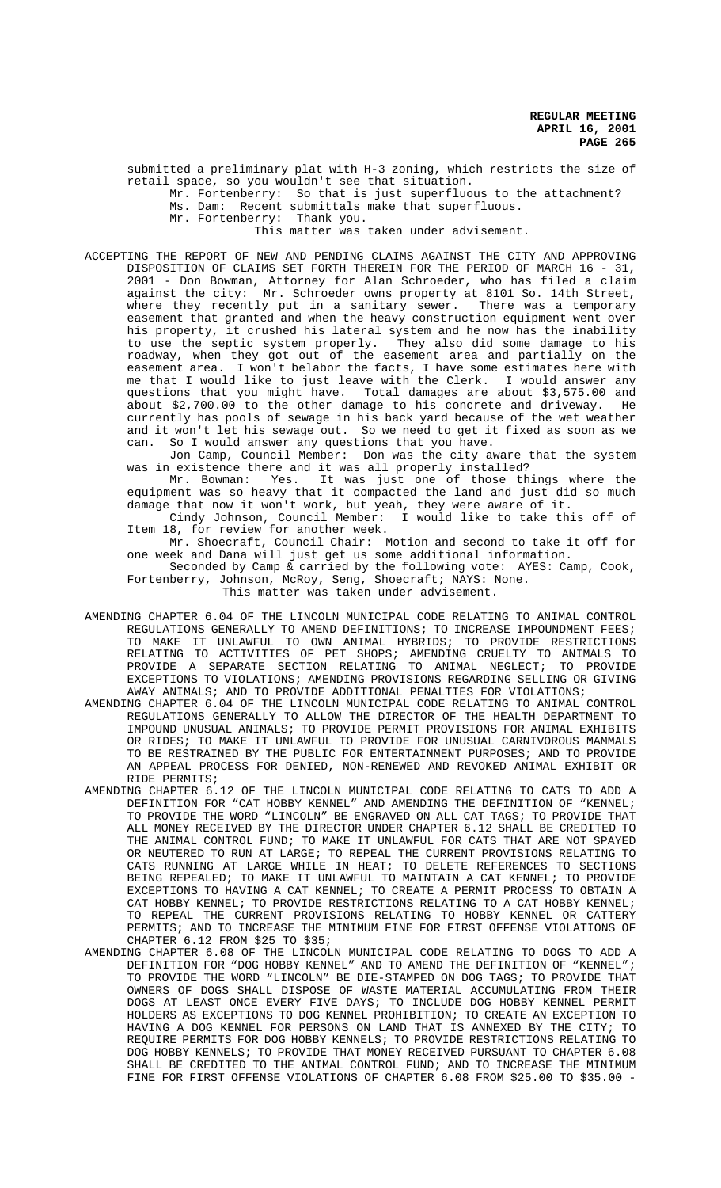submitted a preliminary plat with H-3 zoning, which restricts the size of retail space, so you wouldn't see that situation.

Mr. Fortenberry: So that is just superfluous to the attachment?

Ms. Dam: Recent submittals make that superfluous.

Mr. Fortenberry: Thank you.

This matter was taken under advisement.

ACCEPTING THE REPORT OF NEW AND PENDING CLAIMS AGAINST THE CITY AND APPROVING DISPOSITION OF CLAIMS SET FORTH THEREIN FOR THE PERIOD OF MARCH 16 - 31, 2001 - Don Bowman, Attorney for Alan Schroeder, who has filed a claim against the city: Mr. Schroeder owns property at 8101 So. 14th Street, where they recently put in a sanitary sewer. There was a temporary easement that granted and when the heavy construction equipment went over his property, it crushed his lateral system and he now has the inability to use the septic system properly. They also did some damage to his roadway, when they got out of the easement area and partially on the easement area. I won't belabor the facts, I have some estimates here with me that I would like to just leave with the Clerk. I would answer any questions that you might have. Total damages are about $3,575.00 and about $2,700.00 to the other damage to his concrete and driveway. He currently has pools of sewage in his back yard because of the wet weather and it won't let his sewage out. So we need to get it fixed as soon as we can. So I would answer any questions that you have.

Jon Camp, Council Member: Don was the city aware that the system was in existence there and it was all properly installed?

Mr. Bowman: Yes. It was just one of those things where the equipment was so heavy that it compacted the land and just did so much damage that now it won't work, but yeah, they were aware of it.

Cindy Johnson, Council Member: I would like to take this off of Item 18, for review for another week.

Mr. Shoecraft, Council Chair: Motion and second to take it off for one week and Dana will just get us some additional information.

Seconded by Camp & carried by the following vote: AYES: Camp, Cook, Fortenberry, Johnson, McRoy, Seng, Shoecraft; NAYS: None.

This matter was taken under advisement.

AMENDING CHAPTER 6.04 OF THE LINCOLN MUNICIPAL CODE RELATING TO ANIMAL CONTROL REGULATIONS GENERALLY TO AMEND DEFINITIONS; TO INCREASE IMPOUNDMENT FEES; TO MAKE IT UNLAWFUL TO OWN ANIMAL HYBRIDS; TO PROVIDE RESTRICTIONS RELATING TO ACTIVITIES OF PET SHOPS; AMENDING CRUELTY TO ANIMALS TO PROVIDE A SEPARATE SECTION RELATING TO ANIMAL NEGLECT; TO PROVIDE EXCEPTIONS TO VIOLATIONS; AMENDING PROVISIONS REGARDING SELLING OR GIVING AWAY ANIMALS; AND TO PROVIDE ADDITIONAL PENALTIES FOR VIOLATIONS;

AMENDING CHAPTER 6.04 OF THE LINCOLN MUNICIPAL CODE RELATING TO ANIMAL CONTROL REGULATIONS GENERALLY TO ALLOW THE DIRECTOR OF THE HEALTH DEPARTMENT TO IMPOUND UNUSUAL ANIMALS; TO PROVIDE PERMIT PROVISIONS FOR ANIMAL EXHIBITS OR RIDES; TO MAKE IT UNLAWFUL TO PROVIDE FOR UNUSUAL CARNIVOROUS MAMMALS TO BE RESTRAINED BY THE PUBLIC FOR ENTERTAINMENT PURPOSES; AND TO PROVIDE AN APPEAL PROCESS FOR DENIED, NON-RENEWED AND REVOKED ANIMAL EXHIBIT OR RIDE PERMITS;

AMENDING CHAPTER 6.12 OF THE LINCOLN MUNICIPAL CODE RELATING TO CATS TO ADD A DEFINITION FOR "CAT HOBBY KENNEL" AND AMENDING THE DEFINITION OF "KENNEL; TO PROVIDE THE WORD "LINCOLN" BE ENGRAVED ON ALL CAT TAGS; TO PROVIDE THAT ALL MONEY RECEIVED BY THE DIRECTOR UNDER CHAPTER 6.12 SHALL BE CREDITED TO THE ANIMAL CONTROL FUND; TO MAKE IT UNLAWFUL FOR CATS THAT ARE NOT SPAYED OR NEUTERED TO RUN AT LARGE; TO REPEAL THE CURRENT PROVISIONS RELATING TO CATS RUNNING AT LARGE WHILE IN HEAT; TO DELETE REFERENCES TO SECTIONS BEING REPEALED; TO MAKE IT UNLAWFUL TO MAINTAIN A CAT KENNEL; TO PROVIDE EXCEPTIONS TO HAVING A CAT KENNEL; TO CREATE A PERMIT PROCESS TO OBTAIN A CAT HOBBY KENNEL; TO PROVIDE RESTRICTIONS RELATING TO A CAT HOBBY KENNEL; TO REPEAL THE CURRENT PROVISIONS RELATING TO HOBBY KENNEL OR CATTERY PERMITS; AND TO INCREASE THE MINIMUM FINE FOR FIRST OFFENSE VIOLATIONS OF CHAPTER 6.12 FROM $25 TO $35;

AMENDING CHAPTER 6.08 OF THE LINCOLN MUNICIPAL CODE RELATING TO DOGS TO ADD A DEFINITION FOR "DOG HOBBY KENNEL" AND TO AMEND THE DEFINITION OF "KENNEL"; TO PROVIDE THE WORD "LINCOLN" BE DIE-STAMPED ON DOG TAGS; TO PROVIDE THAT OWNERS OF DOGS SHALL DISPOSE OF WASTE MATERIAL ACCUMULATING FROM THEIR DOGS AT LEAST ONCE EVERY FIVE DAYS; TO INCLUDE DOG HOBBY KENNEL PERMIT HOLDERS AS EXCEPTIONS TO DOG KENNEL PROHIBITION; TO CREATE AN EXCEPTION TO HAVING A DOG KENNEL FOR PERSONS ON LAND THAT IS ANNEXED BY THE CITY; TO REQUIRE PERMITS FOR DOG HOBBY KENNELS; TO PROVIDE RESTRICTIONS RELATING TO DOG HOBBY KENNELS; TO PROVIDE THAT MONEY RECEIVED PURSUANT TO CHAPTER 6.08 SHALL BE CREDITED TO THE ANIMAL CONTROL FUND; AND TO INCREASE THE MINIMUM FINE FOR FIRST OFFENSE VIOLATIONS OF CHAPTER 6.08 FROM $25.00 TO $35.00 -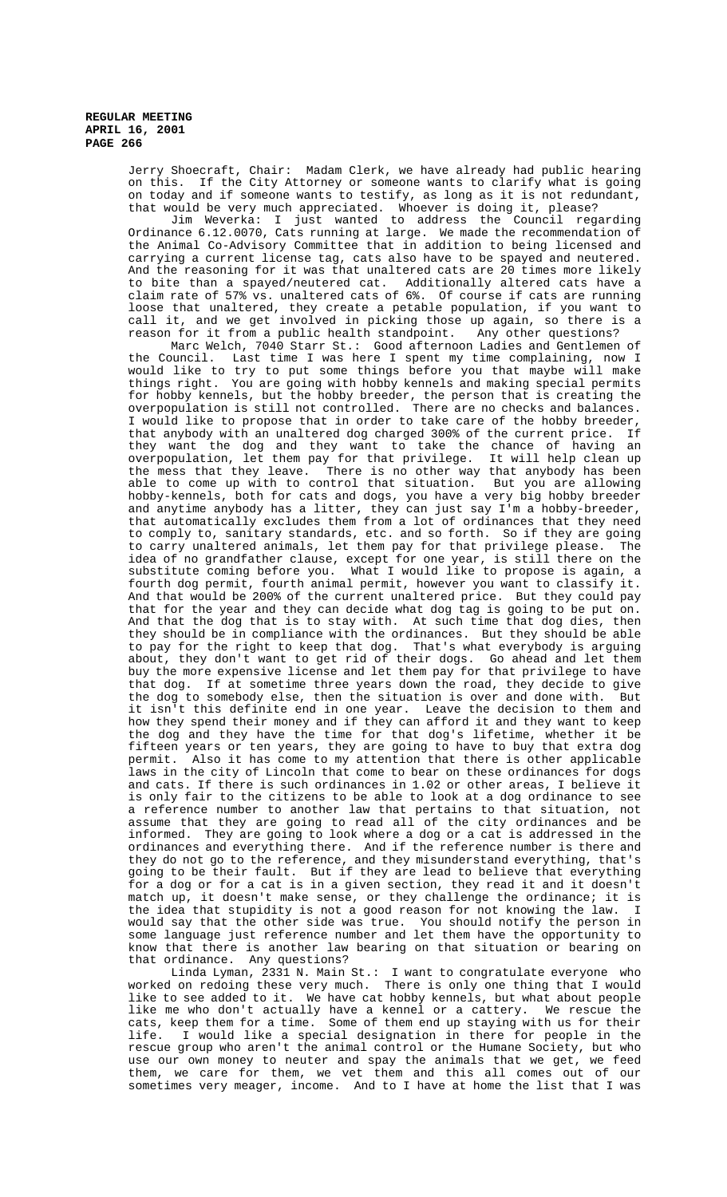Jerry Shoecraft, Chair: Madam Clerk, we have already had public hearing on this. If the City Attorney or someone wants to clarify what is going on today and if someone wants to testify, as long as it is not redundant, that would be very much appreciated. Whoever is doing it, please?

Jim Weverka: I just wanted to address the Council regarding Ordinance 6.12.0070, Cats running at large. We made the recommendation of the Animal Co-Advisory Committee that in addition to being licensed and carrying a current license tag, cats also have to be spayed and neutered. And the reasoning for it was that unaltered cats are 20 times more likely to bite than a spayed/neutered cat. Additionally altered cats have a claim rate of 57% vs. unaltered cats of 6%. Of course if cats are running loose that unaltered, they create a petable population, if you want to call it, and we get involved in picking those up again, so there is a reason for it from a public health standpoint. Any other questions?

Marc Welch, 7040 Starr St.: Good afternoon Ladies and Gentlemen of the Council. Last time I was here I spent my time complaining, now I would like to try to put some things before you that maybe will make things right. You are going with hobby kennels and making special permits for hobby kennels, but the hobby breeder, the person that is creating the overpopulation is still not controlled. There are no checks and balances. I would like to propose that in order to take care of the hobby breeder, that anybody with an unaltered dog charged 300% of the current price. If they want the dog and they want to take the chance of having an overpopulation, let them pay for that privilege. It will help clean up the mess that they leave. There is no other way that anybody has been able to come up with to control that situation. But you are allowing hobby-kennels, both for cats and dogs, you have a very big hobby breeder and anytime anybody has a litter, they can just say I'm a hobby-breeder, that automatically excludes them from a lot of ordinances that they need to comply to, sanitary standards, etc. and so forth. So if they are going to carry unaltered animals, let them pay for that privilege please. The idea of no grandfather clause, except for one year, is still there on the substitute coming before you. What I would like to propose is again, a fourth dog permit, fourth animal permit, however you want to classify it. And that would be 200% of the current unaltered price. But they could pay that for the year and they can decide what dog tag is going to be put on. And that the dog that is to stay with. At such time that dog dies, then they should be in compliance with the ordinances. But they should be able to pay for the right to keep that dog. That's what everybody is arguing about, they don't want to get rid of their dogs. Go ahead and let them buy the more expensive license and let them pay for that privilege to have that dog. If at sometime three years down the road, they decide to give the dog to somebody else, then the situation is over and done with. But it isn't this definite end in one year. Leave the decision to them and how they spend their money and if they can afford it and they want to keep the dog and they have the time for that dog's lifetime, whether it be fifteen years or ten years, they are going to have to buy that extra dog permit. Also it has come to my attention that there is other applicable laws in the city of Lincoln that come to bear on these ordinances for dogs and cats. If there is such ordinances in 1.02 or other areas, I believe it is only fair to the citizens to be able to look at a dog ordinance to see a reference number to another law that pertains to that situation, not assume that they are going to read all of the city ordinances and be informed. They are going to look where a dog or a cat is addressed in the ordinances and everything there. And if the reference number is there and they do not go to the reference, and they misunderstand everything, that's going to be their fault. But if they are lead to believe that everything for a dog or for a cat is in a given section, they read it and it doesn't match up, it doesn't make sense, or they challenge the ordinance; it is the idea that stupidity is not a good reason for not knowing the law. I would say that the other side was true. You should notify the person in some language just reference number and let them have the opportunity to know that there is another law bearing on that situation or bearing on that ordinance. Any questions?

Linda Lyman, 2331 N. Main St.: I want to congratulate everyone who worked on redoing these very much. There is only one thing that I would like to see added to it. We have cat hobby kennels, but what about people like me who don't actually have a kennel or a cattery. We rescue the cats, keep them for a time. Some of them end up staying with us for their life. I would like a special designation in there for people in the rescue group who aren't the animal control or the Humane Society, but who use our own money to neuter and spay the animals that we get, we feed them, we care for them, we vet them and this all comes out of our sometimes very meager, income. And to I have at home the list that I was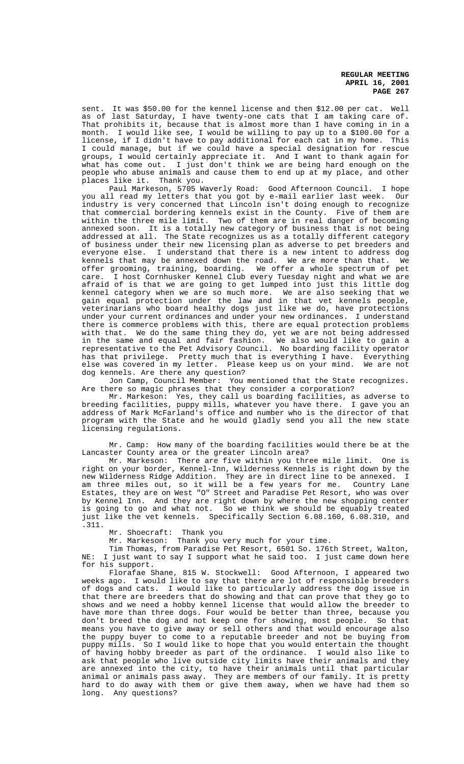sent. It was $50.00 for the kennel license and then $12.00 per cat. Well as of last Saturday, I have twenty-one cats that I am taking care of. That prohibits it, because that is almost more than I have coming in in a month. I would like see, I would be willing to pay up to a $100.00 for a license, if I didn't have to pay additional for each cat in my home. This I could manage, but if we could have a special designation for rescue groups, I would certainly appreciate it. And I want to thank again for what has come out. I just don't think we are being hard enough on the people who abuse animals and cause them to end up at my place, and other places like it. Thank you.

Paul Markeson, 5705 Waverly Road: Good Afternoon Council. I hope you all read my letters that you got by e-mail earlier last week. Our industry is very concerned that Lincoln isn't doing enough to recognize that commercial bordering kennels exist in the County. Five of them are within the three mile limit. Two of them are in real danger of becoming annexed soon. It is a totally new category of business that is not being addressed at all. The State recognizes us as a totally different category of business under their new licensing plan as adverse to pet breeders and everyone else. I understand that there is a new intent to address dog kennels that may be annexed down the road. We are more than that. We offer grooming, training, boarding. We offer a whole spectrum of pet care. I host Cornhusker Kennel Club every Tuesday night and what we are afraid of is that we are going to get lumped into just this little dog kennel category when we are so much more. We are also seeking that we gain equal protection under the law and in that vet kennels people, veterinarians who board healthy dogs just like we do, have protections under your current ordinances and under your new ordinances. I understand there is commerce problems with this, there are equal protection problems with that. We do the same thing they do, yet we are not being addressed in the same and equal and fair fashion. We also would like to gain a representative to the Pet Advisory Council. No boarding facility operator has that privilege. Pretty much that is everything I have. Everything else was covered in my letter. Please keep us on your mind. We are not dog kennels. Are there any question?

Jon Camp, Council Member: You mentioned that the State recognizes. Are there so magic phrases that they consider a corporation?

Mr. Markeson: Yes, they call us boarding facilities, as adverse to breeding facilities, puppy mills, whatever you have there. I gave you an address of Mark McFarland's office and number who is the director of that program with the State and he would gladly send you all the new state licensing regulations.

Mr. Camp: How many of the boarding facilities would there be at the Lancaster County area or the greater Lincoln area?

Mr. Markeson: There are five within you three mile limit. One is right on your border, Kennel-Inn, Wilderness Kennels is right down by the new Wilderness Ridge Addition. They are in direct line to be annexed. I am three miles out, so it will be a few years for me. Country Lane Estates, they are on West "O" Street and Paradise Pet Resort, who was over by Kennel Inn. And they are right down by where the new shopping center is going to go and what not. So we think we should be equably treated just like the vet kennels. Specifically Section 6.08.160, 6.08.310, and .311.

Mr. Shoecraft: Thank you

Mr. Markeson: Thank you very much for your time.

Tim Thomas, from Paradise Pet Resort, 6501 So. 176th Street, Walton, NE: I just want to say I support what he said too. I just came down here for his support.

Florafae Shane, 815 W. Stockwell: Good Afternoon, I appeared two weeks ago. I would like to say that there are lot of responsible breeders of dogs and cats. I would like to particularly address the dog issue in that there are breeders that do showing and that can prove that they go to shows and we need a hobby kennel license that would allow the breeder to have more than three dogs. Four would be better than three, because you don't breed the dog and not keep one for showing, most people. So that means you have to give away or sell others and that would encourage also the puppy buyer to come to a reputable breeder and not be buying from puppy mills. So I would like to hope that you would entertain the thought of having hobby breeder as part of the ordinance. I would also like to ask that people who live outside city limits have their animals and they are annexed into the city, to have their animals until that particular animal or animals pass away. They are members of our family. It is pretty hard to do away with them or give them away, when we have had them so long. Any questions?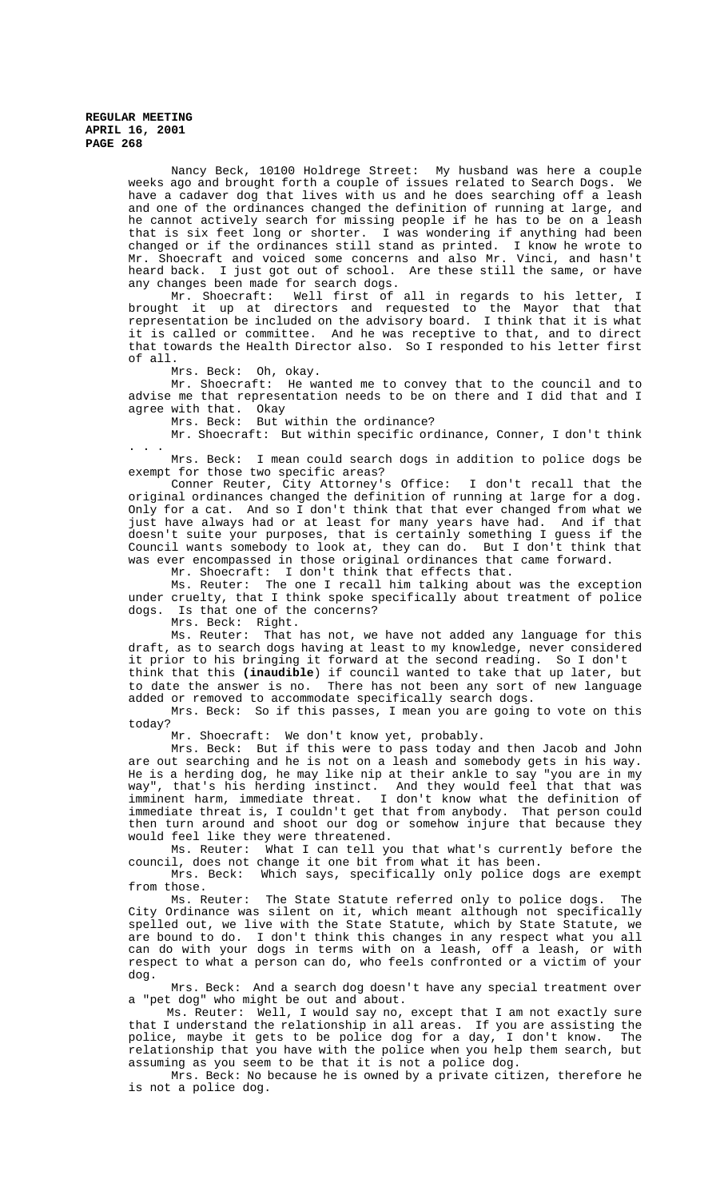Nancy Beck, 10100 Holdrege Street: My husband was here a couple weeks ago and brought forth a couple of issues related to Search Dogs. We have a cadaver dog that lives with us and he does searching off a leash and one of the ordinances changed the definition of running at large, and he cannot actively search for missing people if he has to be on a leash that is six feet long or shorter. I was wondering if anything had been changed or if the ordinances still stand as printed. I know he wrote to Mr. Shoecraft and voiced some concerns and also Mr. Vinci, and hasn't heard back. I just got out of school. Are these still the same, or have any changes been made for search dogs.

Mr. Shoecraft: Well first of all in regards to his letter, I brought it up at directors and requested to the Mayor that that representation be included on the advisory board. I think that it is what it is called or committee. And he was receptive to that, and to direct that towards the Health Director also. So I responded to his letter first of all.

Mrs. Beck: Oh, okay.

Mr. Shoecraft: He wanted me to convey that to the council and to advise me that representation needs to be on there and I did that and I agree with that. Okay

Mrs. Beck: But within the ordinance?

Mr. Shoecraft: But within specific ordinance, Conner, I don't think . . .

Mrs. Beck: I mean could search dogs in addition to police dogs be exempt for those two specific areas?

Conner Reuter, City Attorney's Office: I don't recall that the original ordinances changed the definition of running at large for a dog. Only for a cat. And so I don't think that that ever changed from what we just have always had or at least for many years have had. And if that doesn't suite your purposes, that is certainly something I guess if the Council wants somebody to look at, they can do. But I don't think that was ever encompassed in those original ordinances that came forward.

Mr. Shoecraft: I don't think that effects that.

Ms. Reuter: The one I recall him talking about was the exception under cruelty, that I think spoke specifically about treatment of police dogs. Is that one of the concerns?

Mrs. Beck: Right.

Ms. Reuter: That has not, we have not added any language for this draft, as to search dogs having at least to my knowledge, never considered it prior to his bringing it forward at the second reading. So I don't think that this **(inaudible**) if council wanted to take that up later, but to date the answer is no. There has not been any sort of new language added or removed to accommodate specifically search dogs.

Mrs. Beck: So if this passes, I mean you are going to vote on this today?

Mr. Shoecraft: We don't know yet, probably.

Mrs. Beck: But if this were to pass today and then Jacob and John are out searching and he is not on a leash and somebody gets in his way. He is a herding dog, he may like nip at their ankle to say "you are in my way", that's his herding instinct. And they would feel that that was imminent harm, immediate threat. I don't know what the definition of immediate threat is, I couldn't get that from anybody. That person could then turn around and shoot our dog or somehow injure that because they would feel like they were threatened.

Ms. Reuter: What I can tell you that what's currently before the council, does not change it one bit from what it has been.

Mrs. Beck: Which says, specifically only police dogs are exempt from those.

Ms. Reuter: The State Statute referred only to police dogs. The City Ordinance was silent on it, which meant although not specifically spelled out, we live with the State Statute, which by State Statute, we are bound to do. I don't think this changes in any respect what you all can do with your dogs in terms with on a leash, off a leash, or with respect to what a person can do, who feels confronted or a victim of your dog.

Mrs. Beck: And a search dog doesn't have any special treatment over a "pet dog" who might be out and about.

Ms. Reuter: Well, I would say no, except that I am not exactly sure that I understand the relationship in all areas. If you are assisting the police, maybe it gets to be police dog for a day, I don't know. The relationship that you have with the police when you help them search, but assuming as you seem to be that it is not a police dog.

Mrs. Beck: No because he is owned by a private citizen, therefore he is not a police dog.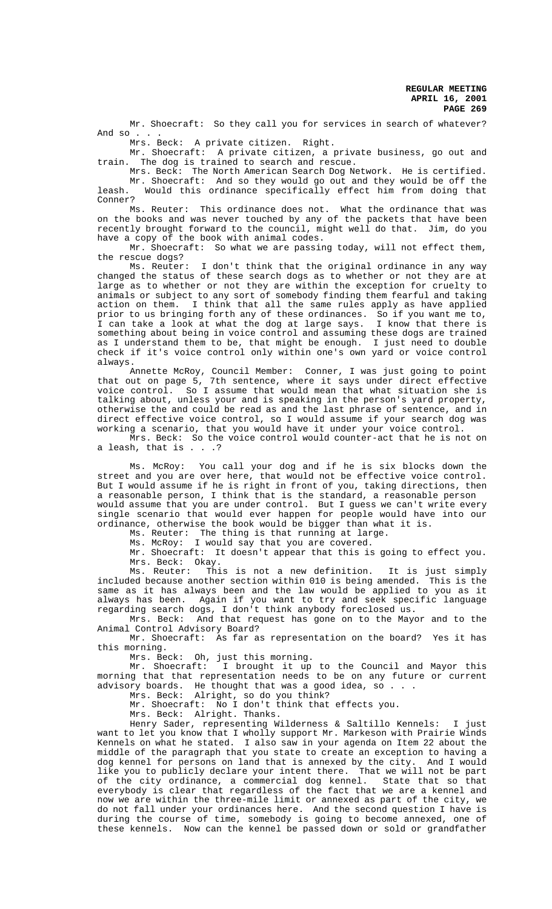Mr. Shoecraft: So they call you for services in search of whatever? And so . . .

Mrs. Beck: A private citizen. Right.

Mr. Shoecraft: A private citizen, a private business, go out and train. The dog is trained to search and rescue.

Mrs. Beck: The North American Search Dog Network. He is certified.

Mr. Shoecraft: And so they would go out and they would be off the leash. Would this ordinance specifically effect him from doing that Conner?

Ms. Reuter: This ordinance does not. What the ordinance that was on the books and was never touched by any of the packets that have been recently brought forward to the council, might well do that. Jim, do you have a copy of the book with animal codes.

Mr. Shoecraft: So what we are passing today, will not effect them, the rescue dogs?

Ms. Reuter: I don't think that the original ordinance in any way changed the status of these search dogs as to whether or not they are at large as to whether or not they are within the exception for cruelty to animals or subject to any sort of somebody finding them fearful and taking action on them. I think that all the same rules apply as have applied prior to us bringing forth any of these ordinances. So if you want me to, I can take a look at what the dog at large says. I know that there is something about being in voice control and assuming these dogs are trained as I understand them to be, that might be enough. I just need to double check if it's voice control only within one's own yard or voice control always.

Annette McRoy, Council Member: Conner, I was just going to point that out on page 5, 7th sentence, where it says under direct effective voice control. So I assume that would mean that what situation she is talking about, unless your and is speaking in the person's yard property, otherwise the and could be read as and the last phrase of sentence, and in direct effective voice control, so I would assume if your search dog was working a scenario, that you would have it under your voice control.

Mrs. Beck: So the voice control would counter-act that he is not on a leash, that is . . .?

Ms. McRoy: You call your dog and if he is six blocks down the street and you are over here, that would not be effective voice control. But I would assume if he is right in front of you, taking directions, then a reasonable person, I think that is the standard, a reasonable person would assume that you are under control. But I guess we can't write every single scenario that would ever happen for people would have into our ordinance, otherwise the book would be bigger than what it is.

Ms. Reuter: The thing is that running at large.

Ms. McRoy: I would say that you are covered.

Mr. Shoecraft: It doesn't appear that this is going to effect you.

Mrs. Beck: Okay.

Ms. Reuter: This is not a new definition. It is just simply included because another section within 010 is being amended. This is the same as it has always been and the law would be applied to you as it always has been. Again if you want to try and seek specific language regarding search dogs, I don't think anybody foreclosed us.

Mrs. Beck: And that request has gone on to the Mayor and to the Animal Control Advisory Board?

Mr. Shoecraft: As far as representation on the board? Yes it has this morning.

Mrs. Beck: Oh, just this morning.

Mr. Shoecraft: I brought it up to the Council and Mayor this morning that that representation needs to be on any future or current advisory boards. He thought that was a good idea, so . . .

Mrs. Beck: Alright, so do you think?

Mr. Shoecraft: No I don't think that effects you.

Mrs. Beck: Alright. Thanks.

Henry Sader, representing Wilderness & Saltillo Kennels: I just want to let you know that I wholly support Mr. Markeson with Prairie Winds Kennels on what he stated. I also saw in your agenda on Item 22 about the middle of the paragraph that you state to create an exception to having a dog kennel for persons on land that is annexed by the city. And I would like you to publicly declare your intent there. That we will not be part of the city ordinance, a commercial dog kennel. State that so that everybody is clear that regardless of the fact that we are a kennel and now we are within the three-mile limit or annexed as part of the city, we do not fall under your ordinances here. And the second question I have is during the course of time, somebody is going to become annexed, one of these kennels. Now can the kennel be passed down or sold or grandfather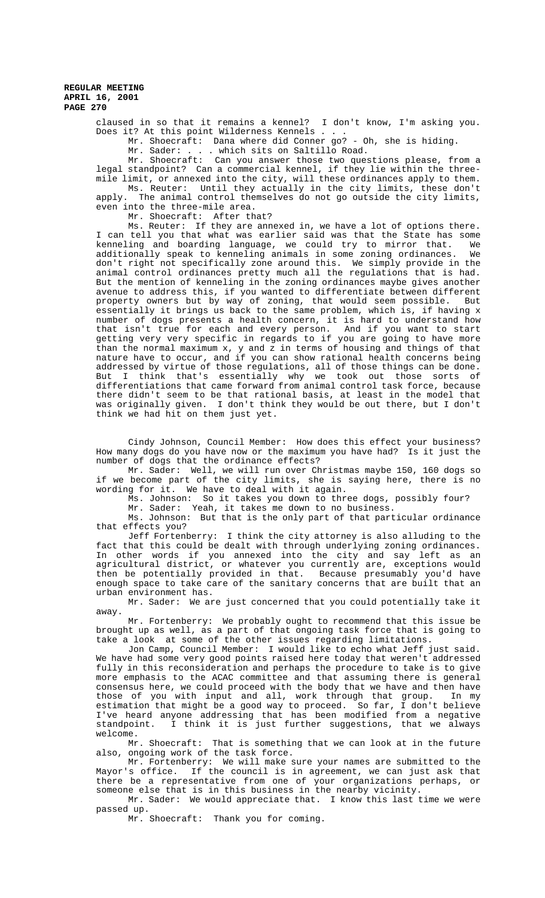claused in so that it remains a kennel? I don't know, I'm asking you. Does it? At this point Wilderness Kennels . . .

Mr. Shoecraft: Dana where did Conner go? - Oh, she is hiding.

Mr. Sader: . . . which sits on Saltillo Road.

Mr. Shoecraft: Can you answer those two questions please, from a legal standpoint? Can a commercial kennel, if they lie within the three-mile limit, or annexed into the city, will these ordinances apply to them.

Ms. Reuter: Until they actually in the city limits, these don't apply. The animal control themselves do not go outside the city limits, even into the three-mile area.

Mr. Shoecraft: After that?

Ms. Reuter: If they are annexed in, we have a lot of options there. I can tell you that what was earlier said was that the State has some kenneling and boarding language, we could try to mirror that. We additionally speak to kenneling animals in some zoning ordinances. We don't right not specifically zone around this. We simply provide in the animal control ordinances pretty much all the regulations that is had. But the mention of kenneling in the zoning ordinances maybe gives another avenue to address this, if you wanted to differentiate between different property owners but by way of zoning, that would seem possible. But essentially it brings us back to the same problem, which is, if having x number of dogs presents a health concern, it is hard to understand how that isn't true for each and every person. And if you want to start getting very very specific in regards to if you are going to have more than the normal maximum x, y and z in terms of housing and things of that nature have to occur, and if you can show rational health concerns being addressed by virtue of those regulations, all of those things can be done. But I think that's essentially why we took out those sorts of differentiations that came forward from animal control task force, because there didn't seem to be that rational basis, at least in the model that was originally given. I don't think they would be out there, but I don't think we had hit on them just yet.

Cindy Johnson, Council Member: How does this effect your business? How many dogs do you have now or the maximum you have had? Is it just the number of dogs that the ordinance effects?

Mr. Sader: Well, we will run over Christmas maybe 150, 160 dogs so if we become part of the city limits, she is saying here, there is no wording for it. We have to deal with it again.

Ms. Johnson: So it takes you down to three dogs, possibly four?

Mr. Sader: Yeah, it takes me down to no business.

Ms. Johnson: But that is the only part of that particular ordinance that effects you?

Jeff Fortenberry: I think the city attorney is also alluding to the fact that this could be dealt with through underlying zoning ordinances. In other words if you annexed into the city and say left as an agricultural district, or whatever you currently are, exceptions would then be potentially provided in that. Because presumably you'd have enough space to take care of the sanitary concerns that are built that an urban environment has.

Mr. Sader: We are just concerned that you could potentially take it away.

Mr. Fortenberry: We probably ought to recommend that this issue be brought up as well, as a part of that ongoing task force that is going to take a look at some of the other issues regarding limitations.

Jon Camp, Council Member: I would like to echo what Jeff just said. We have had some very good points raised here today that weren't addressed fully in this reconsideration and perhaps the procedure to take is to give more emphasis to the ACAC committee and that assuming there is general consensus here, we could proceed with the body that we have and then have those of you with input and all, work through that group. In my estimation that might be a good way to proceed. So far, I don't believe I've heard anyone addressing that has been modified from a negative standpoint. I think it is just further suggestions, that we always welcome.

Mr. Shoecraft: That is something that we can look at in the future also, ongoing work of the task force.

Mr. Fortenberry: We will make sure your names are submitted to the Mayor's office. If the council is in agreement, we can just ask that there be a representative from one of your organizations perhaps, or someone else that is in this business in the nearby vicinity.

Mr. Sader: We would appreciate that. I know this last time we were passed up.

Mr. Shoecraft: Thank you for coming.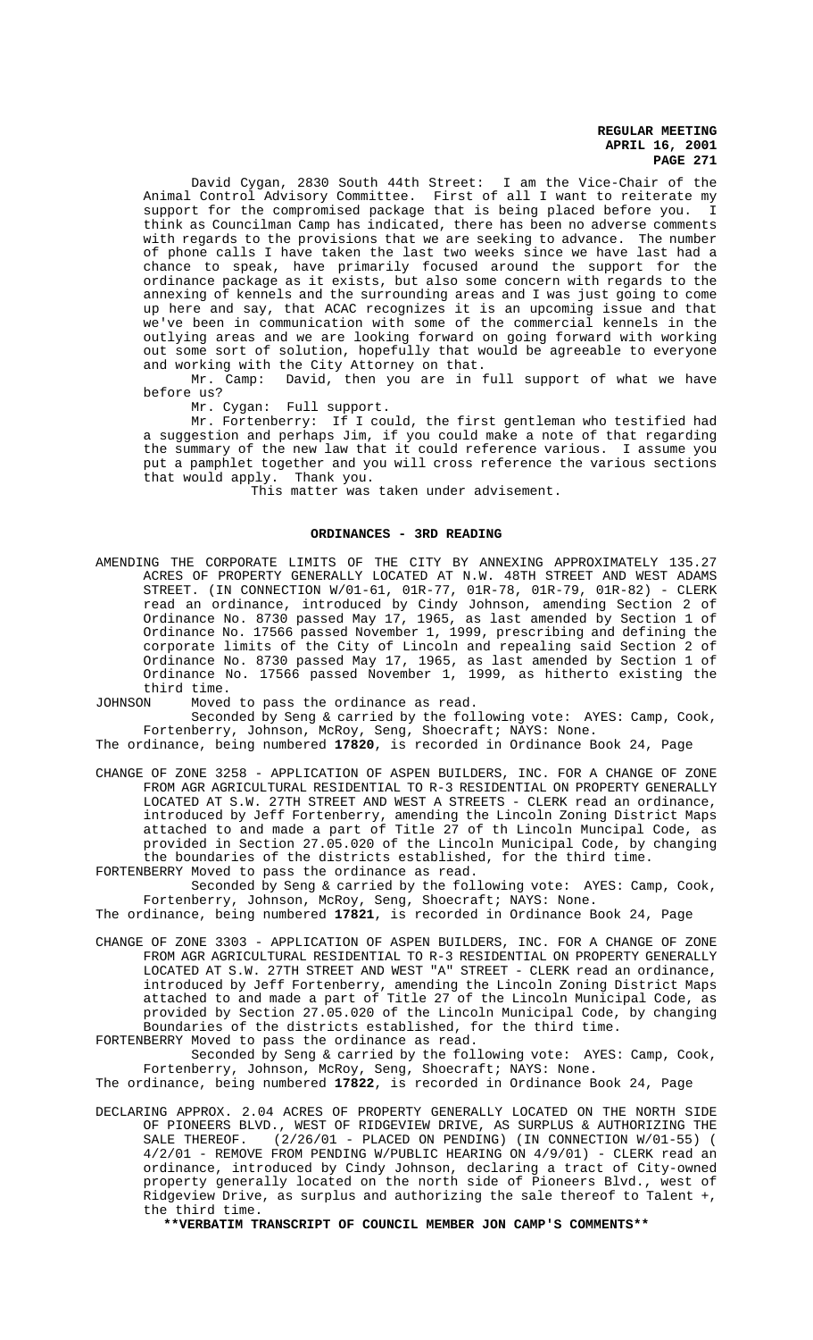David Cygan, 2830 South 44th Street: I am the Vice-Chair of the Animal Control Advisory Committee. First of all I want to reiterate my support for the compromised package that is being placed before you. I think as Councilman Camp has indicated, there has been no adverse comments with regards to the provisions that we are seeking to advance. The number of phone calls I have taken the last two weeks since we have last had a chance to speak, have primarily focused around the support for the ordinance package as it exists, but also some concern with regards to the annexing of kennels and the surrounding areas and I was just going to come up here and say, that ACAC recognizes it is an upcoming issue and that we've been in communication with some of the commercial kennels in the outlying areas and we are looking forward on going forward with working out some sort of solution, hopefully that would be agreeable to everyone and working with the City Attorney on that.

Mr. Camp: David, then you are in full support of what we have before us?

Mr. Cygan: Full support.

Mr. Fortenberry: If I could, the first gentleman who testified had a suggestion and perhaps Jim, if you could make a note of that regarding the summary of the new law that it could reference various. I assume you put a pamphlet together and you will cross reference the various sections that would apply. Thank you.

This matter was taken under advisement.

## ORDINANCES - 3RD READING

AMENDING THE CORPORATE LIMITS OF THE CITY BY ANNEXING APPROXIMATELY 135.27 ACRES OF PROPERTY GENERALLY LOCATED AT N.W. 48TH STREET AND WEST ADAMS STREET. (IN CONNECTION W/01-61, 01R-77, 01R-78, 01R-79, 01R-82) - CLERK read an ordinance, introduced by Cindy Johnson, amending Section 2 of Ordinance No. 8730 passed May 17, 1965, as last amended by Section 1 of Ordinance No. 17566 passed November 1, 1999, prescribing and defining the corporate limits of the City of Lincoln and repealing said Section 2 of Ordinance No. 8730 passed May 17, 1965, as last amended by Section 1 of Ordinance No. 17566 passed November 1, 1999, as hitherto existing the third time.

JOHNSON Moved to pass the ordinance as read.

Seconded by Seng & carried by the following vote: AYES: Camp, Cook, Fortenberry, Johnson, McRoy, Seng, Shoecraft; NAYS: None.

The ordinance, being numbered **17820**, is recorded in Ordinance Book 24, Page

CHANGE OF ZONE 3258 - APPLICATION OF ASPEN BUILDERS, INC. FOR A CHANGE OF ZONE FROM AGR AGRICULTURAL RESIDENTIAL TO R-3 RESIDENTIAL ON PROPERTY GENERALLY LOCATED AT S.W. 27TH STREET AND WEST A STREETS - CLERK read an ordinance, introduced by Jeff Fortenberry, amending the Lincoln Zoning District Maps attached to and made a part of Title 27 of th Lincoln Muncipal Code, as provided in Section 27.05.020 of the Lincoln Municipal Code, by changing the boundaries of the districts established, for the third time.

FORTENBERRY Moved to pass the ordinance as read.

Seconded by Seng & carried by the following vote: AYES: Camp, Cook, Fortenberry, Johnson, McRoy, Seng, Shoecraft; NAYS: None.

The ordinance, being numbered **17821**, is recorded in Ordinance Book 24, Page

CHANGE OF ZONE 3303 - APPLICATION OF ASPEN BUILDERS, INC. FOR A CHANGE OF ZONE FROM AGR AGRICULTURAL RESIDENTIAL TO R-3 RESIDENTIAL ON PROPERTY GENERALLY LOCATED AT S.W. 27TH STREET AND WEST "A" STREET - CLERK read an ordinance, introduced by Jeff Fortenberry, amending the Lincoln Zoning District Maps attached to and made a part of Title 27 of the Lincoln Municipal Code, as provided by Section 27.05.020 of the Lincoln Municipal Code, by changing Boundaries of the districts established, for the third time.

FORTENBERRY Moved to pass the ordinance as read.

Seconded by Seng & carried by the following vote: AYES: Camp, Cook, Fortenberry, Johnson, McRoy, Seng, Shoecraft; NAYS: None.

The ordinance, being numbered **17822**, is recorded in Ordinance Book 24, Page

DECLARING APPROX. 2.04 ACRES OF PROPERTY GENERALLY LOCATED ON THE NORTH SIDE OF PIONEERS BLVD., WEST OF RIDGEVIEW DRIVE, AS SURPLUS & AUTHORIZING THE SALE THEREOF. (2/26/01 - PLACED ON PENDING) (IN CONNECTION W/01-55) ( 4/2/01 - REMOVE FROM PENDING W/PUBLIC HEARING ON 4/9/01) - CLERK read an ordinance, introduced by Cindy Johnson, declaring a tract of City-owned property generally located on the north side of Pioneers Blvd., west of Ridgeview Drive, as surplus and authorizing the sale thereof to Talent +, the third time.

**\*\*VERBATIM TRANSCRIPT OF COUNCIL MEMBER JON CAMP'S COMMENTS\*\***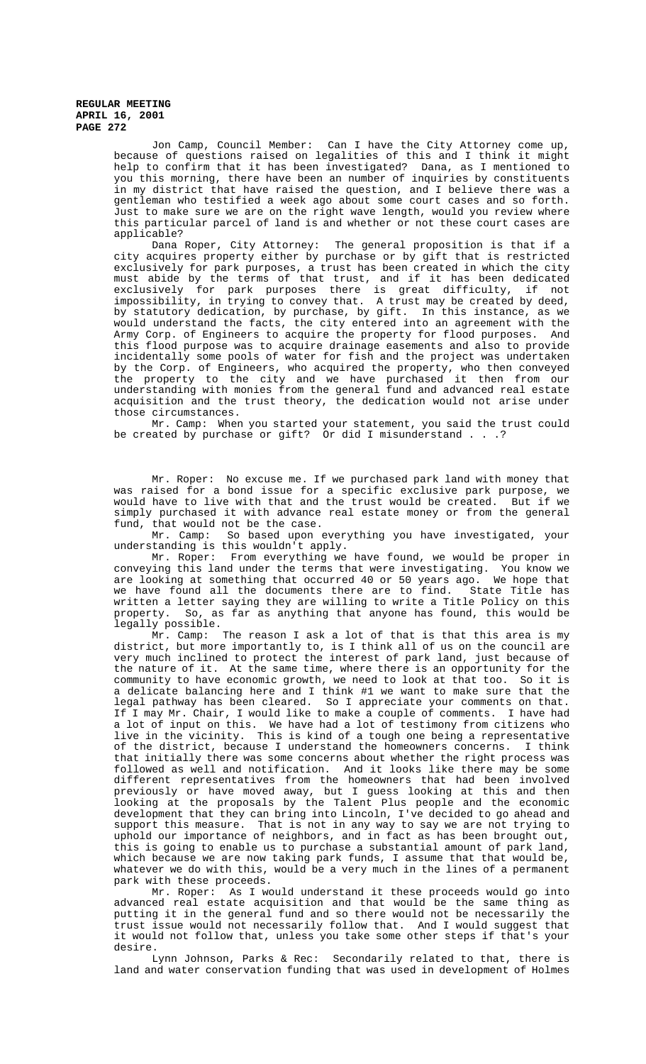Jon Camp, Council Member: Can I have the City Attorney come up, because of questions raised on legalities of this and I think it might help to confirm that it has been investigated? Dana, as I mentioned to you this morning, there have been an number of inquiries by constituents in my district that have raised the question, and I believe there was a gentleman who testified a week ago about some court cases and so forth. Just to make sure we are on the right wave length, would you review where this particular parcel of land is and whether or not these court cases are applicable?

Dana Roper, City Attorney: The general proposition is that if a city acquires property either by purchase or by gift that is restricted exclusively for park purposes, a trust has been created in which the city must abide by the terms of that trust, and if it has been dedicated exclusively for park purposes there is great difficulty, if not impossibility, in trying to convey that. A trust may be created by deed, by statutory dedication, by purchase, by gift. In this instance, as we would understand the facts, the city entered into an agreement with the Army Corp. of Engineers to acquire the property for flood purposes. And this flood purpose was to acquire drainage easements and also to provide incidentally some pools of water for fish and the project was undertaken by the Corp. of Engineers, who acquired the property, who then conveyed the property to the city and we have purchased it then from our understanding with monies from the general fund and advanced real estate acquisition and the trust theory, the dedication would not arise under those circumstances.

Mr. Camp: When you started your statement, you said the trust could be created by purchase or gift? Or did I misunderstand . . .?

Mr. Roper: No excuse me. If we purchased park land with money that was raised for a bond issue for a specific exclusive park purpose, we would have to live with that and the trust would be created. But if we simply purchased it with advance real estate money or from the general fund, that would not be the case.

Mr. Camp: So based upon everything you have investigated, your understanding is this wouldn't apply.

Mr. Roper: From everything we have found, we would be proper in conveying this land under the terms that were investigating. You know we are looking at something that occurred 40 or 50 years ago. We hope that we have found all the documents there are to find. State Title has written a letter saying they are willing to write a Title Policy on this property. So, as far as anything that anyone has found, this would be legally possible.

Mr. Camp: The reason I ask a lot of that is that this area is my district, but more importantly to, is I think all of us on the council are very much inclined to protect the interest of park land, just because of the nature of it. At the same time, where there is an opportunity for the community to have economic growth, we need to look at that too. So it is a delicate balancing here and I think #1 we want to make sure that the legal pathway has been cleared. So I appreciate your comments on that. If I may Mr. Chair, I would like to make a couple of comments. I have had a lot of input on this. We have had a lot of testimony from citizens who live in the vicinity. This is kind of a tough one being a representative of the district, because I understand the homeowners concerns. I think that initially there was some concerns about whether the right process was followed as well and notification. And it looks like there may be some different representatives from the homeowners that had been involved previously or have moved away, but I guess looking at this and then looking at the proposals by the Talent Plus people and the economic development that they can bring into Lincoln, I've decided to go ahead and support this measure. That is not in any way to say we are not trying to uphold our importance of neighbors, and in fact as has been brought out, this is going to enable us to purchase a substantial amount of park land, which because we are now taking park funds, I assume that that would be, whatever we do with this, would be a very much in the lines of a permanent park with these proceeds.

Mr. Roper: As I would understand it these proceeds would go into advanced real estate acquisition and that would be the same thing as putting it in the general fund and so there would not be necessarily the trust issue would not necessarily follow that. And I would suggest that it would not follow that, unless you take some other steps if that's your desire.

Lynn Johnson, Parks & Rec: Secondarily related to that, there is land and water conservation funding that was used in development of Holmes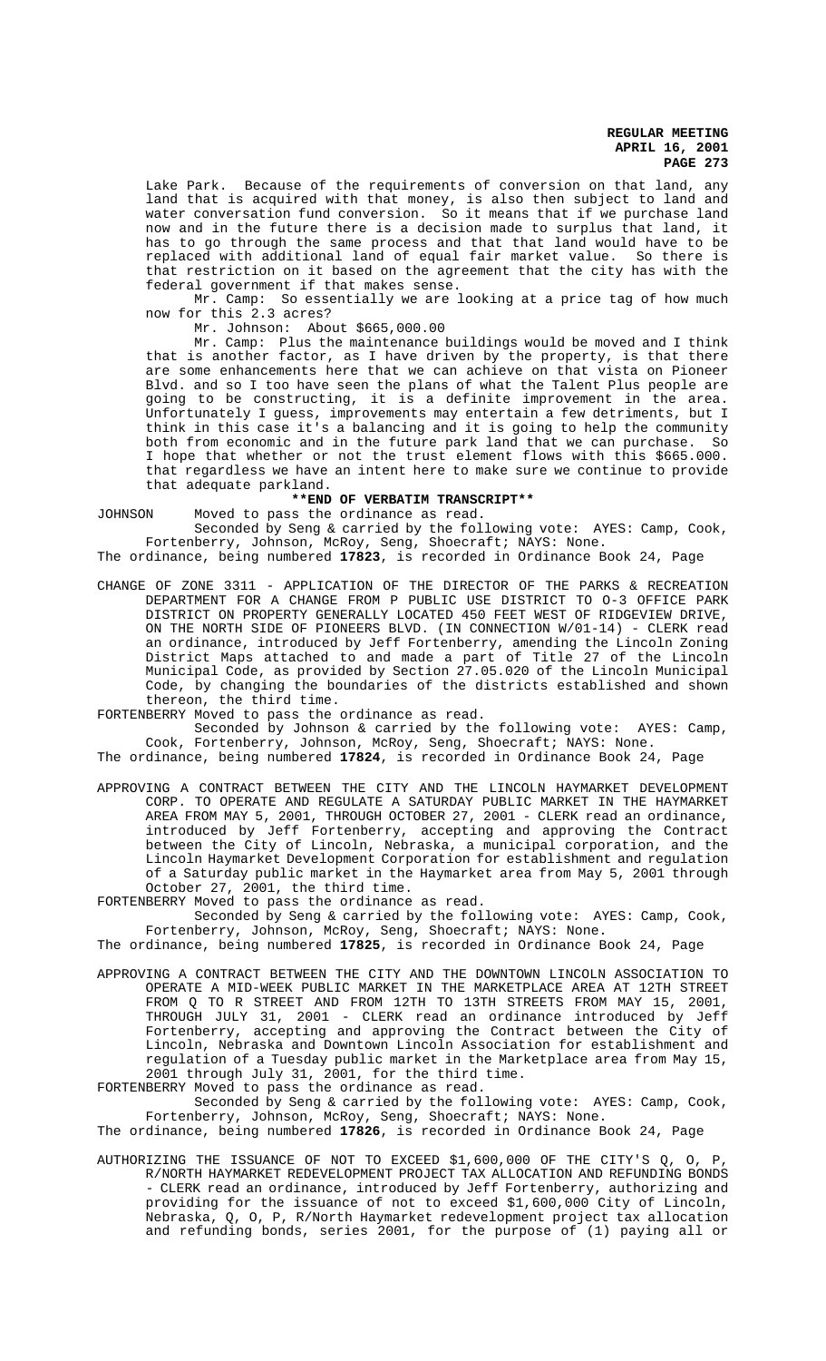Lake Park. Because of the requirements of conversion on that land, any land that is acquired with that money, is also then subject to land and water conversation fund conversion. So it means that if we purchase land now and in the future there is a decision made to surplus that land, it has to go through the same process and that that land would have to be replaced with additional land of equal fair market value. So there is that restriction on it based on the agreement that the city has with the federal government if that makes sense.

Mr. Camp: So essentially we are looking at a price tag of how much now for this 2.3 acres?

Mr. Johnson: About $665,000.00

Mr. Camp: Plus the maintenance buildings would be moved and I think that is another factor, as I have driven by the property, is that there are some enhancements here that we can achieve on that vista on Pioneer Blvd. and so I too have seen the plans of what the Talent Plus people are going to be constructing, it is a definite improvement in the area. Unfortunately I guess, improvements may entertain a few detriments, but I think in this case it's a balancing and it is going to help the community both from economic and in the future park land that we can purchase. So I hope that whether or not the trust element flows with this $665.000. that regardless we have an intent here to make sure we continue to provide that adequate parkland.

**\*\*END OF VERBATIM TRANSCRIPT\*\***

JOHNSON Moved to pass the ordinance as read.

Seconded by Seng & carried by the following vote: AYES: Camp, Cook, Fortenberry, Johnson, McRoy, Seng, Shoecraft; NAYS: None.

The ordinance, being numbered **17823**, is recorded in Ordinance Book 24, Page

CHANGE OF ZONE 3311 - APPLICATION OF THE DIRECTOR OF THE PARKS & RECREATION DEPARTMENT FOR A CHANGE FROM P PUBLIC USE DISTRICT TO O-3 OFFICE PARK DISTRICT ON PROPERTY GENERALLY LOCATED 450 FEET WEST OF RIDGEVIEW DRIVE, ON THE NORTH SIDE OF PIONEERS BLVD. (IN CONNECTION W/01-14) - CLERK read an ordinance, introduced by Jeff Fortenberry, amending the Lincoln Zoning District Maps attached to and made a part of Title 27 of the Lincoln Municipal Code, as provided by Section 27.05.020 of the Lincoln Municipal Code, by changing the boundaries of the districts established and shown thereon, the third time.

FORTENBERRY Moved to pass the ordinance as read.

Seconded by Johnson & carried by the following vote: AYES: Camp, Cook, Fortenberry, Johnson, McRoy, Seng, Shoecraft; NAYS: None.

The ordinance, being numbered **17824**, is recorded in Ordinance Book 24, Page

APPROVING A CONTRACT BETWEEN THE CITY AND THE LINCOLN HAYMARKET DEVELOPMENT CORP. TO OPERATE AND REGULATE A SATURDAY PUBLIC MARKET IN THE HAYMARKET AREA FROM MAY 5, 2001, THROUGH OCTOBER 27, 2001 - CLERK read an ordinance, introduced by Jeff Fortenberry, accepting and approving the Contract between the City of Lincoln, Nebraska, a municipal corporation, and the Lincoln Haymarket Development Corporation for establishment and regulation of a Saturday public market in the Haymarket area from May 5, 2001 through October 27, 2001, the third time.

FORTENBERRY Moved to pass the ordinance as read.

Seconded by Seng & carried by the following vote: AYES: Camp, Cook, Fortenberry, Johnson, McRoy, Seng, Shoecraft; NAYS: None.

The ordinance, being numbered **17825**, is recorded in Ordinance Book 24, Page

APPROVING A CONTRACT BETWEEN THE CITY AND THE DOWNTOWN LINCOLN ASSOCIATION TO OPERATE A MID-WEEK PUBLIC MARKET IN THE MARKETPLACE AREA AT 12TH STREET FROM Q TO R STREET AND FROM 12TH TO 13TH STREETS FROM MAY 15, 2001, THROUGH JULY 31, 2001 - CLERK read an ordinance introduced by Jeff Fortenberry, accepting and approving the Contract between the City of Lincoln, Nebraska and Downtown Lincoln Association for establishment and regulation of a Tuesday public market in the Marketplace area from May 15, 2001 through July 31, 2001, for the third time.

FORTENBERRY Moved to pass the ordinance as read.

Seconded by Seng & carried by the following vote: AYES: Camp, Cook, Fortenberry, Johnson, McRoy, Seng, Shoecraft; NAYS: None.

The ordinance, being numbered **17826**, is recorded in Ordinance Book 24, Page

AUTHORIZING THE ISSUANCE OF NOT TO EXCEED $1,600,000 OF THE CITY'S Q, O, P, R/NORTH HAYMARKET REDEVELOPMENT PROJECT TAX ALLOCATION AND REFUNDING BONDS - CLERK read an ordinance, introduced by Jeff Fortenberry, authorizing and providing for the issuance of not to exceed $1,600,000 City of Lincoln, Nebraska, Q, O, P, R/North Haymarket redevelopment project tax allocation and refunding bonds, series 2001, for the purpose of (1) paying all or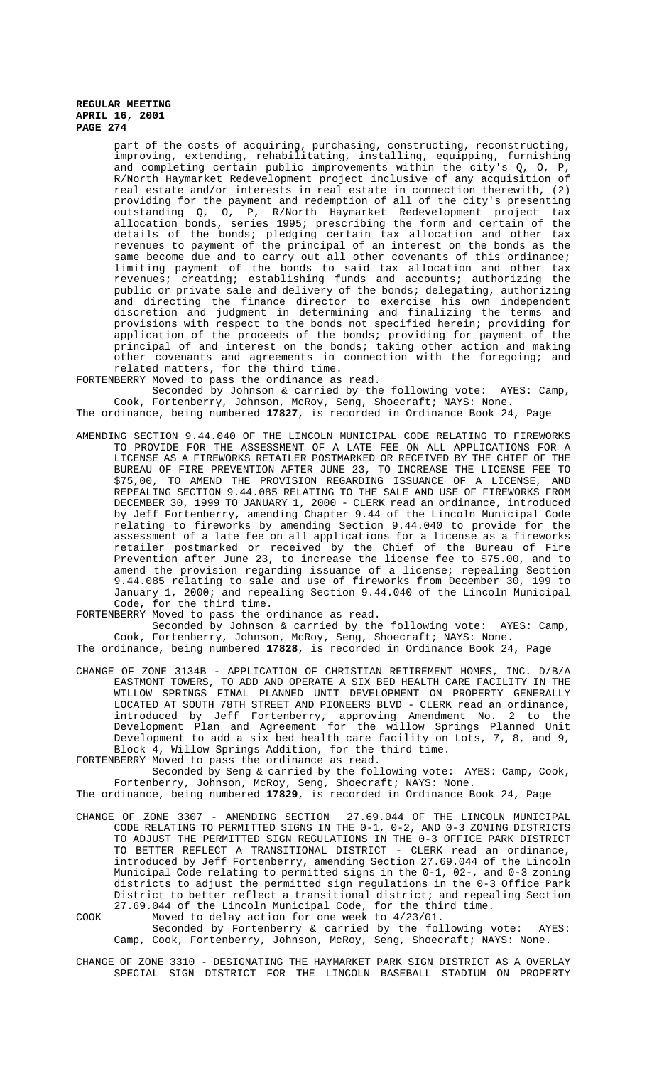part of the costs of acquiring, purchasing, constructing, reconstructing, improving, extending, rehabilitating, installing, equipping, furnishing and completing certain public improvements within the city's Q, O, P, R/North Haymarket Redevelopment project inclusive of any acquisition of real estate and/or interests in real estate in connection therewith, (2) providing for the payment and redemption of all of the city's presenting outstanding Q, O, P, R/North Haymarket Redevelopment project tax allocation bonds, series 1995; prescribing the form and certain of the details of the bonds; pledging certain tax allocation and other tax revenues to payment of the principal of an interest on the bonds as the same become due and to carry out all other covenants of this ordinance; limiting payment of the bonds to said tax allocation and other tax revenues; creating; establishing funds and accounts; authorizing the public or private sale and delivery of the bonds; delegating, authorizing and directing the finance director to exercise his own independent discretion and judgment in determining and finalizing the terms and provisions with respect to the bonds not specified herein; providing for application of the proceeds of the bonds; providing for payment of the principal of and interest on the bonds; taking other action and making other covenants and agreements in connection with the foregoing; and related matters, for the third time.

FORTENBERRY Moved to pass the ordinance as read.

Seconded by Johnson & carried by the following vote: AYES: Camp, Cook, Fortenberry, Johnson, McRoy, Seng, Shoecraft; NAYS: None.

The ordinance, being numbered **17827**, is recorded in Ordinance Book 24, Page

AMENDING SECTION 9.44.040 OF THE LINCOLN MUNICIPAL CODE RELATING TO FIREWORKS TO PROVIDE FOR THE ASSESSMENT OF A LATE FEE ON ALL APPLICATIONS FOR A LICENSE AS A FIREWORKS RETAILER POSTMARKED OR RECEIVED BY THE CHIEF OF THE BUREAU OF FIRE PREVENTION AFTER JUNE 23, TO INCREASE THE LICENSE FEE TO \$75,00, TO AMEND THE PROVISION REGARDING ISSUANCE OF A LICENSE, AND REPEALING SECTION 9.44.085 RELATING TO THE SALE AND USE OF FIREWORKS FROM DECEMBER 30, 1999 TO JANUARY 1, 2000 - CLERK read an ordinance, introduced by Jeff Fortenberry, amending Chapter 9.44 of the Lincoln Municipal Code relating to fireworks by amending Section 9.44.040 to provide for the assessment of a late fee on all applications for a license as a fireworks retailer postmarked or received by the Chief of the Bureau of Fire Prevention after June 23, to increase the license fee to \$75.00, and to amend the provision regarding issuance of a license; repealing Section 9.44.085 relating to sale and use of fireworks from December 30, 199 to January 1, 2000; and repealing Section 9.44.040 of the Lincoln Municipal Code, for the third time.

FORTENBERRY Moved to pass the ordinance as read.

Seconded by Johnson & carried by the following vote: AYES: Camp, Cook, Fortenberry, Johnson, McRoy, Seng, Shoecraft; NAYS: None.

The ordinance, being numbered **17828**, is recorded in Ordinance Book 24, Page

CHANGE OF ZONE 3134B - APPLICATION OF CHRISTIAN RETIREMENT HOMES, INC. D/B/A EASTMONT TOWERS, TO ADD AND OPERATE A SIX BED HEALTH CARE FACILITY IN THE WILLOW SPRINGS FINAL PLANNED UNIT DEVELOPMENT ON PROPERTY GENERALLY LOCATED AT SOUTH 78TH STREET AND PIONEERS BLVD - CLERK read an ordinance, introduced by Jeff Fortenberry, approving Amendment No. 2 to the Development Plan and Agreement for the willow Springs Planned Unit Development to add a six bed health care facility on Lots, 7, 8, and 9, Block 4, Willow Springs Addition, for the third time.

FORTENBERRY Moved to pass the ordinance as read.

Seconded by Seng & carried by the following vote: AYES: Camp, Cook, Fortenberry, Johnson, McRoy, Seng, Shoecraft; NAYS: None.

The ordinance, being numbered **17829**, is recorded in Ordinance Book 24, Page

CHANGE OF ZONE 3307 - AMENDING SECTION 27.69.044 OF THE LINCOLN MUNICIPAL CODE RELATING TO PERMITTED SIGNS IN THE 0-1, 0-2, AND 0-3 ZONING DISTRICTS TO ADJUST THE PERMITTED SIGN REGULATIONS IN THE 0-3 OFFICE PARK DISTRICT TO BETTER REFLECT A TRANSITIONAL DISTRICT - CLERK read an ordinance, introduced by Jeff Fortenberry, amending Section 27.69.044 of the Lincoln Municipal Code relating to permitted signs in the 0-1, 02-, and 0-3 zoning districts to adjust the permitted sign regulations in the 0-3 Office Park District to better reflect a transitional district; and repealing Section 27.69.044 of the Lincoln Municipal Code, for the third time.

COOK Moved to delay action for one week to 4/23/01.

Seconded by Fortenberry & carried by the following vote: AYES: Camp, Cook, Fortenberry, Johnson, McRoy, Seng, Shoecraft; NAYS: None.

CHANGE OF ZONE 3310 - DESIGNATING THE HAYMARKET PARK SIGN DISTRICT AS A OVERLAY SPECIAL SIGN DISTRICT FOR THE LINCOLN BASEBALL STADIUM ON PROPERTY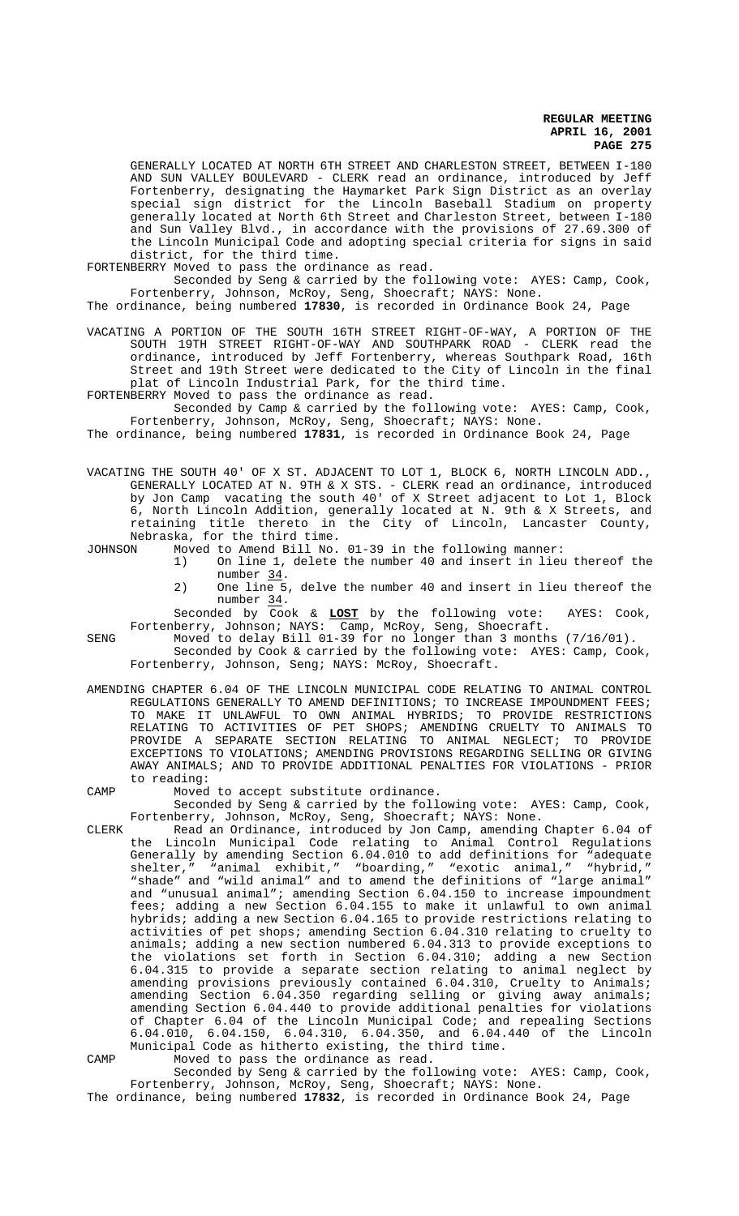GENERALLY LOCATED AT NORTH 6TH STREET AND CHARLESTON STREET, BETWEEN I-180 AND SUN VALLEY BOULEVARD - CLERK read an ordinance, introduced by Jeff Fortenberry, designating the Haymarket Park Sign District as an overlay special sign district for the Lincoln Baseball Stadium on property generally located at North 6th Street and Charleston Street, between I-180 and Sun Valley Blvd., in accordance with the provisions of 27.69.300 of the Lincoln Municipal Code and adopting special criteria for signs in said district, for the third time.

FORTENBERRY Moved to pass the ordinance as read.

Seconded by Seng & carried by the following vote: AYES: Camp, Cook, Fortenberry, Johnson, McRoy, Seng, Shoecraft; NAYS: None.

The ordinance, being numbered **17830**, is recorded in Ordinance Book 24, Page

VACATING A PORTION OF THE SOUTH 16TH STREET RIGHT-OF-WAY, A PORTION OF THE SOUTH 19TH STREET RIGHT-OF-WAY AND SOUTHPARK ROAD - CLERK read the ordinance, introduced by Jeff Fortenberry, whereas Southpark Road, 16th Street and 19th Street were dedicated to the City of Lincoln in the final plat of Lincoln Industrial Park, for the third time.

FORTENBERRY Moved to pass the ordinance as read.

Seconded by Camp & carried by the following vote: AYES: Camp, Cook, Fortenberry, Johnson, McRoy, Seng, Shoecraft; NAYS: None.

The ordinance, being numbered **17831**, is recorded in Ordinance Book 24, Page

VACATING THE SOUTH 40' OF X ST. ADJACENT TO LOT 1, BLOCK 6, NORTH LINCOLN ADD., GENERALLY LOCATED AT N. 9TH & X STS. - CLERK read an ordinance, introduced by Jon Camp vacating the south 40' of X Street adjacent to Lot 1, Block 6, North Lincoln Addition, generally located at N. 9th & X Streets, and retaining title thereto in the City of Lincoln, Lancaster County, Nebraska, for the third time.

JOHNSON Moved to Amend Bill No. 01-39 in the following manner:

1) On line 1, delete the number 40 and insert in lieu thereof the number 34.
2) One line 5, delve the number 40 and insert in lieu thereof the number 34.

Seconded by Cook & **LOST** by the following vote: AYES: Cook, Fortenberry, Johnson; NAYS: Camp, McRoy, Seng, Shoecraft.

SENG Moved to delay Bill 01-39 for no longer than 3 months (7/16/01).

Seconded by Cook & carried by the following vote: AYES: Camp, Cook, Fortenberry, Johnson, Seng; NAYS: McRoy, Shoecraft.

AMENDING CHAPTER 6.04 OF THE LINCOLN MUNICIPAL CODE RELATING TO ANIMAL CONTROL REGULATIONS GENERALLY TO AMEND DEFINITIONS; TO INCREASE IMPOUNDMENT FEES; TO MAKE IT UNLAWFUL TO OWN ANIMAL HYBRIDS; TO PROVIDE RESTRICTIONS RELATING TO ACTIVITIES OF PET SHOPS; AMENDING CRUELTY TO ANIMALS TO PROVIDE A SEPARATE SECTION RELATING TO ANIMAL NEGLECT; TO PROVIDE EXCEPTIONS TO VIOLATIONS; AMENDING PROVISIONS REGARDING SELLING OR GIVING AWAY ANIMALS; AND TO PROVIDE ADDITIONAL PENALTIES FOR VIOLATIONS - PRIOR to reading:

CAMP Moved to accept substitute ordinance.

Seconded by Seng & carried by the following vote: AYES: Camp, Cook, Fortenberry, Johnson, McRoy, Seng, Shoecraft; NAYS: None.

CLERK Read an Ordinance, introduced by Jon Camp, amending Chapter 6.04 of the Lincoln Municipal Code relating to Animal Control Regulations Generally by amending Section 6.04.010 to add definitions for "adequate shelter," "animal exhibit," "boarding," "exotic animal," "hybrid," "shade" and "wild animal" and to amend the definitions of "large animal" and "unusual animal"; amending Section 6.04.150 to increase impoundment fees; adding a new Section 6.04.155 to make it unlawful to own animal hybrids; adding a new Section 6.04.165 to provide restrictions relating to activities of pet shops; amending Section 6.04.310 relating to cruelty to animals; adding a new section numbered 6.04.313 to provide exceptions to the violations set forth in Section 6.04.310; adding a new Section 6.04.315 to provide a separate section relating to animal neglect by amending provisions previously contained 6.04.310, Cruelty to Animals; amending Section 6.04.350 regarding selling or giving away animals; amending Section 6.04.440 to provide additional penalties for violations of Chapter 6.04 of the Lincoln Municipal Code; and repealing Sections 6.04.010, 6.04.150, 6.04.310, 6.04.350, and 6.04.440 of the Lincoln Municipal Code as hitherto existing, the third time.

CAMP Moved to pass the ordinance as read.

Seconded by Seng & carried by the following vote: AYES: Camp, Cook, Fortenberry, Johnson, McRoy, Seng, Shoecraft; NAYS: None.

The ordinance, being numbered **17832**, is recorded in Ordinance Book 24, Page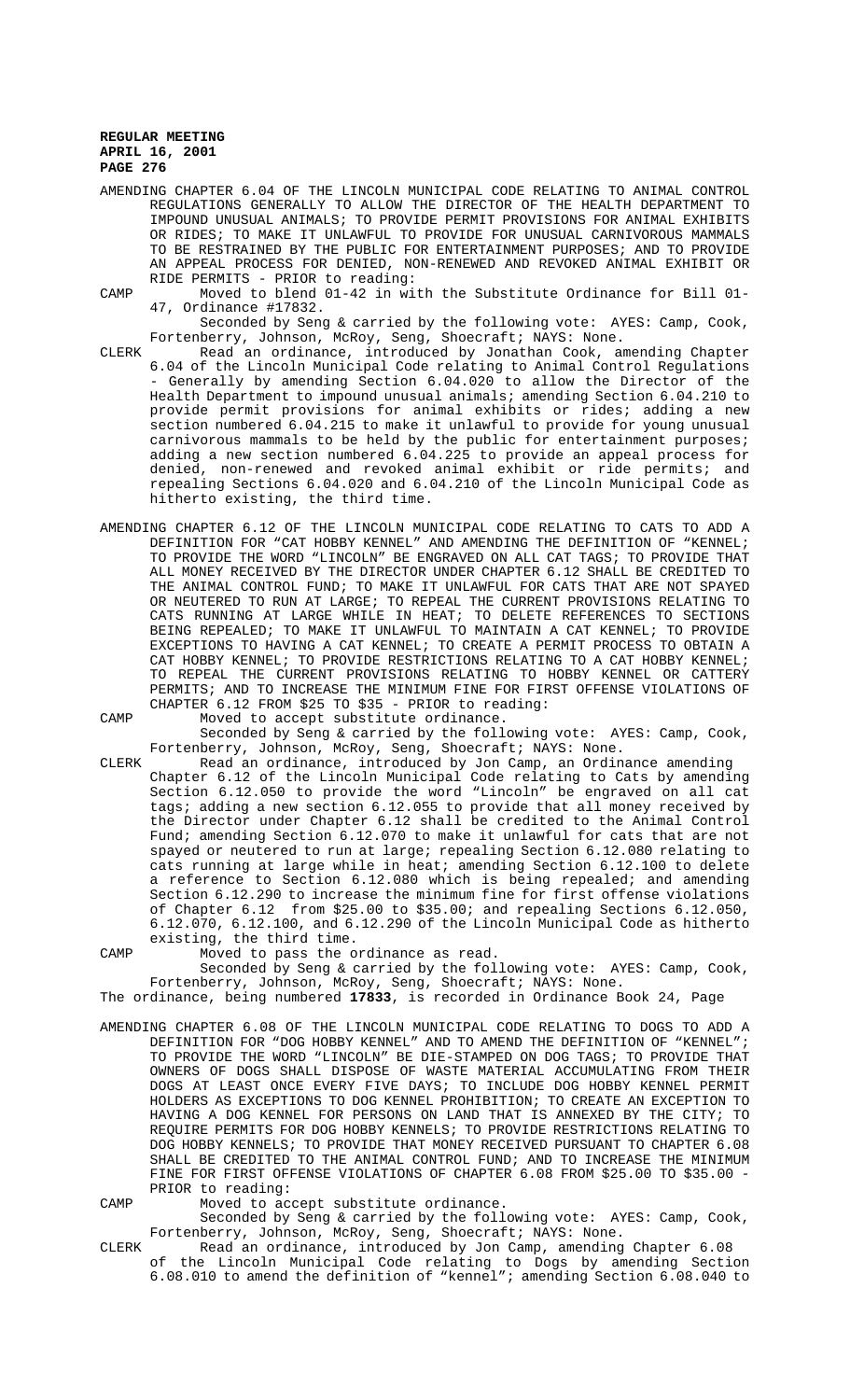**REGULAR MEETING**
**APRIL 16, 2001**
**PAGE 276**

AMENDING CHAPTER 6.04 OF THE LINCOLN MUNICIPAL CODE RELATING TO ANIMAL CONTROL REGULATIONS GENERALLY TO ALLOW THE DIRECTOR OF THE HEALTH DEPARTMENT TO IMPOUND UNUSUAL ANIMALS; TO PROVIDE PERMIT PROVISIONS FOR ANIMAL EXHIBITS OR RIDES; TO MAKE IT UNLAWFUL TO PROVIDE FOR UNUSUAL CARNIVOROUS MAMMALS TO BE RESTRAINED BY THE PUBLIC FOR ENTERTAINMENT PURPOSES; AND TO PROVIDE AN APPEAL PROCESS FOR DENIED, NON-RENEWED AND REVOKED ANIMAL EXHIBIT OR RIDE PERMITS - PRIOR to reading:

CAMP Moved to blend 01-42 in with the Substitute Ordinance for Bill 01-47, Ordinance #17832.

Seconded by Seng & carried by the following vote: AYES: Camp, Cook, Fortenberry, Johnson, McRoy, Seng, Shoecraft; NAYS: None.

CLERK Read an ordinance, introduced by Jonathan Cook, amending Chapter 6.04 of the Lincoln Municipal Code relating to Animal Control Regulations - Generally by amending Section 6.04.020 to allow the Director of the Health Department to impound unusual animals; amending Section 6.04.210 to provide permit provisions for animal exhibits or rides; adding a new section numbered 6.04.215 to make it unlawful to provide for young unusual carnivorous mammals to be held by the public for entertainment purposes; adding a new section numbered 6.04.225 to provide an appeal process for denied, non-renewed and revoked animal exhibit or ride permits; and repealing Sections 6.04.020 and 6.04.210 of the Lincoln Municipal Code as hitherto existing, the third time.

AMENDING CHAPTER 6.12 OF THE LINCOLN MUNICIPAL CODE RELATING TO CATS TO ADD A DEFINITION FOR "CAT HOBBY KENNEL" AND AMENDING THE DEFINITION OF "KENNEL; TO PROVIDE THE WORD "LINCOLN" BE ENGRAVED ON ALL CAT TAGS; TO PROVIDE THAT ALL MONEY RECEIVED BY THE DIRECTOR UNDER CHAPTER 6.12 SHALL BE CREDITED TO THE ANIMAL CONTROL FUND; TO MAKE IT UNLAWFUL FOR CATS THAT ARE NOT SPAYED OR NEUTERED TO RUN AT LARGE; TO REPEAL THE CURRENT PROVISIONS RELATING TO CATS RUNNING AT LARGE WHILE IN HEAT; TO DELETE REFERENCES TO SECTIONS BEING REPEALED; TO MAKE IT UNLAWFUL TO MAINTAIN A CAT KENNEL; TO PROVIDE EXCEPTIONS TO HAVING A CAT KENNEL; TO CREATE A PERMIT PROCESS TO OBTAIN A CAT HOBBY KENNEL; TO PROVIDE RESTRICTIONS RELATING TO A CAT HOBBY KENNEL; TO REPEAL THE CURRENT PROVISIONS RELATING TO HOBBY KENNEL OR CATTERY PERMITS; AND TO INCREASE THE MINIMUM FINE FOR FIRST OFFENSE VIOLATIONS OF CHAPTER 6.12 FROM $25 TO $35 - PRIOR to reading:

CAMP Moved to accept substitute ordinance.

Seconded by Seng & carried by the following vote: AYES: Camp, Cook, Fortenberry, Johnson, McRoy, Seng, Shoecraft; NAYS: None.

CLERK Read an ordinance, introduced by Jon Camp, an Ordinance amending Chapter 6.12 of the Lincoln Municipal Code relating to Cats by amending Section 6.12.050 to provide the word "Lincoln" be engraved on all cat tags; adding a new section 6.12.055 to provide that all money received by the Director under Chapter 6.12 shall be credited to the Animal Control Fund; amending Section 6.12.070 to make it unlawful for cats that are not spayed or neutered to run at large; repealing Section 6.12.080 relating to cats running at large while in heat; amending Section 6.12.100 to delete a reference to Section 6.12.080 which is being repealed; and amending Section 6.12.290 to increase the minimum fine for first offense violations of Chapter 6.12 from $25.00 to $35.00; and repealing Sections 6.12.050, 6.12.070, 6.12.100, and 6.12.290 of the Lincoln Municipal Code as hitherto existing, the third time.

CAMP Moved to pass the ordinance as read.

Seconded by Seng & carried by the following vote: AYES: Camp, Cook, Fortenberry, Johnson, McRoy, Seng, Shoecraft; NAYS: None.

The ordinance, being numbered **17833**, is recorded in Ordinance Book 24, Page

AMENDING CHAPTER 6.08 OF THE LINCOLN MUNICIPAL CODE RELATING TO DOGS TO ADD A DEFINITION FOR "DOG HOBBY KENNEL" AND TO AMEND THE DEFINITION OF "KENNEL"; TO PROVIDE THE WORD "LINCOLN" BE DIE-STAMPED ON DOG TAGS; TO PROVIDE THAT OWNERS OF DOGS SHALL DISPOSE OF WASTE MATERIAL ACCUMULATING FROM THEIR DOGS AT LEAST ONCE EVERY FIVE DAYS; TO INCLUDE DOG HOBBY KENNEL PERMIT HOLDERS AS EXCEPTIONS TO DOG KENNEL PROHIBITION; TO CREATE AN EXCEPTION TO HAVING A DOG KENNEL FOR PERSONS ON LAND THAT IS ANNEXED BY THE CITY; TO REQUIRE PERMITS FOR DOG HOBBY KENNELS; TO PROVIDE RESTRICTIONS RELATING TO DOG HOBBY KENNELS; TO PROVIDE THAT MONEY RECEIVED PURSUANT TO CHAPTER 6.08 SHALL BE CREDITED TO THE ANIMAL CONTROL FUND; AND TO INCREASE THE MINIMUM FINE FOR FIRST OFFENSE VIOLATIONS OF CHAPTER 6.08 FROM $25.00 TO $35.00 - PRIOR to reading:

CAMP Moved to accept substitute ordinance.

Seconded by Seng & carried by the following vote: AYES: Camp, Cook, Fortenberry, Johnson, McRoy, Seng, Shoecraft; NAYS: None.

CLERK Read an ordinance, introduced by Jon Camp, amending Chapter 6.08 of the Lincoln Municipal Code relating to Dogs by amending Section 6.08.010 to amend the definition of "kennel"; amending Section 6.08.040 to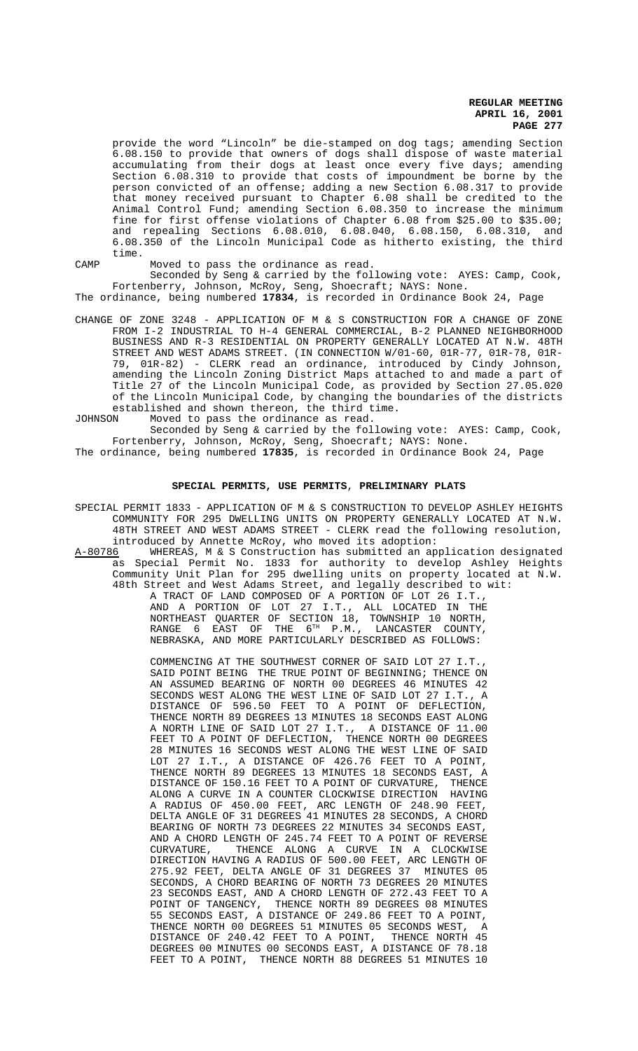provide the word "Lincoln" be die-stamped on dog tags; amending Section 6.08.150 to provide that owners of dogs shall dispose of waste material accumulating from their dogs at least once every five days; amending Section 6.08.310 to provide that costs of impoundment be borne by the person convicted of an offense; adding a new Section 6.08.317 to provide that money received pursuant to Chapter 6.08 shall be credited to the Animal Control Fund; amending Section 6.08.350 to increase the minimum fine for first offense violations of Chapter 6.08 from $25.00 to $35.00; and repealing Sections 6.08.010, 6.08.040, 6.08.150, 6.08.310, and 6.08.350 of the Lincoln Municipal Code as hitherto existing, the third time.

CAMP Moved to pass the ordinance as read.

Seconded by Seng & carried by the following vote: AYES: Camp, Cook, Fortenberry, Johnson, McRoy, Seng, Shoecraft; NAYS: None.

The ordinance, being numbered **17834**, is recorded in Ordinance Book 24, Page

CHANGE OF ZONE 3248 - APPLICATION OF M & S CONSTRUCTION FOR A CHANGE OF ZONE FROM I-2 INDUSTRIAL TO H-4 GENERAL COMMERCIAL, B-2 PLANNED NEIGHBORHOOD BUSINESS AND R-3 RESIDENTIAL ON PROPERTY GENERALLY LOCATED AT N.W. 48TH STREET AND WEST ADAMS STREET. (IN CONNECTION W/01-60, 01R-77, 01R-78, 01R-79, 01R-82) - CLERK read an ordinance, introduced by Cindy Johnson, amending the Lincoln Zoning District Maps attached to and made a part of Title 27 of the Lincoln Municipal Code, as provided by Section 27.05.020 of the Lincoln Municipal Code, by changing the boundaries of the districts established and shown thereon, the third time.

JOHNSON Moved to pass the ordinance as read.

Seconded by Seng & carried by the following vote: AYES: Camp, Cook, Fortenberry, Johnson, McRoy, Seng, Shoecraft; NAYS: None.

The ordinance, being numbered **17835**, is recorded in Ordinance Book 24, Page

## SPECIAL PERMITS, USE PERMITS, PRELIMINARY PLATS

SPECIAL PERMIT 1833 - APPLICATION OF M & S CONSTRUCTION TO DEVELOP ASHLEY HEIGHTS COMMUNITY FOR 295 DWELLING UNITS ON PROPERTY GENERALLY LOCATED AT N.W. 48TH STREET AND WEST ADAMS STREET - CLERK read the following resolution, introduced by Annette McRoy, who moved its adoption:

A-80786 WHEREAS, M & S Construction has submitted an application designated as Special Permit No. 1833 for authority to develop Ashley Heights Community Unit Plan for 295 dwelling units on property located at N.W. 48th Street and West Adams Street, and legally described to wit:

A TRACT OF LAND COMPOSED OF A PORTION OF LOT 26 I.T., AND A PORTION OF LOT 27 I.T., ALL LOCATED IN THE NORTHEAST QUARTER OF SECTION 18, TOWNSHIP 10 NORTH, RANGE 6 EAST OF THE 6TH P.M., LANCASTER COUNTY, NEBRASKA, AND MORE PARTICULARLY DESCRIBED AS FOLLOWS:

COMMENCING AT THE SOUTHWEST CORNER OF SAID LOT 27 I.T., SAID POINT BEING THE TRUE POINT OF BEGINNING; THENCE ON AN ASSUMED BEARING OF NORTH 00 DEGREES 46 MINUTES 42 SECONDS WEST ALONG THE WEST LINE OF SAID LOT 27 I.T., A DISTANCE OF 596.50 FEET TO A POINT OF DEFLECTION, THENCE NORTH 89 DEGREES 13 MINUTES 18 SECONDS EAST ALONG A NORTH LINE OF SAID LOT 27 I.T., A DISTANCE OF 11.00 FEET TO A POINT OF DEFLECTION, THENCE NORTH 00 DEGREES 28 MINUTES 16 SECONDS WEST ALONG THE WEST LINE OF SAID LOT 27 I.T., A DISTANCE OF 426.76 FEET TO A POINT, THENCE NORTH 89 DEGREES 13 MINUTES 18 SECONDS EAST, A DISTANCE OF 150.16 FEET TO A POINT OF CURVATURE, THENCE ALONG A CURVE IN A COUNTER CLOCKWISE DIRECTION HAVING A RADIUS OF 450.00 FEET, ARC LENGTH OF 248.90 FEET, DELTA ANGLE OF 31 DEGREES 41 MINUTES 28 SECONDS, A CHORD BEARING OF NORTH 73 DEGREES 22 MINUTES 34 SECONDS EAST, AND A CHORD LENGTH OF 245.74 FEET TO A POINT OF REVERSE CURVATURE, THENCE ALONG A CURVE IN A CLOCKWISE DIRECTION HAVING A RADIUS OF 500.00 FEET, ARC LENGTH OF 275.92 FEET, DELTA ANGLE OF 31 DEGREES 37 MINUTES 05 SECONDS, A CHORD BEARING OF NORTH 73 DEGREES 20 MINUTES 23 SECONDS EAST, AND A CHORD LENGTH OF 272.43 FEET TO A POINT OF TANGENCY, THENCE NORTH 89 DEGREES 08 MINUTES 55 SECONDS EAST, A DISTANCE OF 249.86 FEET TO A POINT, THENCE NORTH 00 DEGREES 51 MINUTES 05 SECONDS WEST, A DISTANCE OF 240.42 FEET TO A POINT, THENCE NORTH 45 DEGREES 00 MINUTES 00 SECONDS EAST, A DISTANCE OF 78.18 FEET TO A POINT, THENCE NORTH 88 DEGREES 51 MINUTES 10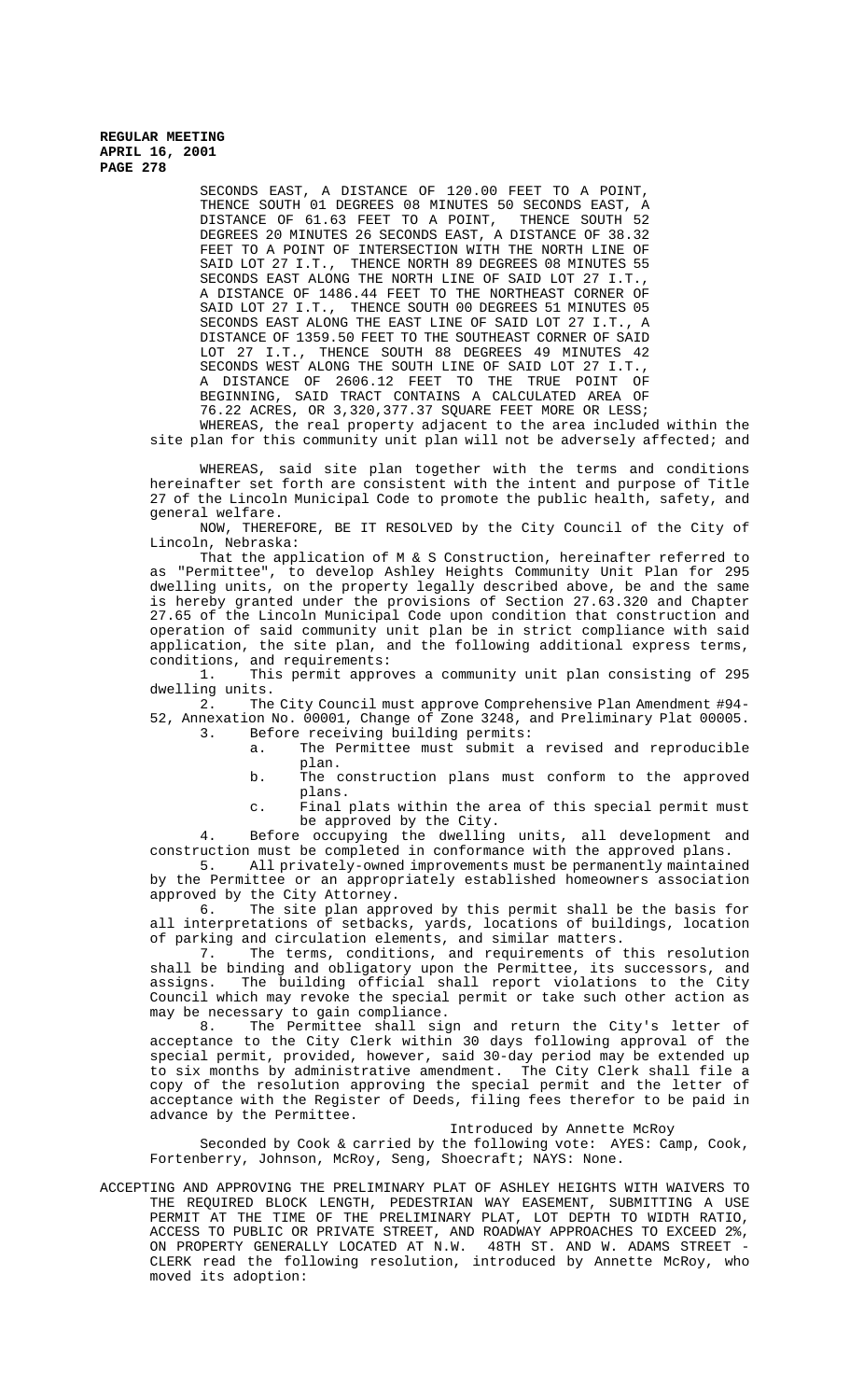SECONDS EAST, A DISTANCE OF 120.00 FEET TO A POINT, THENCE SOUTH 01 DEGREES 08 MINUTES 50 SECONDS EAST, A DISTANCE OF 61.63 FEET TO A POINT, THENCE SOUTH 52 DEGREES 20 MINUTES 26 SECONDS EAST, A DISTANCE OF 38.32 FEET TO A POINT OF INTERSECTION WITH THE NORTH LINE OF SAID LOT 27 I.T., THENCE NORTH 89 DEGREES 08 MINUTES 55 SECONDS EAST ALONG THE NORTH LINE OF SAID LOT 27 I.T., A DISTANCE OF 1486.44 FEET TO THE NORTHEAST CORNER OF SAID LOT 27 I.T., THENCE SOUTH 00 DEGREES 51 MINUTES 05 SECONDS EAST ALONG THE EAST LINE OF SAID LOT 27 I.T., A DISTANCE OF 1359.50 FEET TO THE SOUTHEAST CORNER OF SAID LOT 27 I.T., THENCE SOUTH 88 DEGREES 49 MINUTES 42 SECONDS WEST ALONG THE SOUTH LINE OF SAID LOT 27 I.T., A DISTANCE OF 2606.12 FEET TO THE TRUE POINT OF BEGINNING, SAID TRACT CONTAINS A CALCULATED AREA OF 76.22 ACRES, OR 3,320,377.37 SQUARE FEET MORE OR LESS;

WHEREAS, the real property adjacent to the area included within the site plan for this community unit plan will not be adversely affected; and

WHEREAS, said site plan together with the terms and conditions hereinafter set forth are consistent with the intent and purpose of Title 27 of the Lincoln Municipal Code to promote the public health, safety, and general welfare.

NOW, THEREFORE, BE IT RESOLVED by the City Council of the City of Lincoln, Nebraska:

That the application of M & S Construction, hereinafter referred to as "Permittee", to develop Ashley Heights Community Unit Plan for 295 dwelling units, on the property legally described above, be and the same is hereby granted under the provisions of Section 27.63.320 and Chapter 27.65 of the Lincoln Municipal Code upon condition that construction and operation of said community unit plan be in strict compliance with said application, the site plan, and the following additional express terms, conditions, and requirements:

1. This permit approves a community unit plan consisting of 295 dwelling units.
2. The City Council must approve Comprehensive Plan Amendment #94-52, Annexation No. 00001, Change of Zone 3248, and Preliminary Plat 00005.
3. Before receiving building permits:
   a. The Permittee must submit a revised and reproducible plan.
   b. The construction plans must conform to the approved plans.
   c. Final plats within the area of this special permit must be approved by the City.
4. Before occupying the dwelling units, all development and construction must be completed in conformance with the approved plans.
5. All privately-owned improvements must be permanently maintained by the Permittee or an appropriately established homeowners association approved by the City Attorney.
6. The site plan approved by this permit shall be the basis for all interpretations of setbacks, yards, locations of buildings, location of parking and circulation elements, and similar matters.
7. The terms, conditions, and requirements of this resolution shall be binding and obligatory upon the Permittee, its successors, and assigns. The building official shall report violations to the City Council which may revoke the special permit or take such other action as may be necessary to gain compliance.
8. The Permittee shall sign and return the City's letter of acceptance to the City Clerk within 30 days following approval of the special permit, provided, however, said 30-day period may be extended up to six months by administrative amendment. The City Clerk shall file a copy of the resolution approving the special permit and the letter of acceptance with the Register of Deeds, filing fees therefor to be paid in advance by the Permittee.

Introduced by Annette McRoy

Seconded by Cook & carried by the following vote: AYES: Camp, Cook, Fortenberry, Johnson, McRoy, Seng, Shoecraft; NAYS: None.

ACCEPTING AND APPROVING THE PRELIMINARY PLAT OF ASHLEY HEIGHTS WITH WAIVERS TO THE REQUIRED BLOCK LENGTH, PEDESTRIAN WAY EASEMENT, SUBMITTING A USE PERMIT AT THE TIME OF THE PRELIMINARY PLAT, LOT DEPTH TO WIDTH RATIO, ACCESS TO PUBLIC OR PRIVATE STREET, AND ROADWAY APPROACHES TO EXCEED 2%, ON PROPERTY GENERALLY LOCATED AT N.W. 48TH ST. AND W. ADAMS STREET - CLERK read the following resolution, introduced by Annette McRoy, who moved its adoption: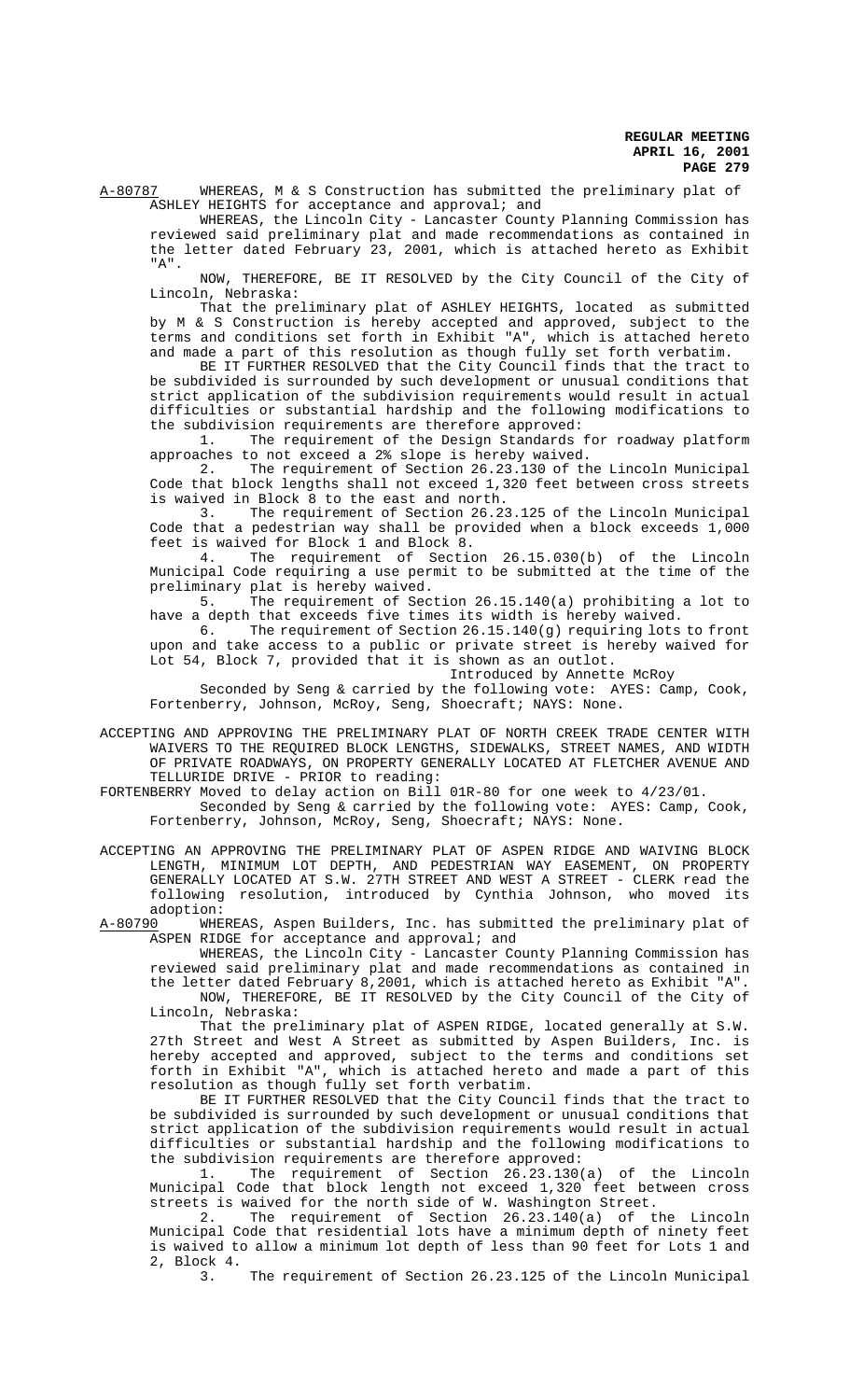A-80787 WHEREAS, M & S Construction has submitted the preliminary plat of ASHLEY HEIGHTS for acceptance and approval; and

WHEREAS, the Lincoln City - Lancaster County Planning Commission has reviewed said preliminary plat and made recommendations as contained in the letter dated February 23, 2001, which is attached hereto as Exhibit "A".

NOW, THEREFORE, BE IT RESOLVED by the City Council of the City of Lincoln, Nebraska:

That the preliminary plat of ASHLEY HEIGHTS, located as submitted by M & S Construction is hereby accepted and approved, subject to the terms and conditions set forth in Exhibit "A", which is attached hereto and made a part of this resolution as though fully set forth verbatim.

BE IT FURTHER RESOLVED that the City Council finds that the tract to be subdivided is surrounded by such development or unusual conditions that strict application of the subdivision requirements would result in actual difficulties or substantial hardship and the following modifications to the subdivision requirements are therefore approved:

1. The requirement of the Design Standards for roadway platform approaches to not exceed a 2% slope is hereby waived.
2. The requirement of Section 26.23.130 of the Lincoln Municipal Code that block lengths shall not exceed 1,320 feet between cross streets is waived in Block 8 to the east and north.
3. The requirement of Section 26.23.125 of the Lincoln Municipal Code that a pedestrian way shall be provided when a block exceeds 1,000 feet is waived for Block 1 and Block 8.
4. The requirement of Section 26.15.030(b) of the Lincoln Municipal Code requiring a use permit to be submitted at the time of the preliminary plat is hereby waived.
5. The requirement of Section 26.15.140(a) prohibiting a lot to have a depth that exceeds five times its width is hereby waived.
6. The requirement of Section 26.15.140(g) requiring lots to front upon and take access to a public or private street is hereby waived for Lot 54, Block 7, provided that it is shown as an outlot.

Introduced by Annette McRoy

Seconded by Seng & carried by the following vote: AYES: Camp, Cook, Fortenberry, Johnson, McRoy, Seng, Shoecraft; NAYS: None.

ACCEPTING AND APPROVING THE PRELIMINARY PLAT OF NORTH CREEK TRADE CENTER WITH WAIVERS TO THE REQUIRED BLOCK LENGTHS, SIDEWALKS, STREET NAMES, AND WIDTH OF PRIVATE ROADWAYS, ON PROPERTY GENERALLY LOCATED AT FLETCHER AVENUE AND TELLURIDE DRIVE - PRIOR to reading:

FORTENBERRY Moved to delay action on Bill 01R-80 for one week to 4/23/01.

Seconded by Seng & carried by the following vote: AYES: Camp, Cook, Fortenberry, Johnson, McRoy, Seng, Shoecraft; NAYS: None.

ACCEPTING AN APPROVING THE PRELIMINARY PLAT OF ASPEN RIDGE AND WAIVING BLOCK LENGTH, MINIMUM LOT DEPTH, AND PEDESTRIAN WAY EASEMENT, ON PROPERTY GENERALLY LOCATED AT S.W. 27TH STREET AND WEST A STREET - CLERK read the following resolution, introduced by Cynthia Johnson, who moved its adoption:

A-80790 WHEREAS, Aspen Builders, Inc. has submitted the preliminary plat of ASPEN RIDGE for acceptance and approval; and

WHEREAS, the Lincoln City - Lancaster County Planning Commission has reviewed said preliminary plat and made recommendations as contained in the letter dated February 8,2001, which is attached hereto as Exhibit "A".

NOW, THEREFORE, BE IT RESOLVED by the City Council of the City of Lincoln, Nebraska:

That the preliminary plat of ASPEN RIDGE, located generally at S.W. 27th Street and West A Street as submitted by Aspen Builders, Inc. is hereby accepted and approved, subject to the terms and conditions set forth in Exhibit "A", which is attached hereto and made a part of this resolution as though fully set forth verbatim.

BE IT FURTHER RESOLVED that the City Council finds that the tract to be subdivided is surrounded by such development or unusual conditions that strict application of the subdivision requirements would result in actual difficulties or substantial hardship and the following modifications to the subdivision requirements are therefore approved:

1. The requirement of Section 26.23.130(a) of the Lincoln Municipal Code that block length not exceed 1,320 feet between cross streets is waived for the north side of W. Washington Street.
2. The requirement of Section 26.23.140(a) of the Lincoln Municipal Code that residential lots have a minimum depth of ninety feet is waived to allow a minimum lot depth of less than 90 feet for Lots 1 and 2, Block 4.
3. The requirement of Section 26.23.125 of the Lincoln Municipal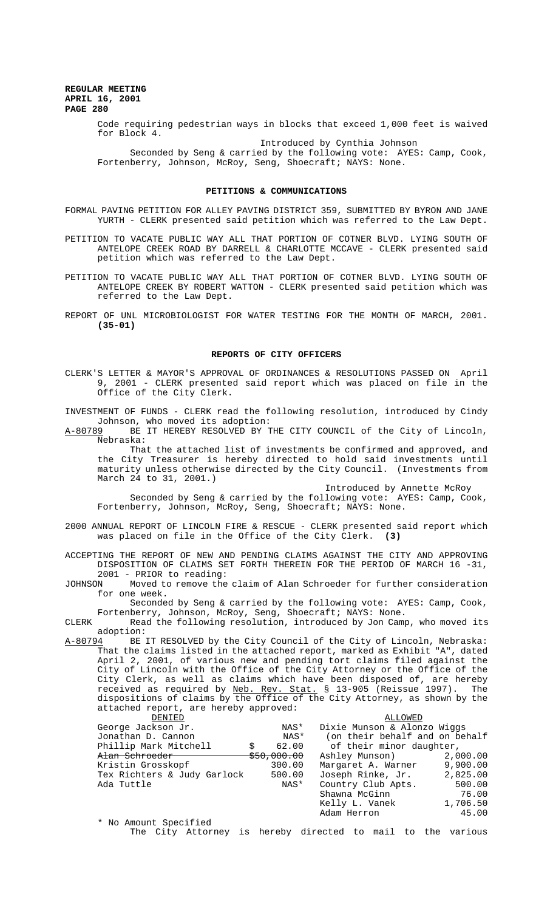Code requiring pedestrian ways in blocks that exceed 1,000 feet is waived for Block 4.

Introduced by Cynthia Johnson

Seconded by Seng & carried by the following vote: AYES: Camp, Cook, Fortenberry, Johnson, McRoy, Seng, Shoecraft; NAYS: None.

## PETITIONS & COMMUNICATIONS

FORMAL PAVING PETITION FOR ALLEY PAVING DISTRICT 359, SUBMITTED BY BYRON AND JANE YURTH - CLERK presented said petition which was referred to the Law Dept.

PETITION TO VACATE PUBLIC WAY ALL THAT PORTION OF COTNER BLVD. LYING SOUTH OF ANTELOPE CREEK ROAD BY DARRELL & CHARLOTTE MCCAVE - CLERK presented said petition which was referred to the Law Dept.

PETITION TO VACATE PUBLIC WAY ALL THAT PORTION OF COTNER BLVD. LYING SOUTH OF ANTELOPE CREEK BY ROBERT WATTON - CLERK presented said petition which was referred to the Law Dept.

REPORT OF UNL MICROBIOLOGIST FOR WATER TESTING FOR THE MONTH OF MARCH, 2001. **(35-01)**

## REPORTS OF CITY OFFICERS

CLERK'S LETTER & MAYOR'S APPROVAL OF ORDINANCES & RESOLUTIONS PASSED ON April 9, 2001 - CLERK presented said report which was placed on file in the Office of the City Clerk.

INVESTMENT OF FUNDS - CLERK read the following resolution, introduced by Cindy Johnson, who moved its adoption:

A-80789 BE IT HEREBY RESOLVED BY THE CITY COUNCIL of the City of Lincoln, Nebraska:

That the attached list of investments be confirmed and approved, and the City Treasurer is hereby directed to hold said investments until maturity unless otherwise directed by the City Council. (Investments from March 24 to 31, 2001.)

Introduced by Annette McRoy

Seconded by Seng & carried by the following vote: AYES: Camp, Cook, Fortenberry, Johnson, McRoy, Seng, Shoecraft; NAYS: None.

2000 ANNUAL REPORT OF LINCOLN FIRE & RESCUE - CLERK presented said report which was placed on file in the Office of the City Clerk. **(3)**

ACCEPTING THE REPORT OF NEW AND PENDING CLAIMS AGAINST THE CITY AND APPROVING DISPOSITION OF CLAIMS SET FORTH THEREIN FOR THE PERIOD OF MARCH 16 -31, 2001 - PRIOR to reading:

JOHNSON Moved to remove the claim of Alan Schroeder for further consideration for one week.

Seconded by Seng & carried by the following vote: AYES: Camp, Cook, Fortenberry, Johnson, McRoy, Seng, Shoecraft; NAYS: None.

CLERK Read the following resolution, introduced by Jon Camp, who moved its adoption:

A-80794 BE IT RESOLVED by the City Council of the City of Lincoln, Nebraska: That the claims listed in the attached report, marked as Exhibit "A", dated April 2, 2001, of various new and pending tort claims filed against the City of Lincoln with the Office of the City Attorney or the Office of the City Clerk, as well as claims which have been disposed of, are hereby received as required by Neb. Rev. Stat. § 13-905 (Reissue 1997). The dispositions of claims by the Office of the City Attorney, as shown by the attached report, are hereby approved:

| DENIED | | ALLOWED | |
|---|---|---|---|
| George Jackson Jr. | NAS* | Dixie Munson & Alonzo Wiggs (on their behalf and on behalf of their minor daughter, Ashley Munson) | 2,000.00 |
| Jonathan D. Cannon | NAS* | Margaret A. Warner | 9,900.00 |
| Phillip Mark Mitchell | $ 62.00 | Joseph Rinke, Jr. | 2,825.00 |
| ~~Alan Schroeder~~ | ~~$50,000.00~~ | Country Club Apts. | 500.00 |
| Kristin Grosskopf | 300.00 | Shawna McGinn | 76.00 |
| Tex Richters & Judy Garlock | 500.00 | Kelly L. Vanek | 1,706.50 |
| Ada Tuttle | NAS* | Adam Herron | 45.00 |

\* No Amount Specified

The City Attorney is hereby directed to mail to the various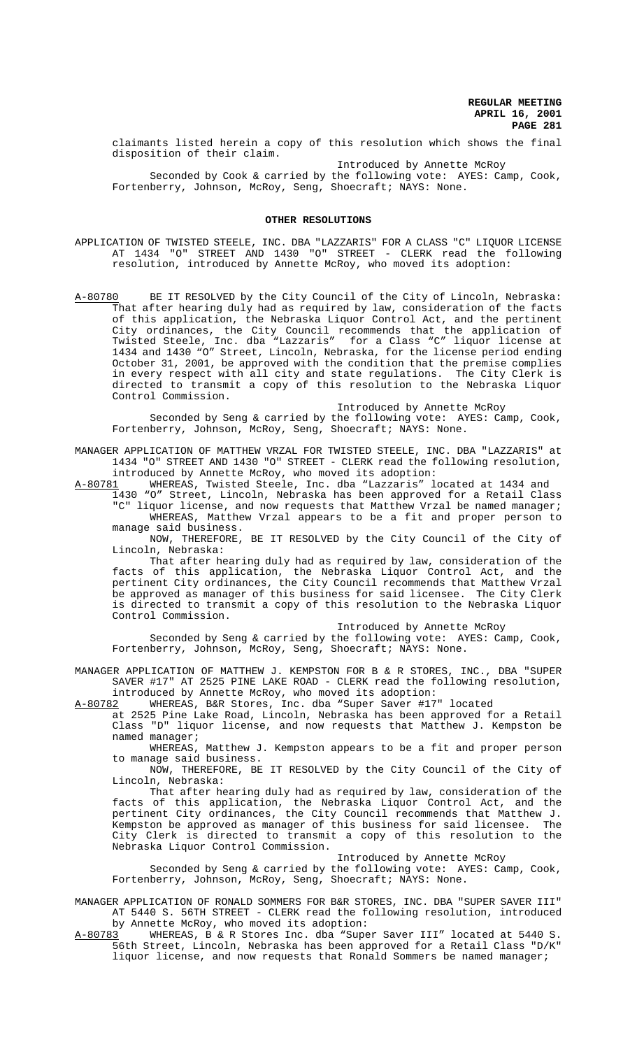claimants listed herein a copy of this resolution which shows the final disposition of their claim.

Introduced by Annette McRoy

Seconded by Cook & carried by the following vote: AYES: Camp, Cook, Fortenberry, Johnson, McRoy, Seng, Shoecraft; NAYS: None.

## OTHER RESOLUTIONS

APPLICATION OF TWISTED STEELE, INC. DBA "LAZZARIS" FOR A CLASS "C" LIQUOR LICENSE AT 1434 "O" STREET AND 1430 "O" STREET - CLERK read the following resolution, introduced by Annette McRoy, who moved its adoption:

A-80780 BE IT RESOLVED by the City Council of the City of Lincoln, Nebraska: That after hearing duly had as required by law, consideration of the facts of this application, the Nebraska Liquor Control Act, and the pertinent City ordinances, the City Council recommends that the application of Twisted Steele, Inc. dba "Lazzaris" for a Class "C" liquor license at 1434 and 1430 "O" Street, Lincoln, Nebraska, for the license period ending October 31, 2001, be approved with the condition that the premise complies in every respect with all city and state regulations. The City Clerk is directed to transmit a copy of this resolution to the Nebraska Liquor Control Commission.

Introduced by Annette McRoy

Seconded by Seng & carried by the following vote: AYES: Camp, Cook, Fortenberry, Johnson, McRoy, Seng, Shoecraft; NAYS: None.

MANAGER APPLICATION OF MATTHEW VRZAL FOR TWISTED STEELE, INC. DBA "LAZZARIS" at 1434 "O" STREET AND 1430 "O" STREET - CLERK read the following resolution, introduced by Annette McRoy, who moved its adoption:

A-80781 WHEREAS, Twisted Steele, Inc. dba "Lazzaris" located at 1434 and 1430 "O" Street, Lincoln, Nebraska has been approved for a Retail Class "C" liquor license, and now requests that Matthew Vrzal be named manager;

WHEREAS, Matthew Vrzal appears to be a fit and proper person to manage said business.

NOW, THEREFORE, BE IT RESOLVED by the City Council of the City of Lincoln, Nebraska:

That after hearing duly had as required by law, consideration of the facts of this application, the Nebraska Liquor Control Act, and the pertinent City ordinances, the City Council recommends that Matthew Vrzal be approved as manager of this business for said licensee. The City Clerk is directed to transmit a copy of this resolution to the Nebraska Liquor Control Commission.

Introduced by Annette McRoy

Seconded by Seng & carried by the following vote: AYES: Camp, Cook, Fortenberry, Johnson, McRoy, Seng, Shoecraft; NAYS: None.

MANAGER APPLICATION OF MATTHEW J. KEMPSTON FOR B & R STORES, INC., DBA "SUPER SAVER #17" AT 2525 PINE LAKE ROAD - CLERK read the following resolution, introduced by Annette McRoy, who moved its adoption:

A-80782 WHEREAS, B&R Stores, Inc. dba "Super Saver #17" located at 2525 Pine Lake Road, Lincoln, Nebraska has been approved for a Retail Class "D" liquor license, and now requests that Matthew J. Kempston be named manager;

WHEREAS, Matthew J. Kempston appears to be a fit and proper person to manage said business.

NOW, THEREFORE, BE IT RESOLVED by the City Council of the City of Lincoln, Nebraska:

That after hearing duly had as required by law, consideration of the facts of this application, the Nebraska Liquor Control Act, and the pertinent City ordinances, the City Council recommends that Matthew J. Kempston be approved as manager of this business for said licensee. The City Clerk is directed to transmit a copy of this resolution to the Nebraska Liquor Control Commission.

Introduced by Annette McRoy

Seconded by Seng & carried by the following vote: AYES: Camp, Cook, Fortenberry, Johnson, McRoy, Seng, Shoecraft; NAYS: None.

MANAGER APPLICATION OF RONALD SOMMERS FOR B&R STORES, INC. DBA "SUPER SAVER III" AT 5440 S. 56TH STREET - CLERK read the following resolution, introduced by Annette McRoy, who moved its adoption:

A-80783 WHEREAS, B & R Stores Inc. dba "Super Saver III" located at 5440 S. 56th Street, Lincoln, Nebraska has been approved for a Retail Class "D/K" liquor license, and now requests that Ronald Sommers be named manager;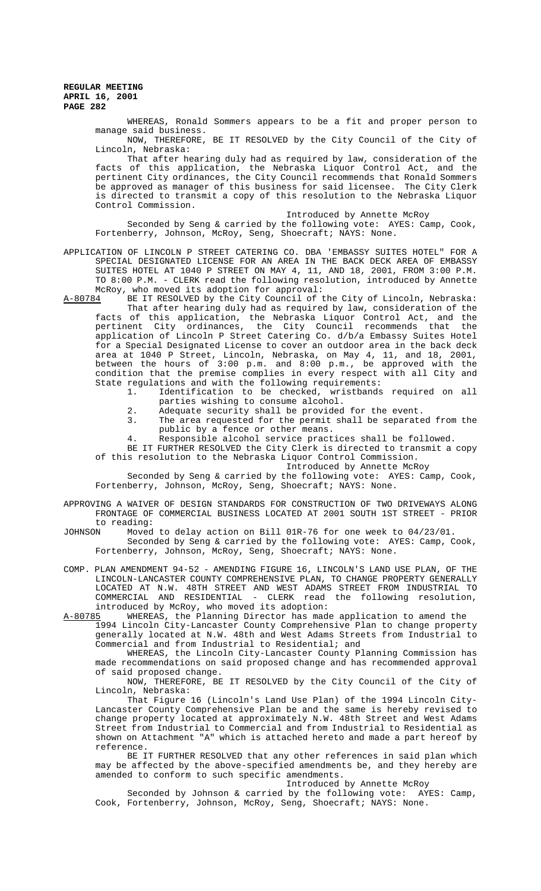WHEREAS, Ronald Sommers appears to be a fit and proper person to manage said business.

NOW, THEREFORE, BE IT RESOLVED by the City Council of the City of Lincoln, Nebraska:

That after hearing duly had as required by law, consideration of the facts of this application, the Nebraska Liquor Control Act, and the pertinent City ordinances, the City Council recommends that Ronald Sommers be approved as manager of this business for said licensee. The City Clerk is directed to transmit a copy of this resolution to the Nebraska Liquor Control Commission.

Introduced by Annette McRoy

Seconded by Seng & carried by the following vote: AYES: Camp, Cook, Fortenberry, Johnson, McRoy, Seng, Shoecraft; NAYS: None.

APPLICATION OF LINCOLN P STREET CATERING CO. DBA 'EMBASSY SUITES HOTEL" FOR A SPECIAL DESIGNATED LICENSE FOR AN AREA IN THE BACK DECK AREA OF EMBASSY SUITES HOTEL AT 1040 P STREET ON MAY 4, 11, AND 18, 2001, FROM 3:00 P.M. TO 8:00 P.M. - CLERK read the following resolution, introduced by Annette McRoy, who moved its adoption for approval:

A-80784 BE IT RESOLVED by the City Council of the City of Lincoln, Nebraska:

That after hearing duly had as required by law, consideration of the facts of this application, the Nebraska Liquor Control Act, and the pertinent City ordinances, the City Council recommends that the application of Lincoln P Street Catering Co. d/b/a Embassy Suites Hotel for a Special Designated License to cover an outdoor area in the back deck area at 1040 P Street, Lincoln, Nebraska, on May 4, 11, and 18, 2001, between the hours of 3:00 p.m. and 8:00 p.m., be approved with the condition that the premise complies in every respect with all City and State regulations and with the following requirements:

1. Identification to be checked, wristbands required on all parties wishing to consume alcohol.
2. Adequate security shall be provided for the event.
3. The area requested for the permit shall be separated from the public by a fence or other means.
4. Responsible alcohol service practices shall be followed.

BE IT FURTHER RESOLVED the City Clerk is directed to transmit a copy of this resolution to the Nebraska Liquor Control Commission.

Introduced by Annette McRoy

Seconded by Seng & carried by the following vote: AYES: Camp, Cook, Fortenberry, Johnson, McRoy, Seng, Shoecraft; NAYS: None.

APPROVING A WAIVER OF DESIGN STANDARDS FOR CONSTRUCTION OF TWO DRIVEWAYS ALONG FRONTAGE OF COMMERCIAL BUSINESS LOCATED AT 2001 SOUTH 1ST STREET - PRIOR to reading:

JOHNSON Moved to delay action on Bill 01R-76 for one week to 04/23/01.

Seconded by Seng & carried by the following vote: AYES: Camp, Cook, Fortenberry, Johnson, McRoy, Seng, Shoecraft; NAYS: None.

COMP. PLAN AMENDMENT 94-52 - AMENDING FIGURE 16, LINCOLN'S LAND USE PLAN, OF THE LINCOLN-LANCASTER COUNTY COMPREHENSIVE PLAN, TO CHANGE PROPERTY GENERALLY LOCATED AT N.W. 48TH STREET AND WEST ADAMS STREET FROM INDUSTRIAL TO COMMERCIAL AND RESIDENTIAL - CLERK read the following resolution, introduced by McRoy, who moved its adoption:

A-80785 WHEREAS, the Planning Director has made application to amend the 1994 Lincoln City-Lancaster County Comprehensive Plan to change property generally located at N.W. 48th and West Adams Streets from Industrial to Commercial and from Industrial to Residential; and

WHEREAS, the Lincoln City-Lancaster County Planning Commission has made recommendations on said proposed change and has recommended approval of said proposed change.

NOW, THEREFORE, BE IT RESOLVED by the City Council of the City of Lincoln, Nebraska:

That Figure 16 (Lincoln's Land Use Plan) of the 1994 Lincoln City-Lancaster County Comprehensive Plan be and the same is hereby revised to change property located at approximately N.W. 48th Street and West Adams Street from Industrial to Commercial and from Industrial to Residential as shown on Attachment "A" which is attached hereto and made a part hereof by reference.

BE IT FURTHER RESOLVED that any other references in said plan which may be affected by the above-specified amendments be, and they hereby are amended to conform to such specific amendments.

Introduced by Annette McRoy

Seconded by Johnson & carried by the following vote: AYES: Camp, Cook, Fortenberry, Johnson, McRoy, Seng, Shoecraft; NAYS: None.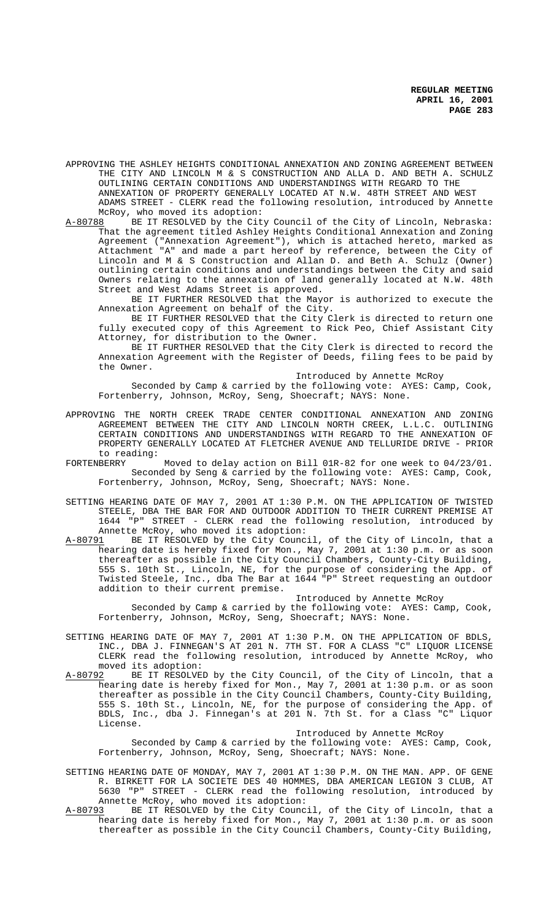APPROVING THE ASHLEY HEIGHTS CONDITIONAL ANNEXATION AND ZONING AGREEMENT BETWEEN THE CITY AND LINCOLN M & S CONSTRUCTION AND ALLA D. AND BETH A. SCHULZ OUTLINING CERTAIN CONDITIONS AND UNDERSTANDINGS WITH REGARD TO THE ANNEXATION OF PROPERTY GENERALLY LOCATED AT N.W. 48TH STREET AND WEST ADAMS STREET - CLERK read the following resolution, introduced by Annette McRoy, who moved its adoption:

A-80788 BE IT RESOLVED by the City Council of the City of Lincoln, Nebraska: That the agreement titled Ashley Heights Conditional Annexation and Zoning Agreement ("Annexation Agreement"), which is attached hereto, marked as Attachment "A" and made a part hereof by reference, between the City of Lincoln and M & S Construction and Allan D. and Beth A. Schulz (Owner) outlining certain conditions and understandings between the City and said Owners relating to the annexation of land generally located at N.W. 48th Street and West Adams Street is approved.

BE IT FURTHER RESOLVED that the Mayor is authorized to execute the Annexation Agreement on behalf of the City.

BE IT FURTHER RESOLVED that the City Clerk is directed to return one fully executed copy of this Agreement to Rick Peo, Chief Assistant City Attorney, for distribution to the Owner.

BE IT FURTHER RESOLVED that the City Clerk is directed to record the Annexation Agreement with the Register of Deeds, filing fees to be paid by the Owner.

Introduced by Annette McRoy

Seconded by Camp & carried by the following vote: AYES: Camp, Cook, Fortenberry, Johnson, McRoy, Seng, Shoecraft; NAYS: None.

APPROVING THE NORTH CREEK TRADE CENTER CONDITIONAL ANNEXATION AND ZONING AGREEMENT BETWEEN THE CITY AND LINCOLN NORTH CREEK, L.L.C. OUTLINING CERTAIN CONDITIONS AND UNDERSTANDINGS WITH REGARD TO THE ANNEXATION OF PROPERTY GENERALLY LOCATED AT FLETCHER AVENUE AND TELLURIDE DRIVE - PRIOR to reading:

FORTENBERRY Moved to delay action on Bill 01R-82 for one week to 04/23/01.

Seconded by Seng & carried by the following vote: AYES: Camp, Cook, Fortenberry, Johnson, McRoy, Seng, Shoecraft; NAYS: None.

SETTING HEARING DATE OF MAY 7, 2001 AT 1:30 P.M. ON THE APPLICATION OF TWISTED STEELE, DBA THE BAR FOR AND OUTDOOR ADDITION TO THEIR CURRENT PREMISE AT 1644 "P" STREET - CLERK read the following resolution, introduced by Annette McRoy, who moved its adoption:

A-80791 BE IT RESOLVED by the City Council, of the City of Lincoln, that a hearing date is hereby fixed for Mon., May 7, 2001 at 1:30 p.m. or as soon thereafter as possible in the City Council Chambers, County-City Building, 555 S. 10th St., Lincoln, NE, for the purpose of considering the App. of Twisted Steele, Inc., dba The Bar at 1644 "P" Street requesting an outdoor addition to their current premise.

Introduced by Annette McRoy

Seconded by Camp & carried by the following vote: AYES: Camp, Cook, Fortenberry, Johnson, McRoy, Seng, Shoecraft; NAYS: None.

SETTING HEARING DATE OF MAY 7, 2001 AT 1:30 P.M. ON THE APPLICATION OF BDLS, INC., DBA J. FINNEGAN'S AT 201 N. 7TH ST. FOR A CLASS "C" LIQUOR LICENSE CLERK read the following resolution, introduced by Annette McRoy, who moved its adoption:

A-80792 BE IT RESOLVED by the City Council, of the City of Lincoln, that a hearing date is hereby fixed for Mon., May 7, 2001 at 1:30 p.m. or as soon thereafter as possible in the City Council Chambers, County-City Building, 555 S. 10th St., Lincoln, NE, for the purpose of considering the App. of BDLS, Inc., dba J. Finnegan's at 201 N. 7th St. for a Class "C" Liquor License.

Introduced by Annette McRoy

Seconded by Camp & carried by the following vote: AYES: Camp, Cook, Fortenberry, Johnson, McRoy, Seng, Shoecraft; NAYS: None.

SETTING HEARING DATE OF MONDAY, MAY 7, 2001 AT 1:30 P.M. ON THE MAN. APP. OF GENE R. BIRKETT FOR LA SOCIETE DES 40 HOMMES, DBA AMERICAN LEGION 3 CLUB, AT 5630 "P" STREET - CLERK read the following resolution, introduced by Annette McRoy, who moved its adoption:

A-80793 BE IT RESOLVED by the City Council, of the City of Lincoln, that a hearing date is hereby fixed for Mon., May 7, 2001 at 1:30 p.m. or as soon thereafter as possible in the City Council Chambers, County-City Building,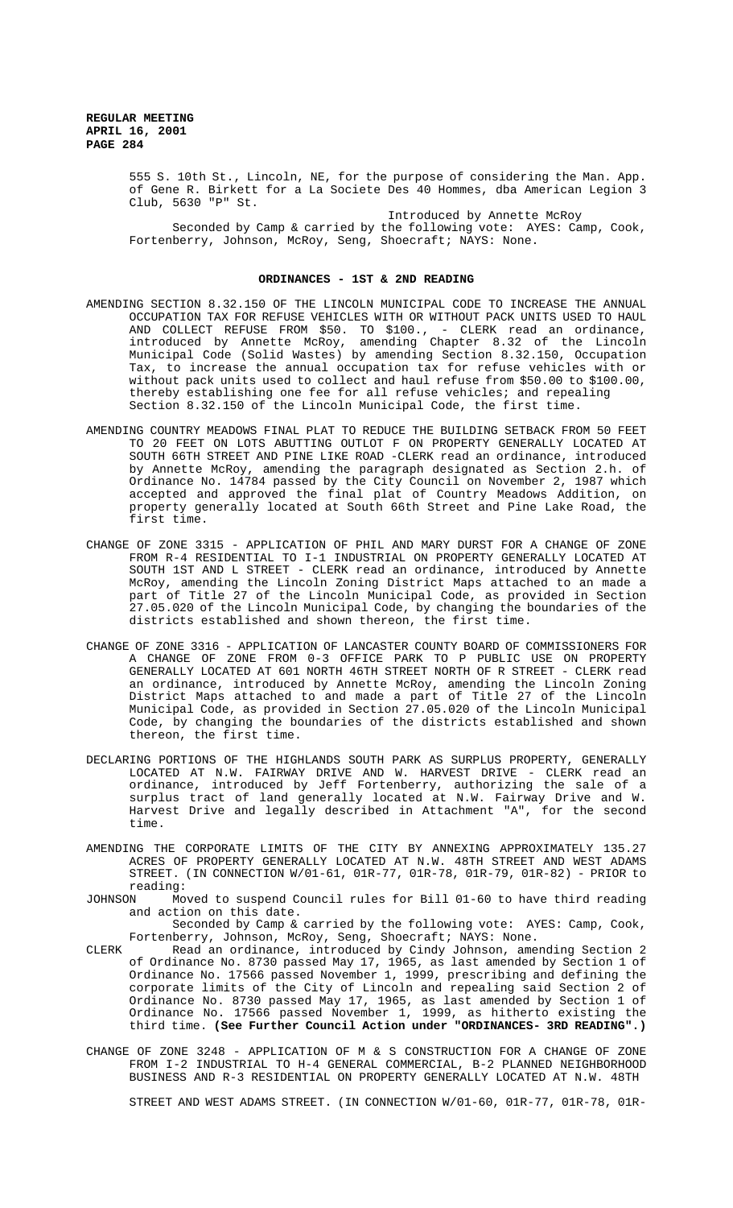555 S. 10th St., Lincoln, NE, for the purpose of considering the Man. App. of Gene R. Birkett for a La Societe Des 40 Hommes, dba American Legion 3 Club, 5630 "P" St.

Introduced by Annette McRoy

Seconded by Camp & carried by the following vote: AYES: Camp, Cook, Fortenberry, Johnson, McRoy, Seng, Shoecraft; NAYS: None.

## ORDINANCES - 1ST & 2ND READING

AMENDING SECTION 8.32.150 OF THE LINCOLN MUNICIPAL CODE TO INCREASE THE ANNUAL OCCUPATION TAX FOR REFUSE VEHICLES WITH OR WITHOUT PACK UNITS USED TO HAUL AND COLLECT REFUSE FROM $50. TO $100., - CLERK read an ordinance, introduced by Annette McRoy, amending Chapter 8.32 of the Lincoln Municipal Code (Solid Wastes) by amending Section 8.32.150, Occupation Tax, to increase the annual occupation tax for refuse vehicles with or without pack units used to collect and haul refuse from $50.00 to $100.00, thereby establishing one fee for all refuse vehicles; and repealing Section 8.32.150 of the Lincoln Municipal Code, the first time.

AMENDING COUNTRY MEADOWS FINAL PLAT TO REDUCE THE BUILDING SETBACK FROM 50 FEET TO 20 FEET ON LOTS ABUTTING OUTLOT F ON PROPERTY GENERALLY LOCATED AT SOUTH 66TH STREET AND PINE LIKE ROAD -CLERK read an ordinance, introduced by Annette McRoy, amending the paragraph designated as Section 2.h. of Ordinance No. 14784 passed by the City Council on November 2, 1987 which accepted and approved the final plat of Country Meadows Addition, on property generally located at South 66th Street and Pine Lake Road, the first time.

CHANGE OF ZONE 3315 - APPLICATION OF PHIL AND MARY DURST FOR A CHANGE OF ZONE FROM R-4 RESIDENTIAL TO I-1 INDUSTRIAL ON PROPERTY GENERALLY LOCATED AT SOUTH 1ST AND L STREET - CLERK read an ordinance, introduced by Annette McRoy, amending the Lincoln Zoning District Maps attached to an made a part of Title 27 of the Lincoln Municipal Code, as provided in Section 27.05.020 of the Lincoln Municipal Code, by changing the boundaries of the districts established and shown thereon, the first time.

CHANGE OF ZONE 3316 - APPLICATION OF LANCASTER COUNTY BOARD OF COMMISSIONERS FOR A CHANGE OF ZONE FROM 0-3 OFFICE PARK TO P PUBLIC USE ON PROPERTY GENERALLY LOCATED AT 601 NORTH 46TH STREET NORTH OF R STREET - CLERK read an ordinance, introduced by Annette McRoy, amending the Lincoln Zoning District Maps attached to and made a part of Title 27 of the Lincoln Municipal Code, as provided in Section 27.05.020 of the Lincoln Municipal Code, by changing the boundaries of the districts established and shown thereon, the first time.

DECLARING PORTIONS OF THE HIGHLANDS SOUTH PARK AS SURPLUS PROPERTY, GENERALLY LOCATED AT N.W. FAIRWAY DRIVE AND W. HARVEST DRIVE - CLERK read an ordinance, introduced by Jeff Fortenberry, authorizing the sale of a surplus tract of land generally located at N.W. Fairway Drive and W. Harvest Drive and legally described in Attachment "A", for the second time.

AMENDING THE CORPORATE LIMITS OF THE CITY BY ANNEXING APPROXIMATELY 135.27 ACRES OF PROPERTY GENERALLY LOCATED AT N.W. 48TH STREET AND WEST ADAMS STREET. (IN CONNECTION W/01-61, 01R-77, 01R-78, 01R-79, 01R-82) - PRIOR to reading:

JOHNSON Moved to suspend Council rules for Bill 01-60 to have third reading and action on this date.

Seconded by Camp & carried by the following vote: AYES: Camp, Cook, Fortenberry, Johnson, McRoy, Seng, Shoecraft; NAYS: None.

CLERK Read an ordinance, introduced by Cindy Johnson, amending Section 2 of Ordinance No. 8730 passed May 17, 1965, as last amended by Section 1 of Ordinance No. 17566 passed November 1, 1999, prescribing and defining the corporate limits of the City of Lincoln and repealing said Section 2 of Ordinance No. 8730 passed May 17, 1965, as last amended by Section 1 of Ordinance No. 17566 passed November 1, 1999, as hitherto existing the third time. **(See Further Council Action under "ORDINANCES- 3RD READING".)**

CHANGE OF ZONE 3248 - APPLICATION OF M & S CONSTRUCTION FOR A CHANGE OF ZONE FROM I-2 INDUSTRIAL TO H-4 GENERAL COMMERCIAL, B-2 PLANNED NEIGHBORHOOD BUSINESS AND R-3 RESIDENTIAL ON PROPERTY GENERALLY LOCATED AT N.W. 48TH STREET AND WEST ADAMS STREET. (IN CONNECTION W/01-60, 01R-77, 01R-78, 01R-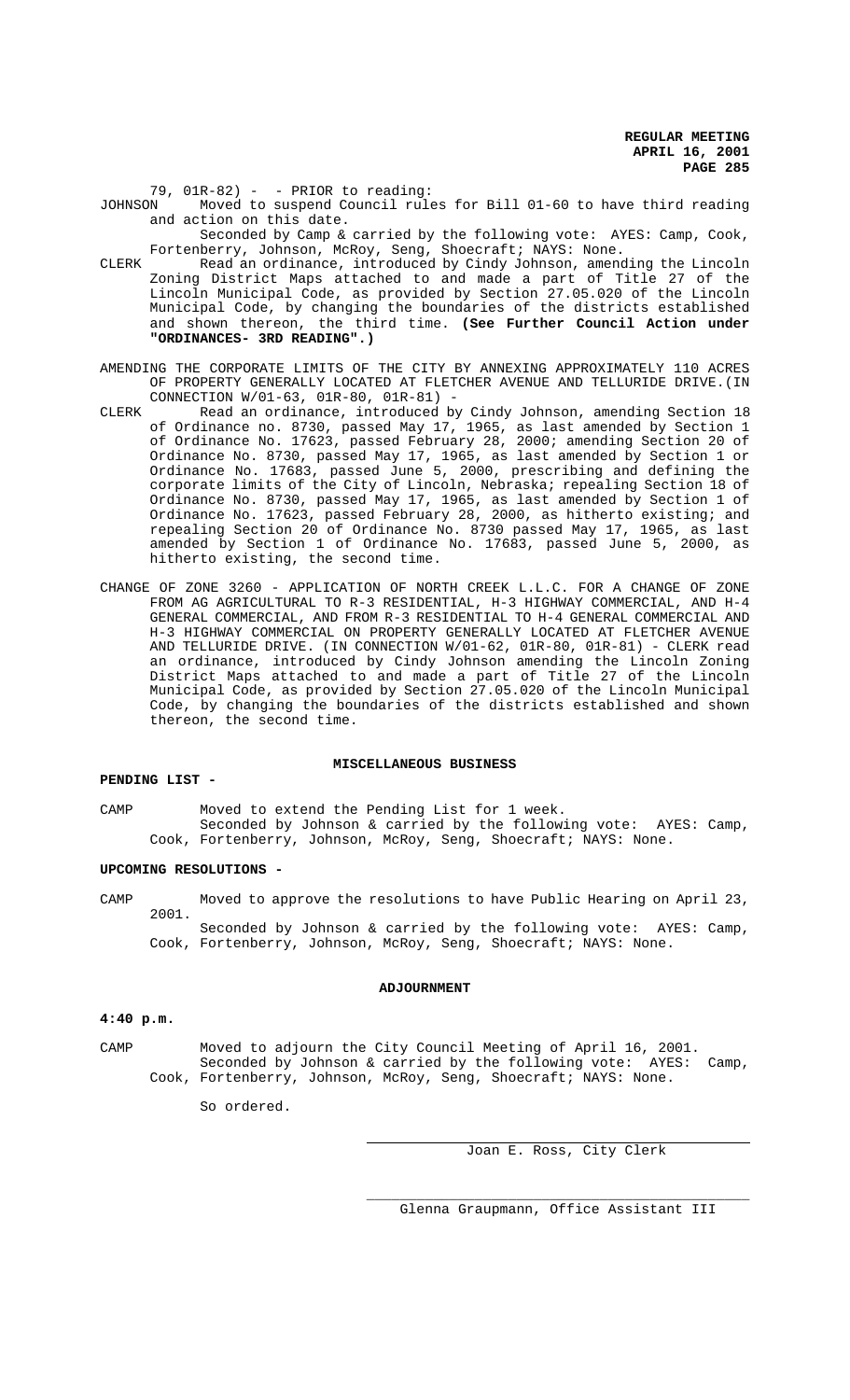79, 01R-82) - - PRIOR to reading:

JOHNSON Moved to suspend Council rules for Bill 01-60 to have third reading and action on this date.
Seconded by Camp & carried by the following vote: AYES: Camp, Cook, Fortenberry, Johnson, McRoy, Seng, Shoecraft; NAYS: None.

CLERK Read an ordinance, introduced by Cindy Johnson, amending the Lincoln Zoning District Maps attached to and made a part of Title 27 of the Lincoln Municipal Code, as provided by Section 27.05.020 of the Lincoln Municipal Code, by changing the boundaries of the districts established and shown thereon, the third time. **(See Further Council Action under "ORDINANCES- 3RD READING".)**

AMENDING THE CORPORATE LIMITS OF THE CITY BY ANNEXING APPROXIMATELY 110 ACRES OF PROPERTY GENERALLY LOCATED AT FLETCHER AVENUE AND TELLURIDE DRIVE.(IN CONNECTION W/01-63, 01R-80, 01R-81) -

CLERK Read an ordinance, introduced by Cindy Johnson, amending Section 18 of Ordinance no. 8730, passed May 17, 1965, as last amended by Section 1 of Ordinance No. 17623, passed February 28, 2000; amending Section 20 of Ordinance No. 8730, passed May 17, 1965, as last amended by Section 1 or Ordinance No. 17683, passed June 5, 2000, prescribing and defining the corporate limits of the City of Lincoln, Nebraska; repealing Section 18 of Ordinance No. 8730, passed May 17, 1965, as last amended by Section 1 of Ordinance No. 17623, passed February 28, 2000, as hitherto existing; and repealing Section 20 of Ordinance No. 8730 passed May 17, 1965, as last amended by Section 1 of Ordinance No. 17683, passed June 5, 2000, as hitherto existing, the second time.

CHANGE OF ZONE 3260 - APPLICATION OF NORTH CREEK L.L.C. FOR A CHANGE OF ZONE FROM AG AGRICULTURAL TO R-3 RESIDENTIAL, H-3 HIGHWAY COMMERCIAL, AND H-4 GENERAL COMMERCIAL, AND FROM R-3 RESIDENTIAL TO H-4 GENERAL COMMERCIAL AND H-3 HIGHWAY COMMERCIAL ON PROPERTY GENERALLY LOCATED AT FLETCHER AVENUE AND TELLURIDE DRIVE. (IN CONNECTION W/01-62, 01R-80, 01R-81) - CLERK read an ordinance, introduced by Cindy Johnson amending the Lincoln Zoning District Maps attached to and made a part of Title 27 of the Lincoln Municipal Code, as provided by Section 27.05.020 of the Lincoln Municipal Code, by changing the boundaries of the districts established and shown thereon, the second time.

## MISCELLANEOUS BUSINESS

**PENDING LIST -**

CAMP Moved to extend the Pending List for 1 week.
Seconded by Johnson & carried by the following vote: AYES: Camp, Cook, Fortenberry, Johnson, McRoy, Seng, Shoecraft; NAYS: None.

**UPCOMING RESOLUTIONS -**

CAMP Moved to approve the resolutions to have Public Hearing on April 23, 2001.
Seconded by Johnson & carried by the following vote: AYES: Camp, Cook, Fortenberry, Johnson, McRoy, Seng, Shoecraft; NAYS: None.

## ADJOURNMENT

**4:40 p.m.**

CAMP Moved to adjourn the City Council Meeting of April 16, 2001.
Seconded by Johnson & carried by the following vote: AYES: Camp, Cook, Fortenberry, Johnson, McRoy, Seng, Shoecraft; NAYS: None.

So ordered.

Joan E. Ross, City Clerk

Glenna Graupmann, Office Assistant III